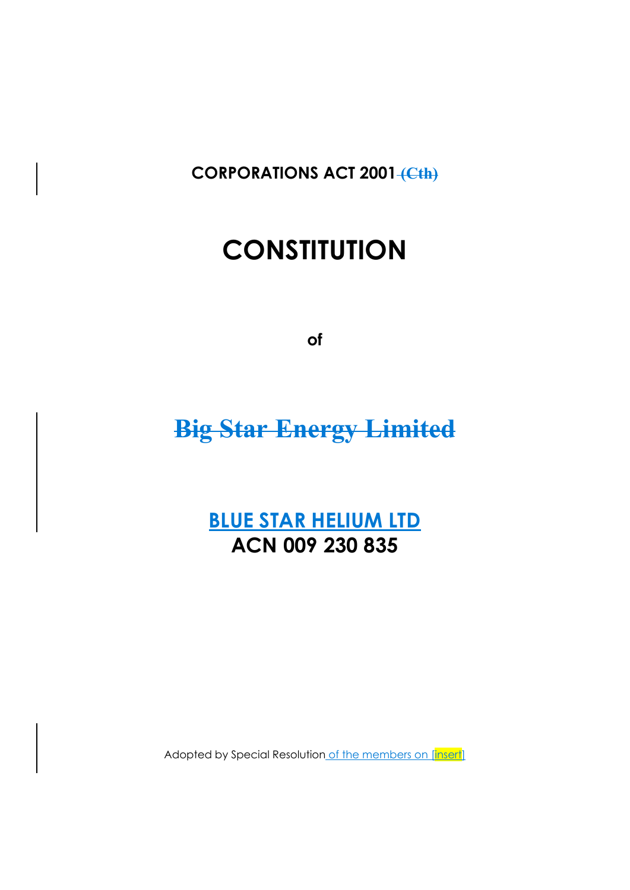**CORPORATIONS ACT 2001 ~~(Cth)~~**

# CONSTITUTION

**of**

~~**Big Star Energy Limited**~~

**BLUE STAR HELIUM LTD**

**ACN 009 230 835**

Adopted by Special Resolution of the members on [insert]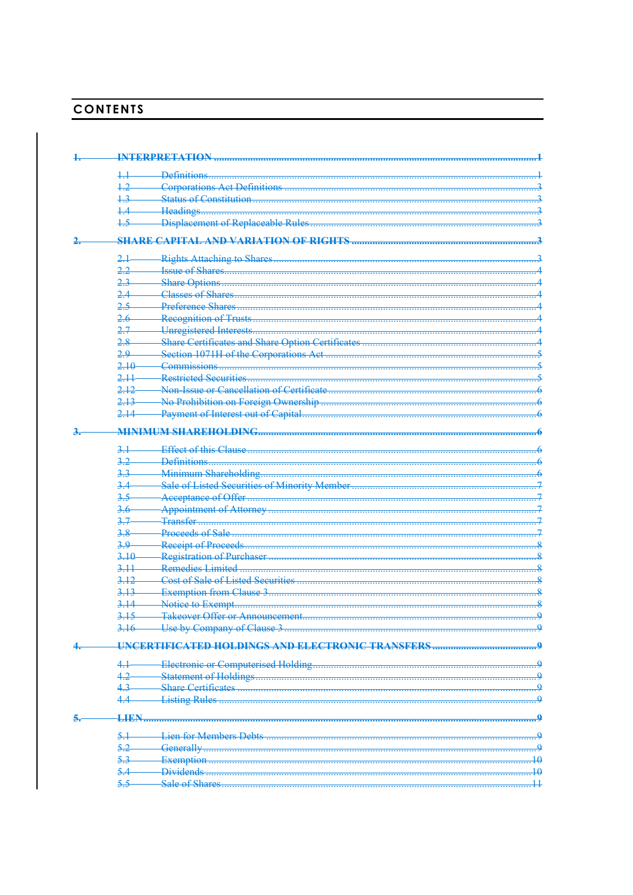# CONTENTS

| | | |
|---|---|---|
| **1.** | **INTERPRETATION** | **1** |
| 1.1 | Definitions | 1 |
| 1.2 | Corporations Act Definitions | 3 |
| 1.3 | Status of Constitution | 3 |
| 1.4 | Headings | 3 |
| 1.5 | Displacement of Replaceable Rules | 3 |
| **2.** | **SHARE CAPITAL AND VARIATION OF RIGHTS** | **3** |
| 2.1 | Rights Attaching to Shares | 3 |
| 2.2 | Issue of Shares | 4 |
| 2.3 | Share Options | 4 |
| 2.4 | Classes of Shares | 4 |
| 2.5 | Preference Shares | 4 |
| 2.6 | Recognition of Trusts | 4 |
| 2.7 | Unregistered Interests | 4 |
| 2.8 | Share Certificates and Share Option Certificates | 4 |
| 2.9 | Section 1071H of the Corporations Act | 5 |
| 2.10 | Commissions | 5 |
| 2.11 | Restricted Securities | 5 |
| 2.12 | Non-Issue or Cancellation of Certificate | 6 |
| 2.13 | No Prohibition on Foreign Ownership | 6 |
| 2.14 | Payment of Interest out of Capital | 6 |
| **3.** | **MINIMUM SHAREHOLDING** | **6** |
| 3.1 | Effect of this Clause | 6 |
| 3.2 | Definitions | 6 |
| 3.3 | Minimum Shareholding | 6 |
| 3.4 | Sale of Listed Securities of Minority Member | 7 |
| 3.5 | Acceptance of Offer | 7 |
| 3.6 | Appointment of Attorney | 7 |
| 3.7 | Transfer | 7 |
| 3.8 | Proceeds of Sale | 7 |
| 3.9 | Receipt of Proceeds | 8 |
| 3.10 | Registration of Purchaser | 8 |
| 3.11 | Remedies Limited | 8 |
| 3.12 | Cost of Sale of Listed Securities | 8 |
| 3.13 | Exemption from Clause 3 | 8 |
| 3.14 | Notice to Exempt | 8 |
| 3.15 | Takeover Offer or Announcement | 9 |
| 3.16 | Use by Company of Clause 3 | 9 |
| **4.** | **UNCERTIFICATED HOLDINGS AND ELECTRONIC TRANSFERS** | **9** |
| 4.1 | Electronic or Computerised Holding | 9 |
| 4.2 | Statement of Holdings | 9 |
| 4.3 | Share Certificates | 9 |
| 4.4 | Listing Rules | 9 |
| **5.** | **LIEN** | **9** |
| 5.1 | Lien for Members Debts | 9 |
| 5.2 | Generally | 9 |
| 5.3 | Exemption | 10 |
| 5.4 | Dividends | 10 |
| 5.5 | Sale of Shares | 11 |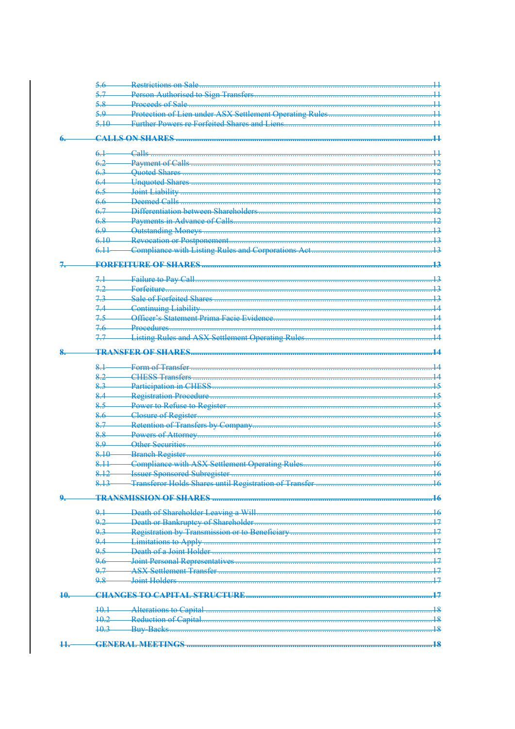| | | |
|---|---|---|
| 5.6 | Restrictions on Sale | 11 |
| 5.7 | Person Authorised to Sign Transfers | 11 |
| 5.8 | Proceeds of Sale | 11 |
| 5.9 | Protection of Lien under ASX Settlement Operating Rules | 11 |
| 5.10 | Further Powers re Forfeited Shares and Liens | 11 |
| **6.** | **CALLS ON SHARES** | **11** |
| 6.1 | Calls | 11 |
| 6.2 | Payment of Calls | 12 |
| 6.3 | Quoted Shares | 12 |
| 6.4 | Unquoted Shares | 12 |
| 6.5 | Joint Liability | 12 |
| 6.6 | Deemed Calls | 12 |
| 6.7 | Differentiation between Shareholders | 12 |
| 6.8 | Payments in Advance of Calls | 12 |
| 6.9 | Outstanding Moneys | 13 |
| 6.10 | Revocation or Postponement | 13 |
| 6.11 | Compliance with Listing Rules and Corporations Act | 13 |
| **7.** | **FORFEITURE OF SHARES** | **13** |
| 7.1 | Failure to Pay Call | 13 |
| 7.2 | Forfeiture | 13 |
| 7.3 | Sale of Forfeited Shares | 13 |
| 7.4 | Continuing Liability | 14 |
| 7.5 | Officer's Statement Prima Facie Evidence | 14 |
| 7.6 | Procedures | 14 |
| 7.7 | Listing Rules and ASX Settlement Operating Rules | 14 |
| **8.** | **TRANSFER OF SHARES** | **14** |
| 8.1 | Form of Transfer | 14 |
| 8.2 | CHESS Transfers | 14 |
| 8.3 | Participation in CHESS | 15 |
| 8.4 | Registration Procedure | 15 |
| 8.5 | Power to Refuse to Register | 15 |
| 8.6 | Closure of Register | 15 |
| 8.7 | Retention of Transfers by Company | 15 |
| 8.8 | Powers of Attorney | 16 |
| 8.9 | Other Securities | 16 |
| 8.10 | Branch Register | 16 |
| 8.11 | Compliance with ASX Settlement Operating Rules | 16 |
| 8.12 | Issuer Sponsored Subregister | 16 |
| 8.13 | Transferor Holds Shares until Registration of Transfer | 16 |
| **9.** | **TRANSMISSION OF SHARES** | **16** |
| 9.1 | Death of Shareholder Leaving a Will | 16 |
| 9.2 | Death or Bankruptcy of Shareholder | 17 |
| 9.3 | Registration by Transmission or to Beneficiary | 17 |
| 9.4 | Limitations to Apply | 17 |
| 9.5 | Death of a Joint Holder | 17 |
| 9.6 | Joint Personal Representatives | 17 |
| 9.7 | ASX Settlement Transfer | 17 |
| 9.8 | Joint Holders | 17 |
| **10.** | **CHANGES TO CAPITAL STRUCTURE** | **17** |
| 10.1 | Alterations to Capital | 18 |
| 10.2 | Reduction of Capital | 18 |
| 10.3 | Buy-Backs | 18 |
| **11.** | **GENERAL MEETINGS** | **18** |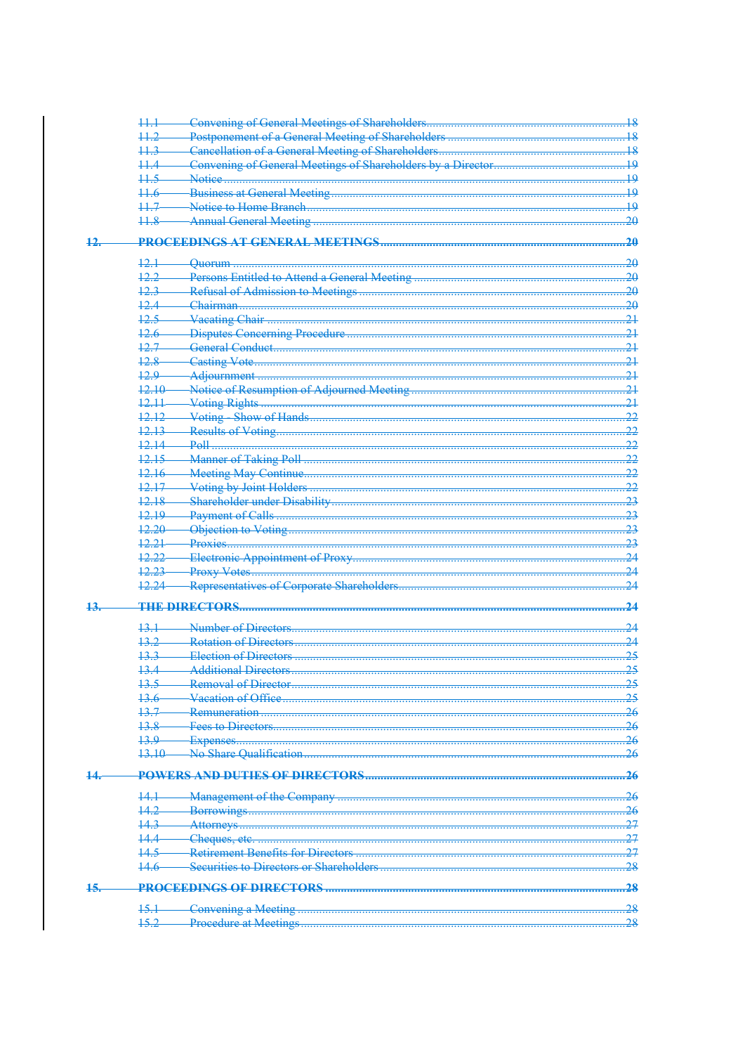| | | |
|---|---|---|
| 11.1 | Convening of General Meetings of Shareholders | 18 |
| 11.2 | Postponement of a General Meeting of Shareholders | 18 |
| 11.3 | Cancellation of a General Meeting of Shareholders | 18 |
| 11.4 | Convening of General Meetings of Shareholders by a Director | 19 |
| 11.5 | Notice | 19 |
| 11.6 | Business at General Meeting | 19 |
| 11.7 | Notice to Home Branch | 19 |
| 11.8 | Annual General Meeting | 20 |

**12. PROCEEDINGS AT GENERAL MEETINGS ... 20**

| | | |
|---|---|---|
| 12.1 | Quorum | 20 |
| 12.2 | Persons Entitled to Attend a General Meeting | 20 |
| 12.3 | Refusal of Admission to Meetings | 20 |
| 12.4 | Chairman | 20 |
| 12.5 | Vacating Chair | 21 |
| 12.6 | Disputes Concerning Procedure | 21 |
| 12.7 | General Conduct | 21 |
| 12.8 | Casting Vote | 21 |
| 12.9 | Adjournment | 21 |
| 12.10 | Notice of Resumption of Adjourned Meeting | 21 |
| 12.11 | Voting Rights | 21 |
| 12.12 | Voting - Show of Hands | 22 |
| 12.13 | Results of Voting | 22 |
| 12.14 | Poll | 22 |
| 12.15 | Manner of Taking Poll | 22 |
| 12.16 | Meeting May Continue | 22 |
| 12.17 | Voting by Joint Holders | 22 |
| 12.18 | Shareholder under Disability | 23 |
| 12.19 | Payment of Calls | 23 |
| 12.20 | Objection to Voting | 23 |
| 12.21 | Proxies | 23 |
| 12.22 | Electronic Appointment of Proxy | 24 |
| 12.23 | Proxy Votes | 24 |
| 12.24 | Representatives of Corporate Shareholders | 24 |

**13. THE DIRECTORS ... 24**

| | | |
|---|---|---|
| 13.1 | Number of Directors | 24 |
| 13.2 | Rotation of Directors | 24 |
| 13.3 | Election of Directors | 25 |
| 13.4 | Additional Directors | 25 |
| 13.5 | Removal of Director | 25 |
| 13.6 | Vacation of Office | 25 |
| 13.7 | Remuneration | 26 |
| 13.8 | Fees to Directors | 26 |
| 13.9 | Expenses | 26 |
| 13.10 | No Share Qualification | 26 |

**14. POWERS AND DUTIES OF DIRECTORS ... 26**

| | | |
|---|---|---|
| 14.1 | Management of the Company | 26 |
| 14.2 | Borrowings | 26 |
| 14.3 | Attorneys | 27 |
| 14.4 | Cheques, etc. | 27 |
| 14.5 | Retirement Benefits for Directors | 27 |
| 14.6 | Securities to Directors or Shareholders | 28 |

**15. PROCEEDINGS OF DIRECTORS ... 28**

| | | |
|---|---|---|
| 15.1 | Convening a Meeting | 28 |
| 15.2 | Procedure at Meetings | 28 |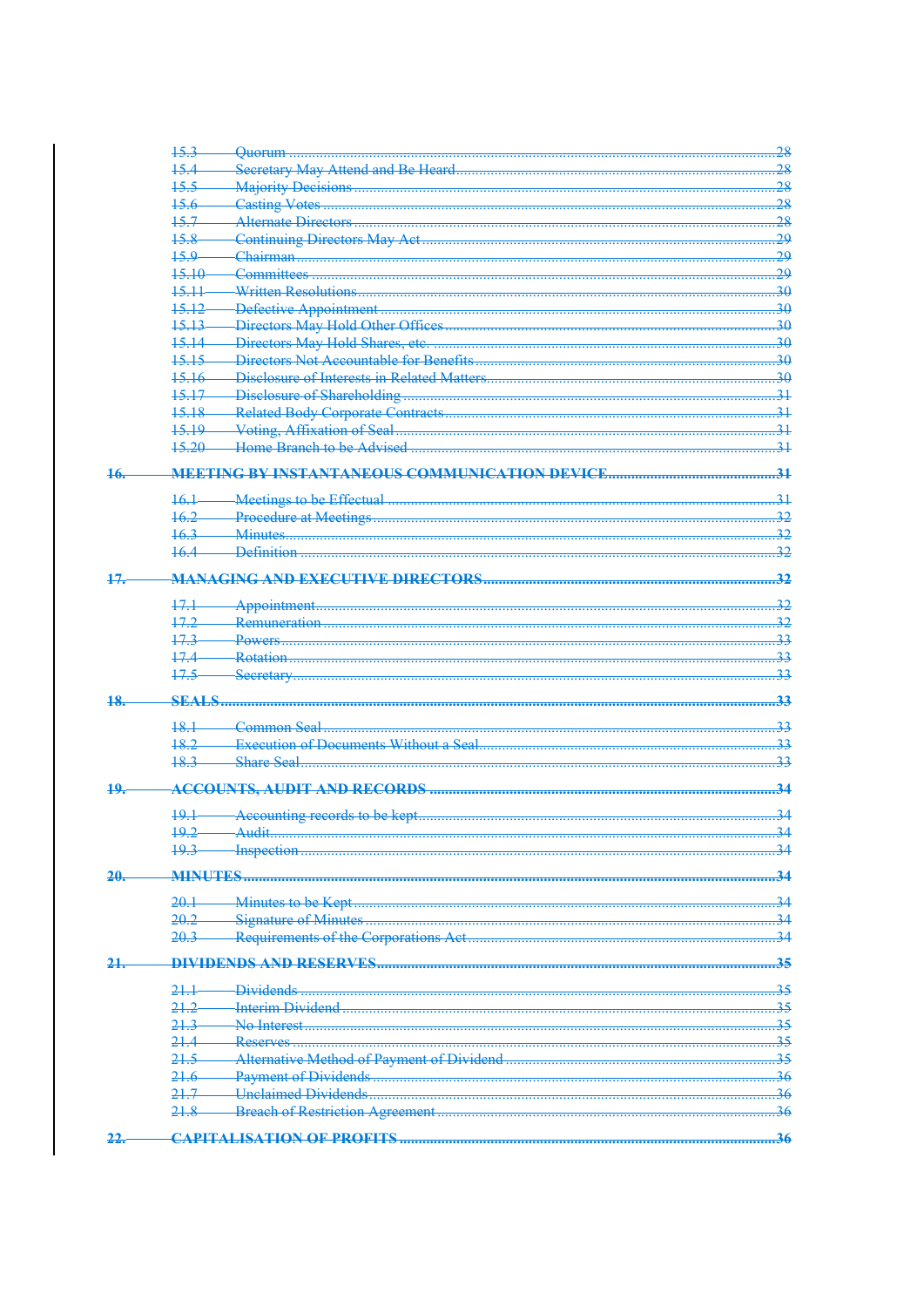~~15.3 Quorum ........................................................................................................................ 28~~
~~15.4 Secretary May Attend and Be Heard ................................................................................. 28~~
~~15.5 Majority Decisions .............................................................................................................. 28~~
~~15.6 Casting Votes ...................................................................................................................... 28~~
~~15.7 Alternate Directors .............................................................................................................. 28~~
~~15.8 Continuing Directors May Act ............................................................................................. 29~~
~~15.9 Chairman ............................................................................................................................ 29~~
~~15.10 Committees ....................................................................................................................... 29~~
~~15.11 Written Resolutions ........................................................................................................... 30~~
~~15.12 Defective Appointment ...................................................................................................... 30~~
~~15.13 Directors May Hold Other Offices ..................................................................................... 30~~
~~15.14 Directors May Hold Shares, etc. ....................................................................................... 30~~
~~15.15 Directors Not Accountable for Benefits ............................................................................ 30~~
~~15.16 Disclosure of Interests in Related Matters ........................................................................ 30~~
~~15.17 Disclosure of Shareholding ............................................................................................... 31~~
~~15.18 Related Body Corporate Contracts ................................................................................... 31~~
~~15.19 Voting, Affixation of Seal ................................................................................................... 31~~
~~15.20 Home Branch to be Advised ............................................................................................. 31~~

~~**16. MEETING BY INSTANTANEOUS COMMUNICATION DEVICE ............................................ 31**~~

~~16.1 Meetings to be Effectual ..................................................................................................... 31~~
~~16.2 Procedure at Meetings ........................................................................................................ 32~~
~~16.3 Minutes ................................................................................................................................ 32~~
~~16.4 Definition ............................................................................................................................. 32~~

~~**17. MANAGING AND EXECUTIVE DIRECTORS ........................................................................ 32**~~

~~17.1 Appointment ........................................................................................................................ 32~~
~~17.2 Remuneration ...................................................................................................................... 32~~
~~17.3 Powers ................................................................................................................................. 33~~
~~17.4 Rotation ............................................................................................................................... 33~~
~~17.5 Secretary ............................................................................................................................. 33~~

~~**18. SEALS .................................................................................................................................... 33**~~

~~18.1 Common Seal ...................................................................................................................... 33~~
~~18.2 Execution of Documents Without a Seal ............................................................................. 33~~
~~18.3 Share Seal ........................................................................................................................... 33~~

~~**19. ACCOUNTS, AUDIT AND RECORDS .................................................................................... 34**~~

~~19.1 Accounting records to be kept ............................................................................................. 34~~
~~19.2 Audit .................................................................................................................................... 34~~
~~19.3 Inspection ............................................................................................................................ 34~~

~~**20. MINUTES ................................................................................................................................ 34**~~

~~20.1 Minutes to be Kept ............................................................................................................... 34~~
~~20.2 Signature of Minutes ............................................................................................................ 34~~
~~20.3 Requirements of the Corporations Act ................................................................................. 34~~

~~**21. DIVIDENDS AND RESERVES ................................................................................................ 35**~~

~~21.1 Dividends ............................................................................................................................. 35~~
~~21.2 Interim Dividend ................................................................................................................... 35~~
~~21.3 No Interest ............................................................................................................................ 35~~
~~21.4 Reserves .............................................................................................................................. 35~~
~~21.5 Alternative Method of Payment of Dividend .......................................................................... 35~~
~~21.6 Payment of Dividends ........................................................................................................... 36~~
~~21.7 Unclaimed Dividends ............................................................................................................ 36~~
~~21.8 Breach of Restriction Agreement .......................................................................................... 36~~

~~**22. CAPITALISATION OF PROFITS ............................................................................................. 36**~~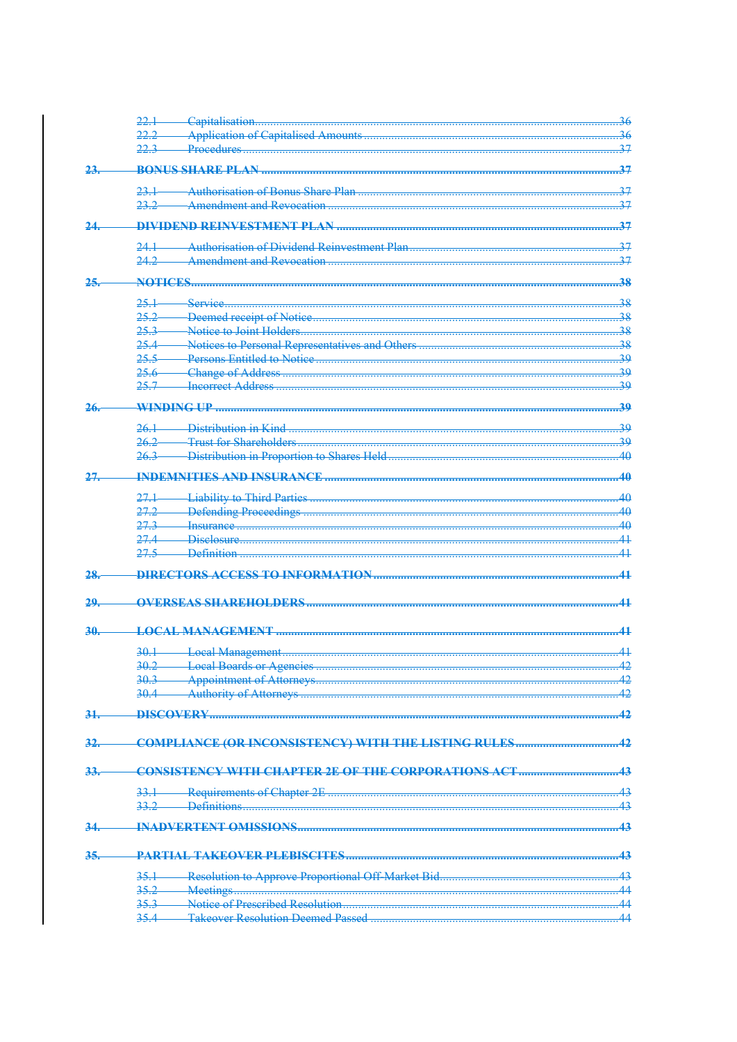| | | |
|---|---|---|
| 22.1 | Capitalisation | 36 |
| 22.2 | Application of Capitalised Amounts | 36 |
| 22.3 | Procedures | 37 |
| **23.** | **BONUS SHARE PLAN** | **37** |
| 23.1 | Authorisation of Bonus Share Plan | 37 |
| 23.2 | Amendment and Revocation | 37 |
| **24.** | **DIVIDEND REINVESTMENT PLAN** | **37** |
| 24.1 | Authorisation of Dividend Reinvestment Plan | 37 |
| 24.2 | Amendment and Revocation | 37 |
| **25.** | **NOTICES** | **38** |
| 25.1 | Service | 38 |
| 25.2 | Deemed receipt of Notice | 38 |
| 25.3 | Notice to Joint Holders | 38 |
| 25.4 | Notices to Personal Representatives and Others | 38 |
| 25.5 | Persons Entitled to Notice | 39 |
| 25.6 | Change of Address | 39 |
| 25.7 | Incorrect Address | 39 |
| **26.** | **WINDING UP** | **39** |
| 26.1 | Distribution in Kind | 39 |
| 26.2 | Trust for Shareholders | 39 |
| 26.3 | Distribution in Proportion to Shares Held | 40 |
| **27.** | **INDEMNITIES AND INSURANCE** | **40** |
| 27.1 | Liability to Third Parties | 40 |
| 27.2 | Defending Proceedings | 40 |
| 27.3 | Insurance | 40 |
| 27.4 | Disclosure | 41 |
| 27.5 | Definition | 41 |
| **28.** | **DIRECTORS ACCESS TO INFORMATION** | **41** |
| **29.** | **OVERSEAS SHAREHOLDERS** | **41** |
| **30.** | **LOCAL MANAGEMENT** | **41** |
| 30.1 | Local Management | 41 |
| 30.2 | Local Boards or Agencies | 42 |
| 30.3 | Appointment of Attorneys | 42 |
| 30.4 | Authority of Attorneys | 42 |
| **31.** | **DISCOVERY** | **42** |
| **32.** | **COMPLIANCE (OR INCONSISTENCY) WITH THE LISTING RULES** | **42** |
| **33.** | **CONSISTENCY WITH CHAPTER 2E OF THE CORPORATIONS ACT** | **43** |
| 33.1 | Requirements of Chapter 2E | 43 |
| 33.2 | Definitions | 43 |
| **34.** | **INADVERTENT OMISSIONS** | **43** |
| **35.** | **PARTIAL TAKEOVER PLEBISCITES** | **43** |
| 35.1 | Resolution to Approve Proportional Off-Market Bid | 43 |
| 35.2 | Meetings | 44 |
| 35.3 | Notice of Prescribed Resolution | 44 |
| 35.4 | Takeover Resolution Deemed Passed | 44 |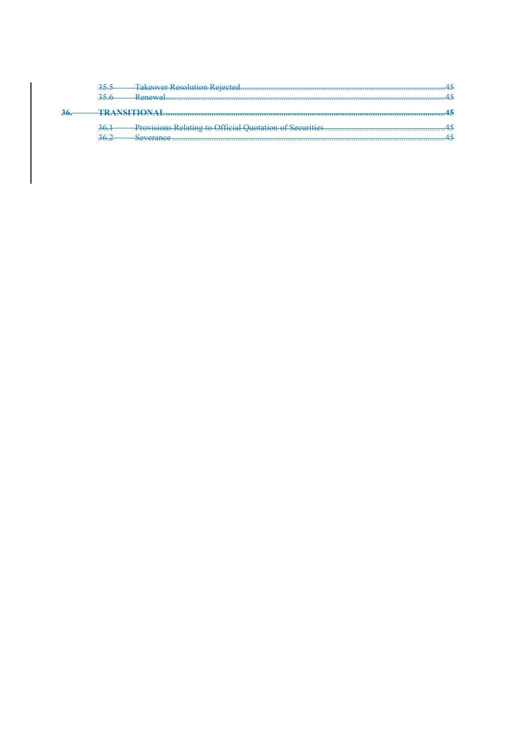35.5 Takeover Resolution Rejected ... 45
35.6 Renewal ... 45

**36. TRANSITIONAL ... 45**

36.1 Provisions Relating to Official Quotation of Securities ... 45
36.2 Severance ... 45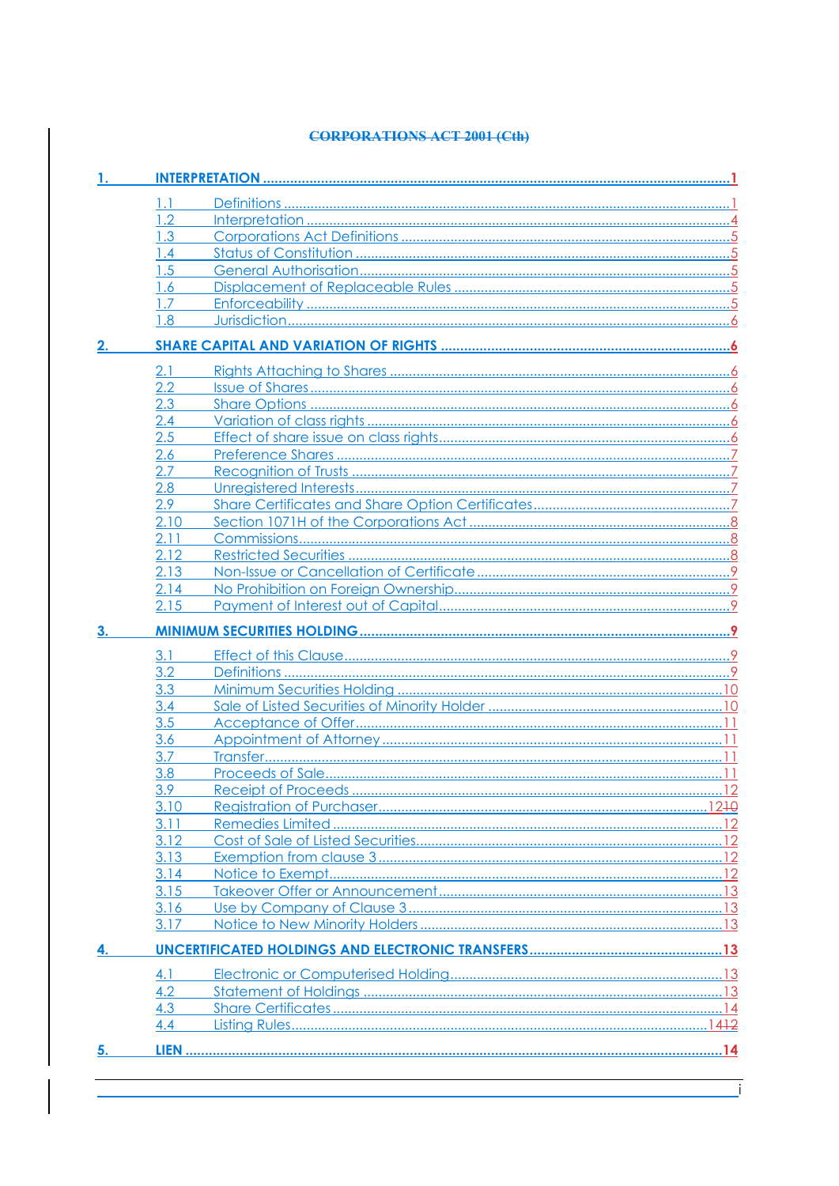CORPORATIONS ACT 2001 (Cth)

| | | |
|---|---|---|
| **1.** | **INTERPRETATION** | **1** |
| 1.1 | Definitions | 1 |
| 1.2 | Interpretation | 4 |
| 1.3 | Corporations Act Definitions | 5 |
| 1.4 | Status of Constitution | 5 |
| 1.5 | General Authorisation | 5 |
| 1.6 | Displacement of Replaceable Rules | 5 |
| 1.7 | Enforceability | 5 |
| 1.8 | Jurisdiction | 6 |
| **2.** | **SHARE CAPITAL AND VARIATION OF RIGHTS** | **6** |
| 2.1 | Rights Attaching to Shares | 6 |
| 2.2 | Issue of Shares | 6 |
| 2.3 | Share Options | 6 |
| 2.4 | Variation of class rights | 6 |
| 2.5 | Effect of share issue on class rights | 6 |
| 2.6 | Preference Shares | 7 |
| 2.7 | Recognition of Trusts | 7 |
| 2.8 | Unregistered Interests | 7 |
| 2.9 | Share Certificates and Share Option Certificates | 7 |
| 2.10 | Section 1071H of the Corporations Act | 8 |
| 2.11 | Commissions | 8 |
| 2.12 | Restricted Securities | 8 |
| 2.13 | Non-Issue or Cancellation of Certificate | 9 |
| 2.14 | No Prohibition on Foreign Ownership | 9 |
| 2.15 | Payment of Interest out of Capital | 9 |
| **3.** | **MINIMUM SECURITIES HOLDING** | **9** |
| 3.1 | Effect of this Clause | 9 |
| 3.2 | Definitions | 9 |
| 3.3 | Minimum Securities Holding | 10 |
| 3.4 | Sale of Listed Securities of Minority Holder | 10 |
| 3.5 | Acceptance of Offer | 11 |
| 3.6 | Appointment of Attorney | 11 |
| 3.7 | Transfer | 11 |
| 3.8 | Proceeds of Sale | 11 |
| 3.9 | Receipt of Proceeds | 12 |
| 3.10 | Registration of Purchaser | 1210 |
| 3.11 | Remedies Limited | 12 |
| 3.12 | Cost of Sale of Listed Securities | 12 |
| 3.13 | Exemption from clause 3 | 12 |
| 3.14 | Notice to Exempt | 12 |
| 3.15 | Takeover Offer or Announcement | 13 |
| 3.16 | Use by Company of Clause 3 | 13 |
| 3.17 | Notice to New Minority Holders | 13 |
| **4.** | **UNCERTIFICATED HOLDINGS AND ELECTRONIC TRANSFERS** | **13** |
| 4.1 | Electronic or Computerised Holding | 13 |
| 4.2 | Statement of Holdings | 13 |
| 4.3 | Share Certificates | 14 |
| 4.4 | Listing Rules | 1412 |
| **5.** | **LIEN** | **14** |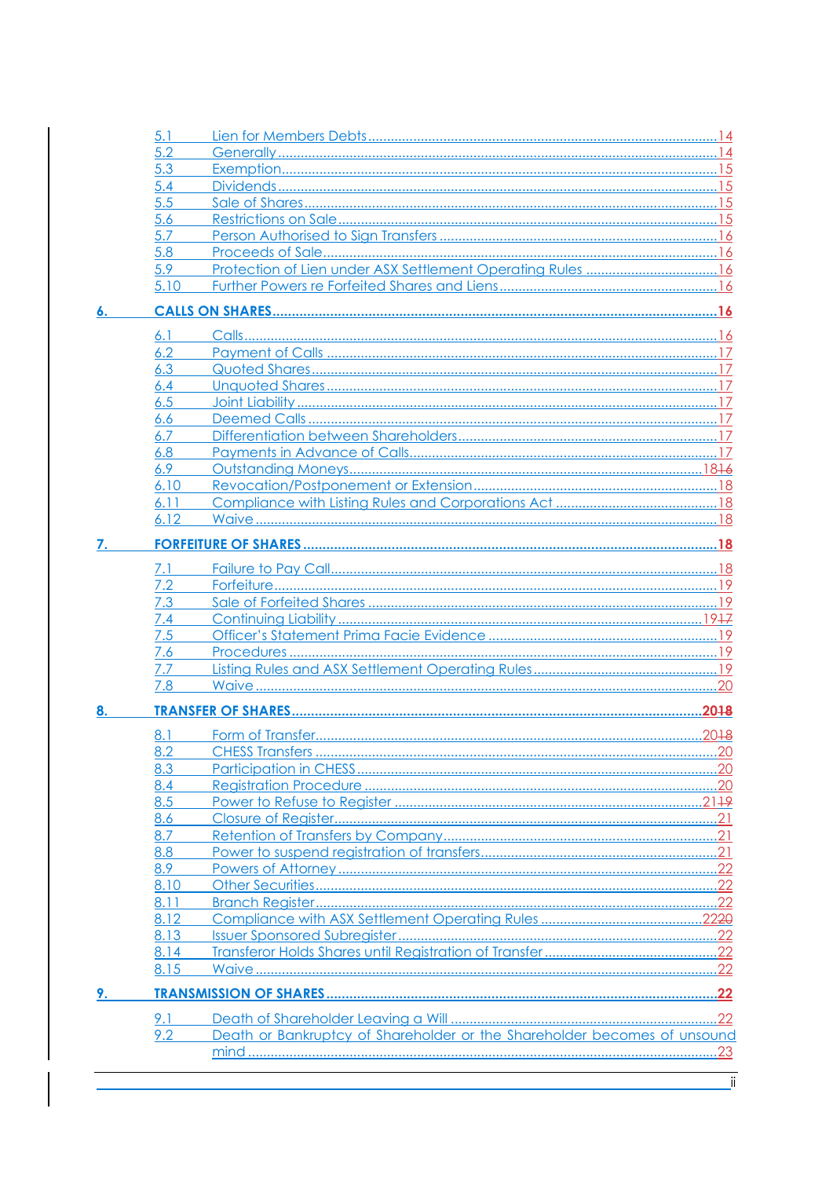- 5.1 Lien for Members Debts ........ 14
- 5.2 Generally ........ 14
- 5.3 Exemption ........ 15
- 5.4 Dividends ........ 15
- 5.5 Sale of Shares ........ 15
- 5.6 Restrictions on Sale ........ 15
- 5.7 Person Authorised to Sign Transfers ........ 16
- 5.8 Proceeds of Sale ........ 16
- 5.9 Protection of Lien under ASX Settlement Operating Rules ........ 16
- 5.10 Further Powers re Forfeited Shares and Liens ........ 16

**6. CALLS ON SHARES ........ 16**

- 6.1 Calls ........ 16
- 6.2 Payment of Calls ........ 17
- 6.3 Quoted Shares ........ 17
- 6.4 Unquoted Shares ........ 17
- 6.5 Joint Liability ........ 17
- 6.6 Deemed Calls ........ 17
- 6.7 Differentiation between Shareholders ........ 17
- 6.8 Payments in Advance of Calls ........ 17
- 6.9 Outstanding Moneys ........ 1816
- 6.10 Revocation/Postponement or Extension ........ 18
- 6.11 Compliance with Listing Rules and Corporations Act ........ 18
- 6.12 Waive ........ 18

**7. FORFEITURE OF SHARES ........ 18**

- 7.1 Failure to Pay Call ........ 18
- 7.2 Forfeiture ........ 19
- 7.3 Sale of Forfeited Shares ........ 19
- 7.4 Continuing Liability ........ 1917
- 7.5 Officer's Statement Prima Facie Evidence ........ 19
- 7.6 Procedures ........ 19
- 7.7 Listing Rules and ASX Settlement Operating Rules ........ 19
- 7.8 Waive ........ 20

**8. TRANSFER OF SHARES ........ 2018**

- 8.1 Form of Transfer ........ 2018
- 8.2 CHESS Transfers ........ 20
- 8.3 Participation in CHESS ........ 20
- 8.4 Registration Procedure ........ 20
- 8.5 Power to Refuse to Register ........ 2119
- 8.6 Closure of Register ........ 21
- 8.7 Retention of Transfers by Company ........ 21
- 8.8 Power to suspend registration of transfers ........ 21
- 8.9 Powers of Attorney ........ 22
- 8.10 Other Securities ........ 22
- 8.11 Branch Register ........ 22
- 8.12 Compliance with ASX Settlement Operating Rules ........ 2220
- 8.13 Issuer Sponsored Subregister ........ 22
- 8.14 Transferor Holds Shares until Registration of Transfer ........ 22
- 8.15 Waive ........ 22

**9. TRANSMISSION OF SHARES ........ 22**

- 9.1 Death of Shareholder Leaving a Will ........ 22
- 9.2 Death or Bankruptcy of Shareholder or the Shareholder becomes of unsound mind ........ 23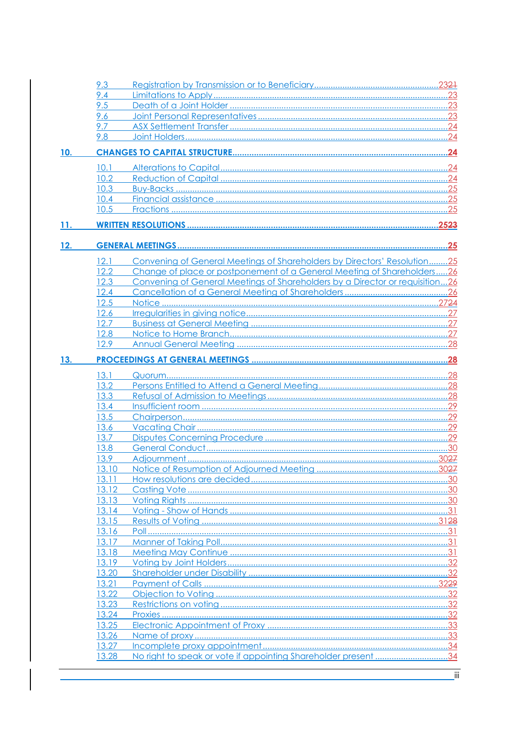9.3 Registration by Transmission or to Beneficiary ........ 2321
9.4 Limitations to Apply ........ 23
9.5 Death of a Joint Holder ........ 23
9.6 Joint Personal Representatives ........ 23
9.7 ASX Settlement Transfer ........ 24
9.8 Joint Holders ........ 24

**10. CHANGES TO CAPITAL STRUCTURE ........ 24**

10.1 Alterations to Capital ........ 24
10.2 Reduction of Capital ........ 24
10.3 Buy-Backs ........ 25
10.4 Financial assistance ........ 25
10.5 Fractions ........ 25

**11. WRITTEN RESOLUTIONS ........ 2523**

**12. GENERAL MEETINGS ........ 25**

12.1 Convening of General Meetings of Shareholders by Directors' Resolution ........ 25
12.2 Change of place or postponement of a General Meeting of Shareholders ........ 26
12.3 Convening of General Meetings of Shareholders by a Director or requisition ........ 26
12.4 Cancellation of a General Meeting of Shareholders ........ 26
12.5 Notice ........ 2724
12.6 Irregularities in giving notice ........ 27
12.7 Business at General Meeting ........ 27
12.8 Notice to Home Branch ........ 27
12.9 Annual General Meeting ........ 28

**13. PROCEEDINGS AT GENERAL MEETINGS ........ 28**

13.1 Quorum ........ 28
13.2 Persons Entitled to Attend a General Meeting ........ 28
13.3 Refusal of Admission to Meetings ........ 28
13.4 Insufficient room ........ 29
13.5 Chairperson ........ 29
13.6 Vacating Chair ........ 29
13.7 Disputes Concerning Procedure ........ 29
13.8 General Conduct ........ 30
13.9 Adjournment ........ 3027
13.10 Notice of Resumption of Adjourned Meeting ........ 3027
13.11 How resolutions are decided ........ 30
13.12 Casting Vote ........ 30
13.13 Voting Rights ........ 30
13.14 Voting - Show of Hands ........ 31
13.15 Results of Voting ........ 3128
13.16 Poll ........ 31
13.17 Manner of Taking Poll ........ 31
13.18 Meeting May Continue ........ 31
13.19 Voting by Joint Holders ........ 32
13.20 Shareholder under Disability ........ 32
13.21 Payment of Calls ........ 3229
13.22 Objection to Voting ........ 32
13.23 Restrictions on voting ........ 32
13.24 Proxies ........ 32
13.25 Electronic Appointment of Proxy ........ 33
13.26 Name of proxy ........ 33
13.27 Incomplete proxy appointment ........ 34
13.28 No right to speak or vote if appointing Shareholder present ........ 34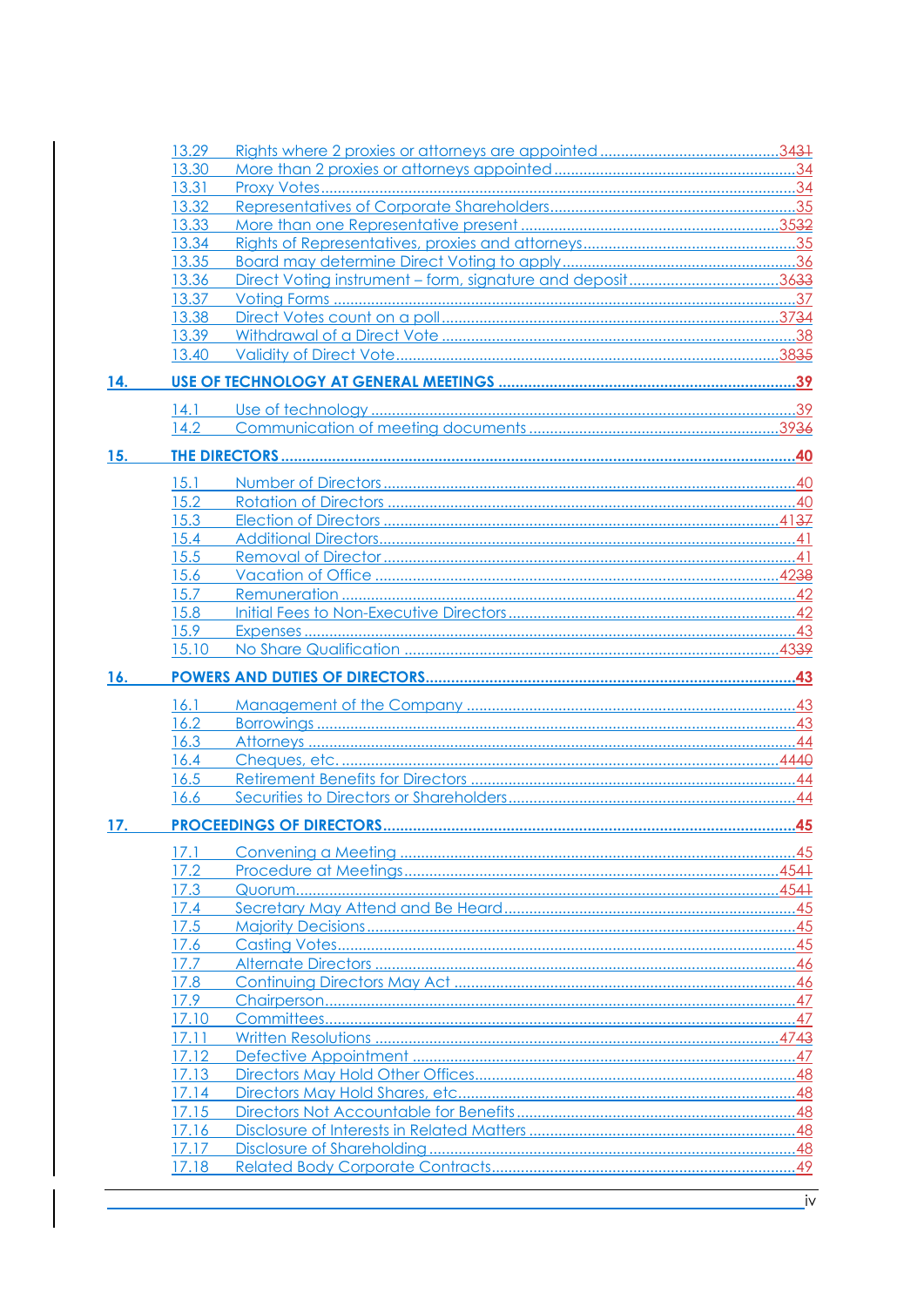13.29 Rights where 2 proxies or attorneys are appointed .......... 34~~31~~
13.30 More than 2 proxies or attorneys appointed .......... 34
13.31 Proxy Votes .......... 34
13.32 Representatives of Corporate Shareholders .......... 35
13.33 More than one Representative present .......... 35~~32~~
13.34 Rights of Representatives, proxies and attorneys .......... 35
13.35 Board may determine Direct Voting to apply .......... 36
13.36 Direct Voting instrument – form, signature and deposit .......... 36~~33~~
13.37 Voting Forms .......... 37
13.38 Direct Votes count on a poll .......... 37~~34~~
13.39 Withdrawal of a Direct Vote .......... 38
13.40 Validity of Direct Vote .......... 38~~35~~

**14. USE OF TECHNOLOGY AT GENERAL MEETINGS .......... 39**

14.1 Use of technology .......... 39
14.2 Communication of meeting documents .......... 39~~36~~

**15. THE DIRECTORS .......... 40**

15.1 Number of Directors .......... 40
15.2 Rotation of Directors .......... 40
15.3 Election of Directors .......... 41~~37~~
15.4 Additional Directors .......... 41
15.5 Removal of Director .......... 41
15.6 Vacation of Office .......... 42~~38~~
15.7 Remuneration .......... 42
15.8 Initial Fees to Non-Executive Directors .......... 42
15.9 Expenses .......... 43
15.10 No Share Qualification .......... 43~~39~~

**16. POWERS AND DUTIES OF DIRECTORS .......... 43**

16.1 Management of the Company .......... 43
16.2 Borrowings .......... 43
16.3 Attorneys .......... 44
16.4 Cheques, etc. .......... 44~~40~~
16.5 Retirement Benefits for Directors .......... 44
16.6 Securities to Directors or Shareholders .......... 44

**17. PROCEEDINGS OF DIRECTORS .......... 45**

17.1 Convening a Meeting .......... 45
17.2 Procedure at Meetings .......... 45~~41~~
17.3 Quorum .......... 45~~41~~
17.4 Secretary May Attend and Be Heard .......... 45
17.5 Majority Decisions .......... 45
17.6 Casting Votes .......... 45
17.7 Alternate Directors .......... 46
17.8 Continuing Directors May Act .......... 46
17.9 Chairperson .......... 47
17.10 Committees .......... 47
17.11 Written Resolutions .......... 47~~43~~
17.12 Defective Appointment .......... 47
17.13 Directors May Hold Other Offices .......... 48
17.14 Directors May Hold Shares, etc. .......... 48
17.15 Directors Not Accountable for Benefits .......... 48
17.16 Disclosure of Interests in Related Matters .......... 48
17.17 Disclosure of Shareholding .......... 48
17.18 Related Body Corporate Contracts .......... 49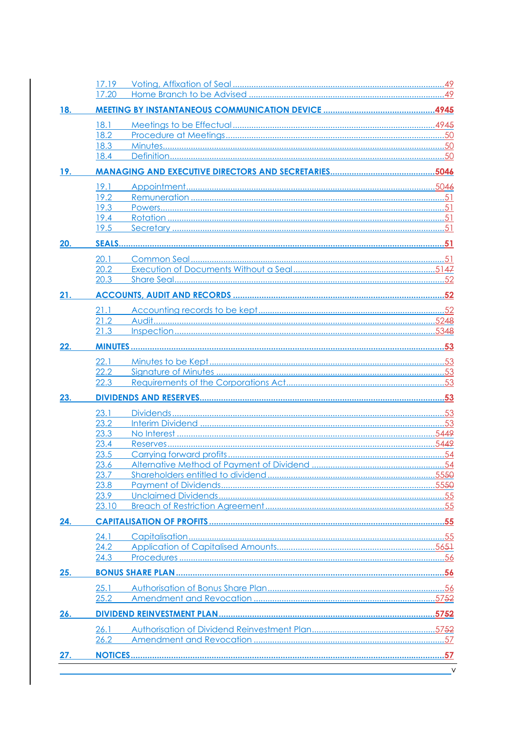| | | |
|---|---|---|
| 17.19 | Voting, Affixation of Seal | 49 |
| 17.20 | Home Branch to be Advised | 49 |
| **18.** | **MEETING BY INSTANTANEOUS COMMUNICATION DEVICE** | **4945** |
| 18.1 | Meetings to be Effectual | 4945 |
| 18.2 | Procedure at Meetings | 50 |
| 18.3 | Minutes | 50 |
| 18.4 | Definition | 50 |
| **19.** | **MANAGING AND EXECUTIVE DIRECTORS AND SECRETARIES** | **5046** |
| 19.1 | Appointment | 5046 |
| 19.2 | Remuneration | 51 |
| 19.3 | Powers | 51 |
| 19.4 | Rotation | 51 |
| 19.5 | Secretary | 51 |
| **20.** | **SEALS** | **51** |
| 20.1 | Common Seal | 51 |
| 20.2 | Execution of Documents Without a Seal | 5147 |
| 20.3 | Share Seal | 52 |
| **21.** | **ACCOUNTS, AUDIT AND RECORDS** | **52** |
| 21.1 | Accounting records to be kept | 52 |
| 21.2 | Audit | 5248 |
| 21.3 | Inspection | 5348 |
| **22.** | **MINUTES** | **53** |
| 22.1 | Minutes to be Kept | 53 |
| 22.2 | Signature of Minutes | 53 |
| 22.3 | Requirements of the Corporations Act | 53 |
| **23.** | **DIVIDENDS AND RESERVES** | **53** |
| 23.1 | Dividends | 53 |
| 23.2 | Interim Dividend | 53 |
| 23.3 | No Interest | 5449 |
| 23.4 | Reserves | 5449 |
| 23.5 | Carrying forward profits | 54 |
| 23.6 | Alternative Method of Payment of Dividend | 54 |
| 23.7 | Shareholders entitled to dividend | 5550 |
| 23.8 | Payment of Dividends | 5550 |
| 23.9 | Unclaimed Dividends | 55 |
| 23.10 | Breach of Restriction Agreement | 55 |
| **24.** | **CAPITALISATION OF PROFITS** | **55** |
| 24.1 | Capitalisation | 55 |
| 24.2 | Application of Capitalised Amounts | 5651 |
| 24.3 | Procedures | 56 |
| **25.** | **BONUS SHARE PLAN** | **56** |
| 25.1 | Authorisation of Bonus Share Plan | 56 |
| 25.2 | Amendment and Revocation | 5752 |
| **26.** | **DIVIDEND REINVESTMENT PLAN** | **5752** |
| 26.1 | Authorisation of Dividend Reinvestment Plan | 5752 |
| 26.2 | Amendment and Revocation | 57 |
| **27.** | **NOTICES** | **57** |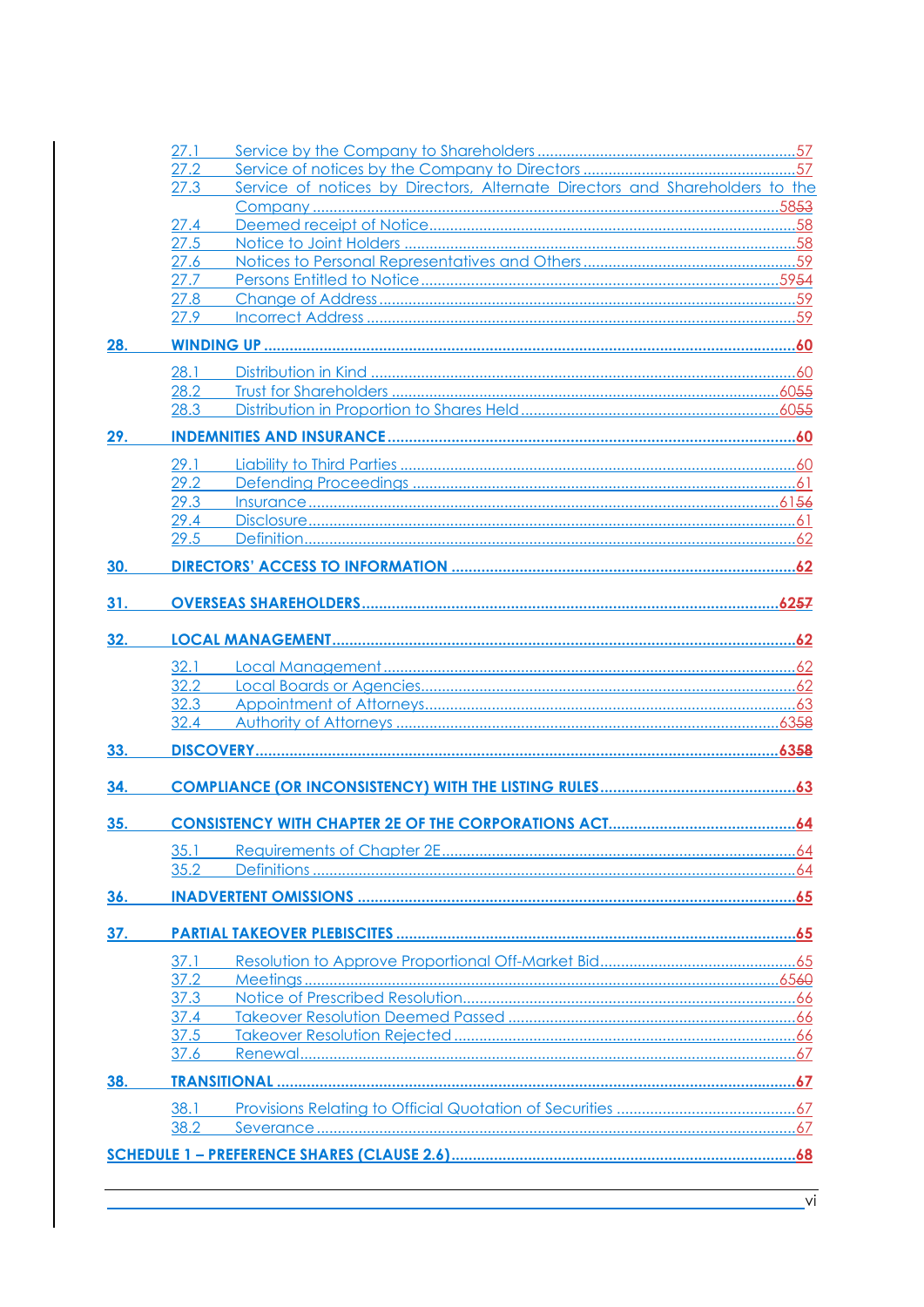27.1 Service by the Company to Shareholders ..... 57
27.2 Service of notices by the Company to Directors ..... 57
27.3 Service of notices by Directors, Alternate Directors and Shareholders to the Company ..... 5853
27.4 Deemed receipt of Notice ..... 58
27.5 Notice to Joint Holders ..... 58
27.6 Notices to Personal Representatives and Others ..... 59
27.7 Persons Entitled to Notice ..... 5954
27.8 Change of Address ..... 59
27.9 Incorrect Address ..... 59

**28. WINDING UP ..... 60**

28.1 Distribution in Kind ..... 60
28.2 Trust for Shareholders ..... 6055
28.3 Distribution in Proportion to Shares Held ..... 6055

**29. INDEMNITIES AND INSURANCE ..... 60**

29.1 Liability to Third Parties ..... 60
29.2 Defending Proceedings ..... 61
29.3 Insurance ..... 6156
29.4 Disclosure ..... 61
29.5 Definition ..... 62

**30. DIRECTORS' ACCESS TO INFORMATION ..... 62**

**31. OVERSEAS SHAREHOLDERS ..... 6257**

**32. LOCAL MANAGEMENT ..... 62**

32.1 Local Management ..... 62
32.2 Local Boards or Agencies ..... 62
32.3 Appointment of Attorneys ..... 63
32.4 Authority of Attorneys ..... 6358

**33. DISCOVERY ..... 6358**

**34. COMPLIANCE (OR INCONSISTENCY) WITH THE LISTING RULES ..... 63**

**35. CONSISTENCY WITH CHAPTER 2E OF THE CORPORATIONS ACT ..... 64**

35.1 Requirements of Chapter 2E ..... 64
35.2 Definitions ..... 64

**36. INADVERTENT OMISSIONS ..... 65**

**37. PARTIAL TAKEOVER PLEBISCITES ..... 65**

37.1 Resolution to Approve Proportional Off-Market Bid ..... 65
37.2 Meetings ..... 6560
37.3 Notice of Prescribed Resolution ..... 66
37.4 Takeover Resolution Deemed Passed ..... 66
37.5 Takeover Resolution Rejected ..... 66
37.6 Renewal ..... 67

**38. TRANSITIONAL ..... 67**

38.1 Provisions Relating to Official Quotation of Securities ..... 67
38.2 Severance ..... 67

**SCHEDULE 1 – PREFERENCE SHARES (CLAUSE 2.6) ..... 68**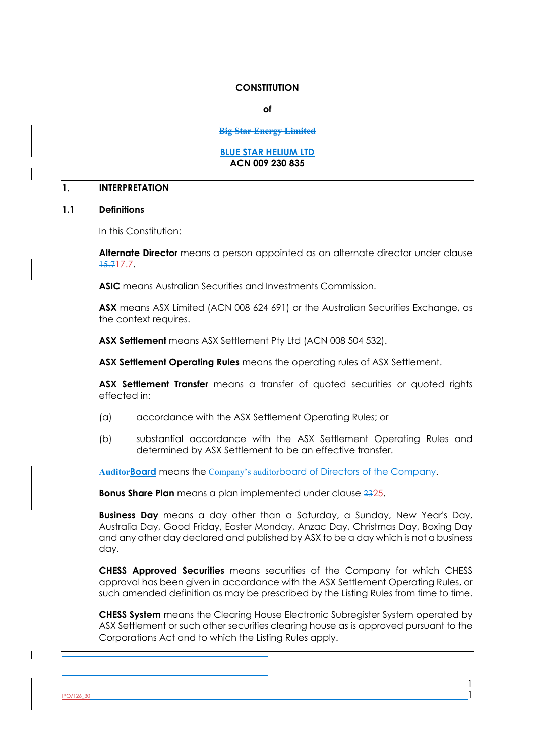**CONSTITUTION**

**of**

~~**Big Star Energy Limited**~~

**BLUE STAR HELIUM LTD**
**ACN 009 230 835**

## 1. INTERPRETATION

### 1.1 Definitions

In this Constitution:

**Alternate Director** means a person appointed as an alternate director under clause ~~15.7~~17.7.

**ASIC** means Australian Securities and Investments Commission.

**ASX** means ASX Limited (ACN 008 624 691) or the Australian Securities Exchange, as the context requires.

**ASX Settlement** means ASX Settlement Pty Ltd (ACN 008 504 532).

**ASX Settlement Operating Rules** means the operating rules of ASX Settlement.

**ASX Settlement Transfer** means a transfer of quoted securities or quoted rights effected in:

(a) accordance with the ASX Settlement Operating Rules; or

(b) substantial accordance with the ASX Settlement Operating Rules and determined by ASX Settlement to be an effective transfer.

~~**Auditor**~~**Board** means the ~~Company's auditor~~board of Directors of the Company.

**Bonus Share Plan** means a plan implemented under clause ~~23~~25.

**Business Day** means a day other than a Saturday, a Sunday, New Year's Day, Australia Day, Good Friday, Easter Monday, Anzac Day, Christmas Day, Boxing Day and any other day declared and published by ASX to be a day which is not a business day.

**CHESS Approved Securities** means securities of the Company for which CHESS approval has been given in accordance with the ASX Settlement Operating Rules, or such amended definition as may be prescribed by the Listing Rules from time to time.

**CHESS System** means the Clearing House Electronic Subregister System operated by ASX Settlement or such other securities clearing house as is approved pursuant to the Corporations Act and to which the Listing Rules apply.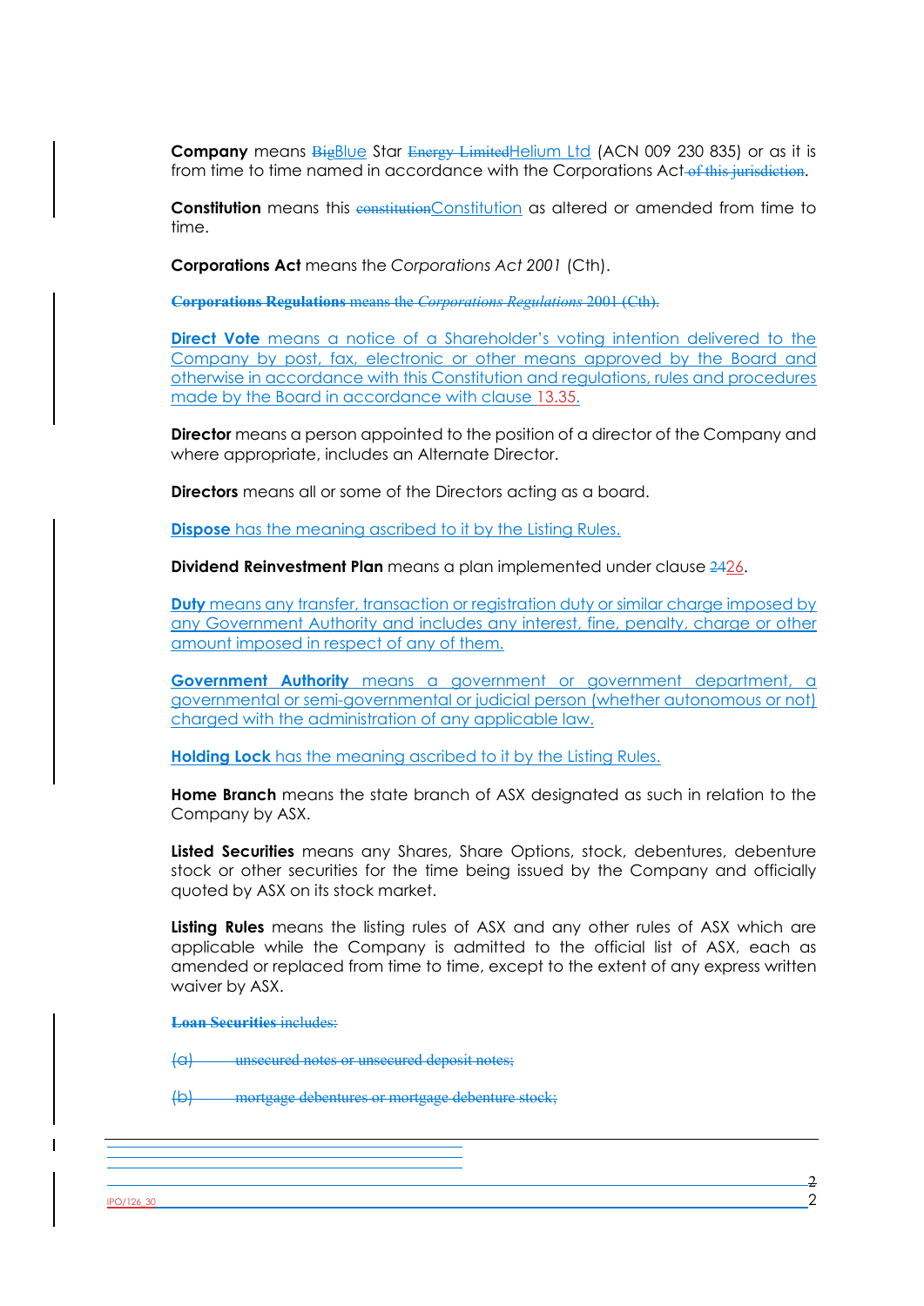**Company** means ~~Big~~Blue Star ~~Energy Limited~~Helium Ltd (ACN 009 230 835) or as it is from time to time named in accordance with the Corporations Act~~ of this jurisdiction~~.

**Constitution** means this ~~constitution~~Constitution as altered or amended from time to time.

**Corporations Act** means the *Corporations Act 2001* (Cth).

~~**Corporations Regulations** means the *Corporations Regulations* 2001 (Cth).~~

**Direct Vote** means a notice of a Shareholder's voting intention delivered to the Company by post, fax, electronic or other means approved by the Board and otherwise in accordance with this Constitution and regulations, rules and procedures made by the Board in accordance with clause 13.35.

**Director** means a person appointed to the position of a director of the Company and where appropriate, includes an Alternate Director.

**Directors** means all or some of the Directors acting as a board.

**Dispose** has the meaning ascribed to it by the Listing Rules.

**Dividend Reinvestment Plan** means a plan implemented under clause ~~24~~26.

**Duty** means any transfer, transaction or registration duty or similar charge imposed by any Government Authority and includes any interest, fine, penalty, charge or other amount imposed in respect of any of them.

**Government Authority** means a government or government department, a governmental or semi-governmental or judicial person (whether autonomous or not) charged with the administration of any applicable law.

**Holding Lock** has the meaning ascribed to it by the Listing Rules.

**Home Branch** means the state branch of ASX designated as such in relation to the Company by ASX.

**Listed Securities** means any Shares, Share Options, stock, debentures, debenture stock or other securities for the time being issued by the Company and officially quoted by ASX on its stock market.

**Listing Rules** means the listing rules of ASX and any other rules of ASX which are applicable while the Company is admitted to the official list of ASX, each as amended or replaced from time to time, except to the extent of any express written waiver by ASX.

~~**Loan Securities** includes:~~

~~(a) unsecured notes or unsecured deposit notes;~~

~~(b) mortgage debentures or mortgage debenture stock;~~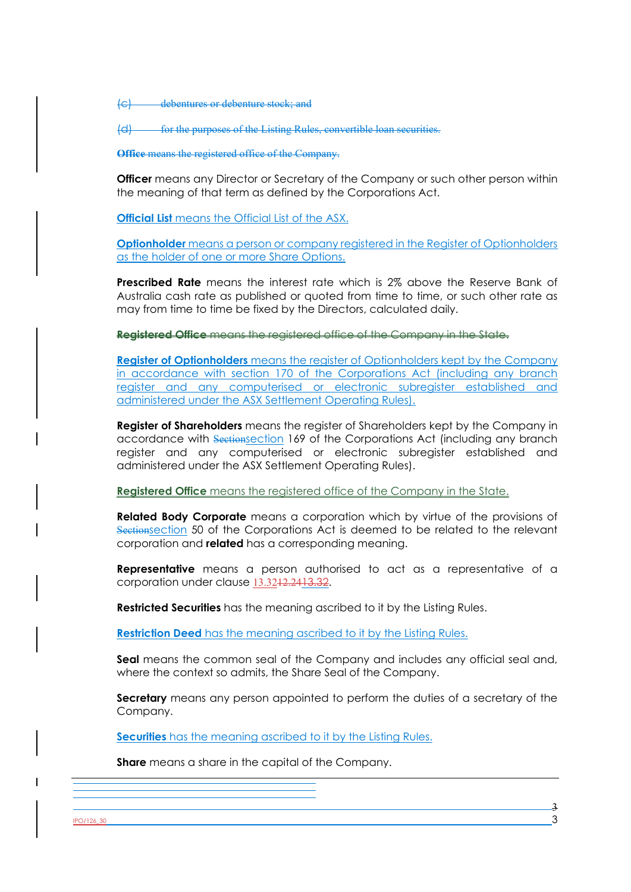(c) debentures or debenture stock; and

(d) for the purposes of the Listing Rules, convertible loan securities.

**Office** means the registered office of the Company.

**Officer** means any Director or Secretary of the Company or such other person within the meaning of that term as defined by the Corporations Act.

**Official List** means the Official List of the ASX.

**Optionholder** means a person or company registered in the Register of Optionholders as the holder of one or more Share Options.

**Prescribed Rate** means the interest rate which is 2% above the Reserve Bank of Australia cash rate as published or quoted from time to time, or such other rate as may from time to time be fixed by the Directors, calculated daily.

**Registered Office** means the registered office of the Company in the State.

**Register of Optionholders** means the register of Optionholders kept by the Company in accordance with section 170 of the Corporations Act (including any branch register and any computerised or electronic subregister established and administered under the ASX Settlement Operating Rules).

**Register of Shareholders** means the register of Shareholders kept by the Company in accordance with Sectionsection 169 of the Corporations Act (including any branch register and any computerised or electronic subregister established and administered under the ASX Settlement Operating Rules).

**Registered Office** means the registered office of the Company in the State.

**Related Body Corporate** means a corporation which by virtue of the provisions of Sectionsection 50 of the Corporations Act is deemed to be related to the relevant corporation and **related** has a corresponding meaning.

**Representative** means a person authorised to act as a representative of a corporation under clause 13.3212.2413.32.

**Restricted Securities** has the meaning ascribed to it by the Listing Rules.

**Restriction Deed** has the meaning ascribed to it by the Listing Rules.

**Seal** means the common seal of the Company and includes any official seal and, where the context so admits, the Share Seal of the Company.

**Secretary** means any person appointed to perform the duties of a secretary of the Company.

**Securities** has the meaning ascribed to it by the Listing Rules.

**Share** means a share in the capital of the Company.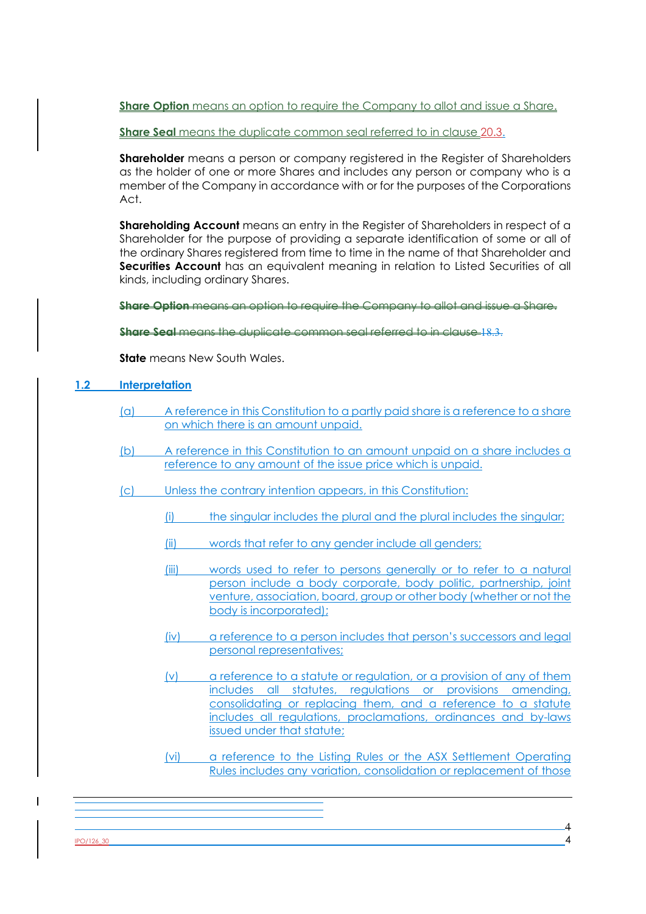**Share Option** means an option to require the Company to allot and issue a Share.

**Share Seal** means the duplicate common seal referred to in clause 20.3.

**Shareholder** means a person or company registered in the Register of Shareholders as the holder of one or more Shares and includes any person or company who is a member of the Company in accordance with or for the purposes of the Corporations Act.

**Shareholding Account** means an entry in the Register of Shareholders in respect of a Shareholder for the purpose of providing a separate identification of some or all of the ordinary Shares registered from time to time in the name of that Shareholder and **Securities Account** has an equivalent meaning in relation to Listed Securities of all kinds, including ordinary Shares.

~~**Share Option** means an option to require the Company to allot and issue a Share.~~

~~**Share Seal** means the duplicate common seal referred to in clause 18.3.~~

**State** means New South Wales.

## 1.2 Interpretation

(a) A reference in this Constitution to a partly paid share is a reference to a share on which there is an amount unpaid.

(b) A reference in this Constitution to an amount unpaid on a share includes a reference to any amount of the issue price which is unpaid.

(c) Unless the contrary intention appears, in this Constitution:

(i) the singular includes the plural and the plural includes the singular;

(ii) words that refer to any gender include all genders;

(iii) words used to refer to persons generally or to refer to a natural person include a body corporate, body politic, partnership, joint venture, association, board, group or other body (whether or not the body is incorporated);

(iv) a reference to a person includes that person's successors and legal personal representatives;

(v) a reference to a statute or regulation, or a provision of any of them includes all statutes, regulations or provisions amending, consolidating or replacing them, and a reference to a statute includes all regulations, proclamations, ordinances and by-laws issued under that statute;

(vi) a reference to the Listing Rules or the ASX Settlement Operating Rules includes any variation, consolidation or replacement of those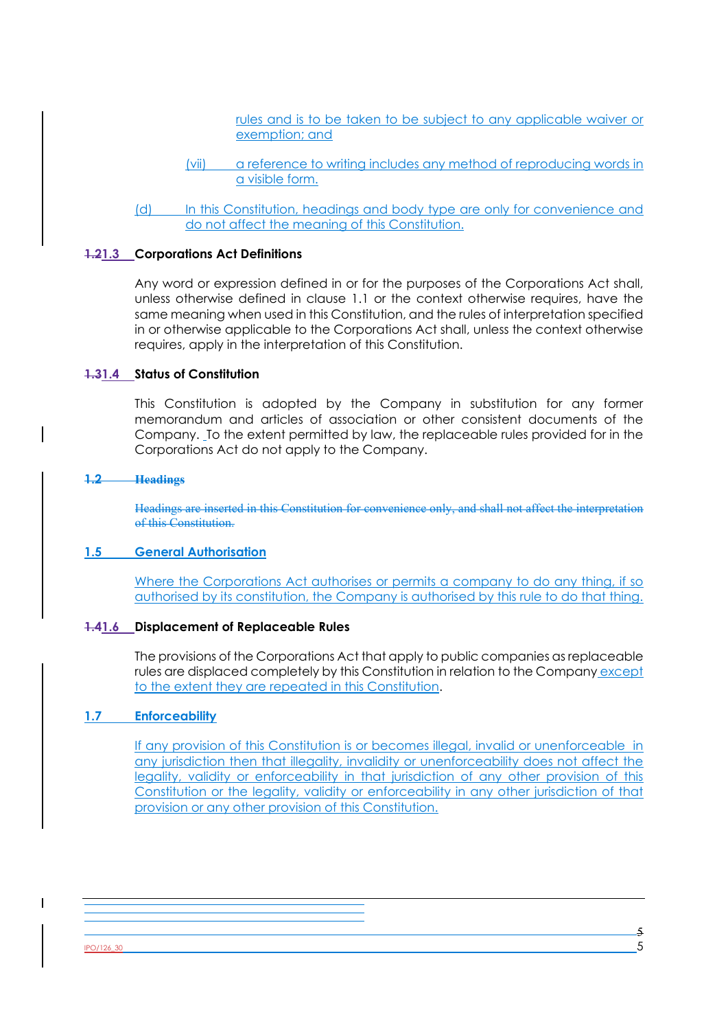rules and is to be taken to be subject to any applicable waiver or exemption; and

(vii) a reference to writing includes any method of reproducing words in a visible form.

(d) In this Constitution, headings and body type are only for convenience and do not affect the meaning of this Constitution.

### 1.3 Corporations Act Definitions

Any word or expression defined in or for the purposes of the Corporations Act shall, unless otherwise defined in clause 1.1 or the context otherwise requires, have the same meaning when used in this Constitution, and the rules of interpretation specified in or otherwise applicable to the Corporations Act shall, unless the context otherwise requires, apply in the interpretation of this Constitution.

### 1.4 Status of Constitution

This Constitution is adopted by the Company in substitution for any former memorandum and articles of association or other consistent documents of the Company. To the extent permitted by law, the replaceable rules provided for in the Corporations Act do not apply to the Company.

### 1.5 General Authorisation

Where the Corporations Act authorises or permits a company to do any thing, if so authorised by its constitution, the Company is authorised by this rule to do that thing.

### 1.6 Displacement of Replaceable Rules

The provisions of the Corporations Act that apply to public companies as replaceable rules are displaced completely by this Constitution in relation to the Company except to the extent they are repeated in this Constitution.

### 1.7 Enforceability

If any provision of this Constitution is or becomes illegal, invalid or unenforceable in any jurisdiction then that illegality, invalidity or unenforceability does not affect the legality, validity or enforceability in that jurisdiction of any other provision of this Constitution or the legality, validity or enforceability in any other jurisdiction of that provision or any other provision of this Constitution.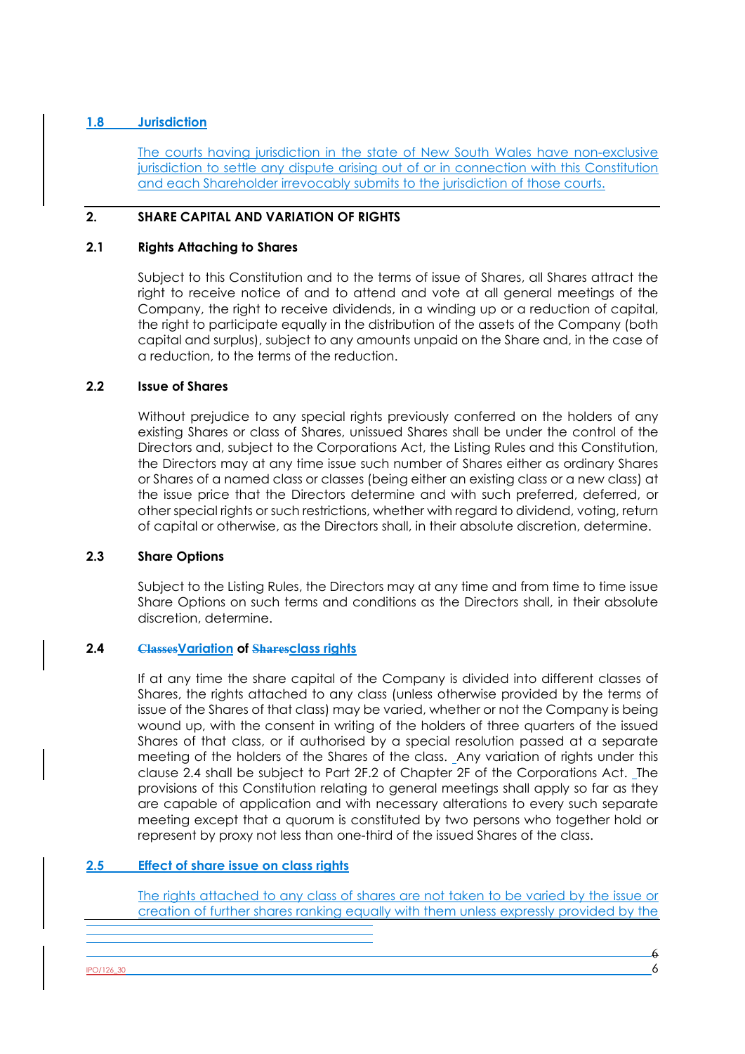### 1.8 Jurisdiction

The courts having jurisdiction in the state of New South Wales have non-exclusive jurisdiction to settle any dispute arising out of or in connection with this Constitution and each Shareholder irrevocably submits to the jurisdiction of those courts.

## 2. SHARE CAPITAL AND VARIATION OF RIGHTS

### 2.1 Rights Attaching to Shares

Subject to this Constitution and to the terms of issue of Shares, all Shares attract the right to receive notice of and to attend and vote at all general meetings of the Company, the right to receive dividends, in a winding up or a reduction of capital, the right to participate equally in the distribution of the assets of the Company (both capital and surplus), subject to any amounts unpaid on the Share and, in the case of a reduction, to the terms of the reduction.

### 2.2 Issue of Shares

Without prejudice to any special rights previously conferred on the holders of any existing Shares or class of Shares, unissued Shares shall be under the control of the Directors and, subject to the Corporations Act, the Listing Rules and this Constitution, the Directors may at any time issue such number of Shares either as ordinary Shares or Shares of a named class or classes (being either an existing class or a new class) at the issue price that the Directors determine and with such preferred, deferred, or other special rights or such restrictions, whether with regard to dividend, voting, return of capital or otherwise, as the Directors shall, in their absolute discretion, determine.

### 2.3 Share Options

Subject to the Listing Rules, the Directors may at any time and from time to time issue Share Options on such terms and conditions as the Directors shall, in their absolute discretion, determine.

### 2.4 ~~Classes~~Variation of ~~Shares~~class rights

If at any time the share capital of the Company is divided into different classes of Shares, the rights attached to any class (unless otherwise provided by the terms of issue of the Shares of that class) may be varied, whether or not the Company is being wound up, with the consent in writing of the holders of three quarters of the issued Shares of that class, or if authorised by a special resolution passed at a separate meeting of the holders of the Shares of the class. Any variation of rights under this clause 2.4 shall be subject to Part 2F.2 of Chapter 2F of the Corporations Act. The provisions of this Constitution relating to general meetings shall apply so far as they are capable of application and with necessary alterations to every such separate meeting except that a quorum is constituted by two persons who together hold or represent by proxy not less than one-third of the issued Shares of the class.

### 2.5 Effect of share issue on class rights

The rights attached to any class of shares are not taken to be varied by the issue or creation of further shares ranking equally with them unless expressly provided by the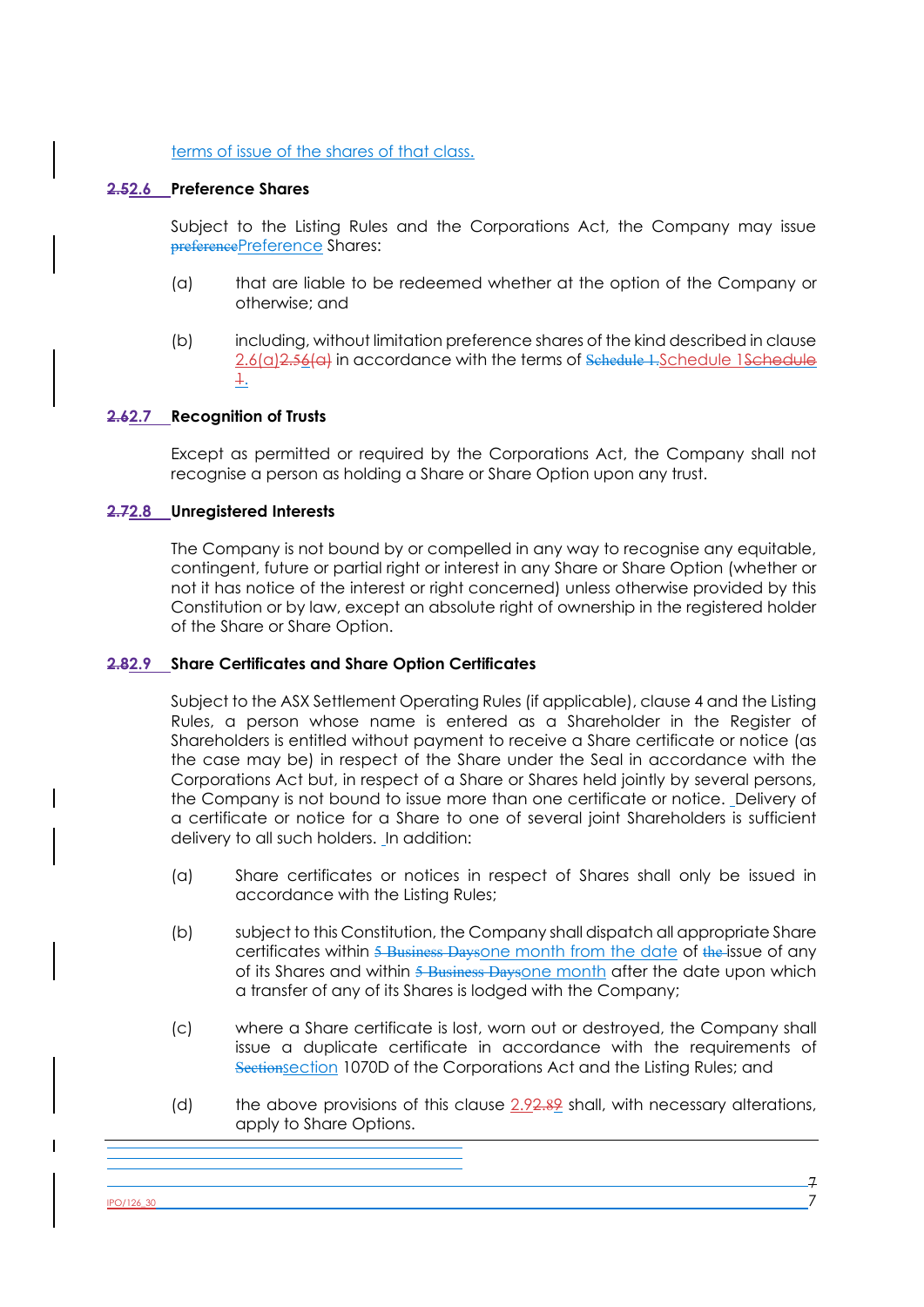terms of issue of the shares of that class.

### ~~2.5~~2.6 Preference Shares

Subject to the Listing Rules and the Corporations Act, the Company may issue ~~preference~~Preference Shares:

(a) that are liable to be redeemed whether at the option of the Company or otherwise; and

(b) including, without limitation preference shares of the kind described in clause 2.6(a)~~2.56(a)~~ in accordance with the terms of ~~Schedule 1.~~Schedule 1~~Schedule 1.~~

### ~~2.6~~2.7 Recognition of Trusts

Except as permitted or required by the Corporations Act, the Company shall not recognise a person as holding a Share or Share Option upon any trust.

### ~~2.7~~2.8 Unregistered Interests

The Company is not bound by or compelled in any way to recognise any equitable, contingent, future or partial right or interest in any Share or Share Option (whether or not it has notice of the interest or right concerned) unless otherwise provided by this Constitution or by law, except an absolute right of ownership in the registered holder of the Share or Share Option.

### ~~2.8~~2.9 Share Certificates and Share Option Certificates

Subject to the ASX Settlement Operating Rules (if applicable), clause 4 and the Listing Rules, a person whose name is entered as a Shareholder in the Register of Shareholders is entitled without payment to receive a Share certificate or notice (as the case may be) in respect of the Share under the Seal in accordance with the Corporations Act but, in respect of a Share or Shares held jointly by several persons, the Company is not bound to issue more than one certificate or notice. Delivery of a certificate or notice for a Share to one of several joint Shareholders is sufficient delivery to all such holders. In addition:

(a) Share certificates or notices in respect of Shares shall only be issued in accordance with the Listing Rules;

(b) subject to this Constitution, the Company shall dispatch all appropriate Share certificates within ~~5 Business Days~~one month from the date of ~~the~~ issue of any of its Shares and within ~~5 Business Days~~one month after the date upon which a transfer of any of its Shares is lodged with the Company;

(c) where a Share certificate is lost, worn out or destroyed, the Company shall issue a duplicate certificate in accordance with the requirements of ~~Section~~section 1070D of the Corporations Act and the Listing Rules; and

(d) the above provisions of this clause 2.9~~2.89~~ shall, with necessary alterations, apply to Share Options.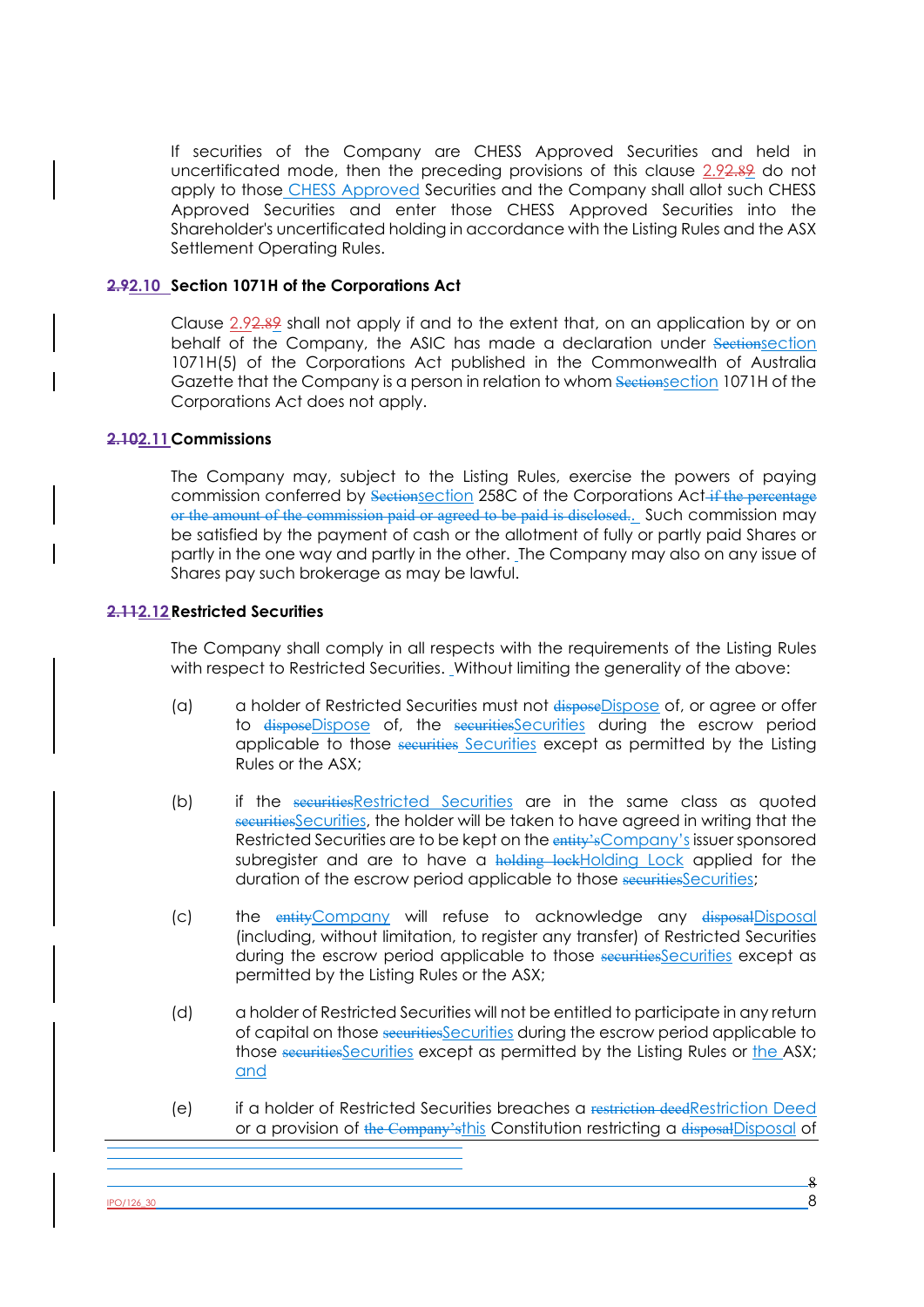If securities of the Company are CHESS Approved Securities and held in uncertificated mode, then the preceding provisions of this clause 2.92.89 do not apply to those CHESS Approved Securities and the Company shall allot such CHESS Approved Securities and enter those CHESS Approved Securities into the Shareholder's uncertificated holding in accordance with the Listing Rules and the ASX Settlement Operating Rules.

**~~2.9~~2.10 Section 1071H of the Corporations Act**

Clause 2.92.89 shall not apply if and to the extent that, on an application by or on behalf of the Company, the ASIC has made a declaration under ~~Section~~section 1071H(5) of the Corporations Act published in the Commonwealth of Australia Gazette that the Company is a person in relation to whom ~~Section~~section 1071H of the Corporations Act does not apply.

**~~2.10~~2.11 Commissions**

The Company may, subject to the Listing Rules, exercise the powers of paying commission conferred by ~~Section~~section 258C of the Corporations Act ~~if the percentage or the amount of the commission paid or agreed to be paid is disclosed.~~. Such commission may be satisfied by the payment of cash or the allotment of fully or partly paid Shares or partly in the one way and partly in the other. The Company may also on any issue of Shares pay such brokerage as may be lawful.

**~~2.11~~2.12 Restricted Securities**

The Company shall comply in all respects with the requirements of the Listing Rules with respect to Restricted Securities. Without limiting the generality of the above:

(a) a holder of Restricted Securities must not ~~dispose~~Dispose of, or agree or offer to ~~dispose~~Dispose of, the ~~securities~~Securities during the escrow period applicable to those ~~securities~~ Securities except as permitted by the Listing Rules or the ASX;

(b) if the ~~securities~~Restricted Securities are in the same class as quoted ~~securities~~Securities, the holder will be taken to have agreed in writing that the Restricted Securities are to be kept on the ~~entity's~~Company's issuer sponsored subregister and are to have a ~~holding lock~~Holding Lock applied for the duration of the escrow period applicable to those ~~securities~~Securities;

(c) the ~~entity~~Company will refuse to acknowledge any ~~disposal~~Disposal (including, without limitation, to register any transfer) of Restricted Securities during the escrow period applicable to those ~~securities~~Securities except as permitted by the Listing Rules or the ASX;

(d) a holder of Restricted Securities will not be entitled to participate in any return of capital on those ~~securities~~Securities during the escrow period applicable to those ~~securities~~Securities except as permitted by the Listing Rules or the ASX; and

(e) if a holder of Restricted Securities breaches a ~~restriction deed~~Restriction Deed or a provision of ~~the Company's~~this Constitution restricting a ~~disposal~~Disposal of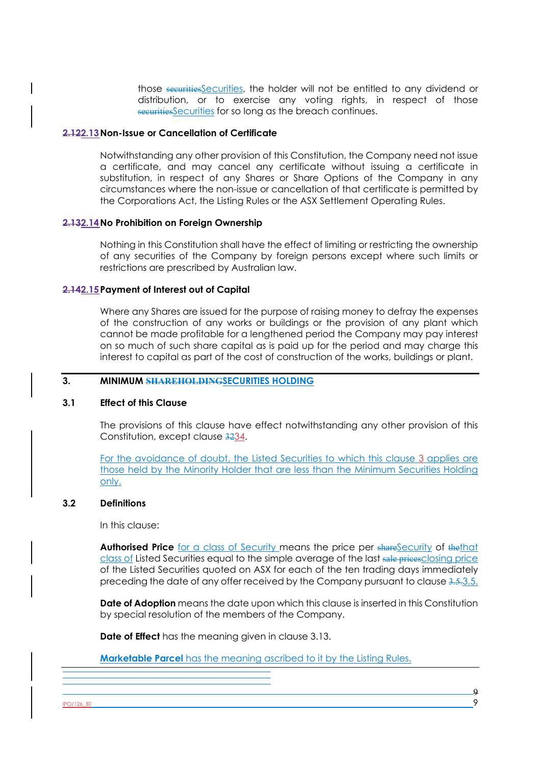those ~~securities~~Securities, the holder will not be entitled to any dividend or distribution, or to exercise any voting rights, in respect of those ~~securities~~Securities for so long as the breach continues.

### ~~2.12~~2.13 Non-Issue or Cancellation of Certificate

Notwithstanding any other provision of this Constitution, the Company need not issue a certificate, and may cancel any certificate without issuing a certificate in substitution, in respect of any Shares or Share Options of the Company in any circumstances where the non-issue or cancellation of that certificate is permitted by the Corporations Act, the Listing Rules or the ASX Settlement Operating Rules.

### ~~2.13~~2.14 No Prohibition on Foreign Ownership

Nothing in this Constitution shall have the effect of limiting or restricting the ownership of any securities of the Company by foreign persons except where such limits or restrictions are prescribed by Australian law.

### ~~2.14~~2.15 Payment of Interest out of Capital

Where any Shares are issued for the purpose of raising money to defray the expenses of the construction of any works or buildings or the provision of any plant which cannot be made profitable for a lengthened period the Company may pay interest on so much of such share capital as is paid up for the period and may charge this interest to capital as part of the cost of construction of the works, buildings or plant.

## 3. MINIMUM ~~SHAREHOLDING~~SECURITIES HOLDING

### 3.1 Effect of this Clause

The provisions of this clause have effect notwithstanding any other provision of this Constitution, except clause ~~32~~34.

For the avoidance of doubt, the Listed Securities to which this clause 3 applies are those held by the Minority Holder that are less than the Minimum Securities Holding only.

### 3.2 Definitions

In this clause:

**Authorised Price** for a class of Security means the price per ~~share~~Security of ~~the~~that class of Listed Securities equal to the simple average of the last ~~sale prices~~closing price of the Listed Securities quoted on ASX for each of the ten trading days immediately preceding the date of any offer received by the Company pursuant to clause ~~3.5.~~3.5.

**Date of Adoption** means the date upon which this clause is inserted in this Constitution by special resolution of the members of the Company.

**Date of Effect** has the meaning given in clause 3.13.

**Marketable Parcel** has the meaning ascribed to it by the Listing Rules.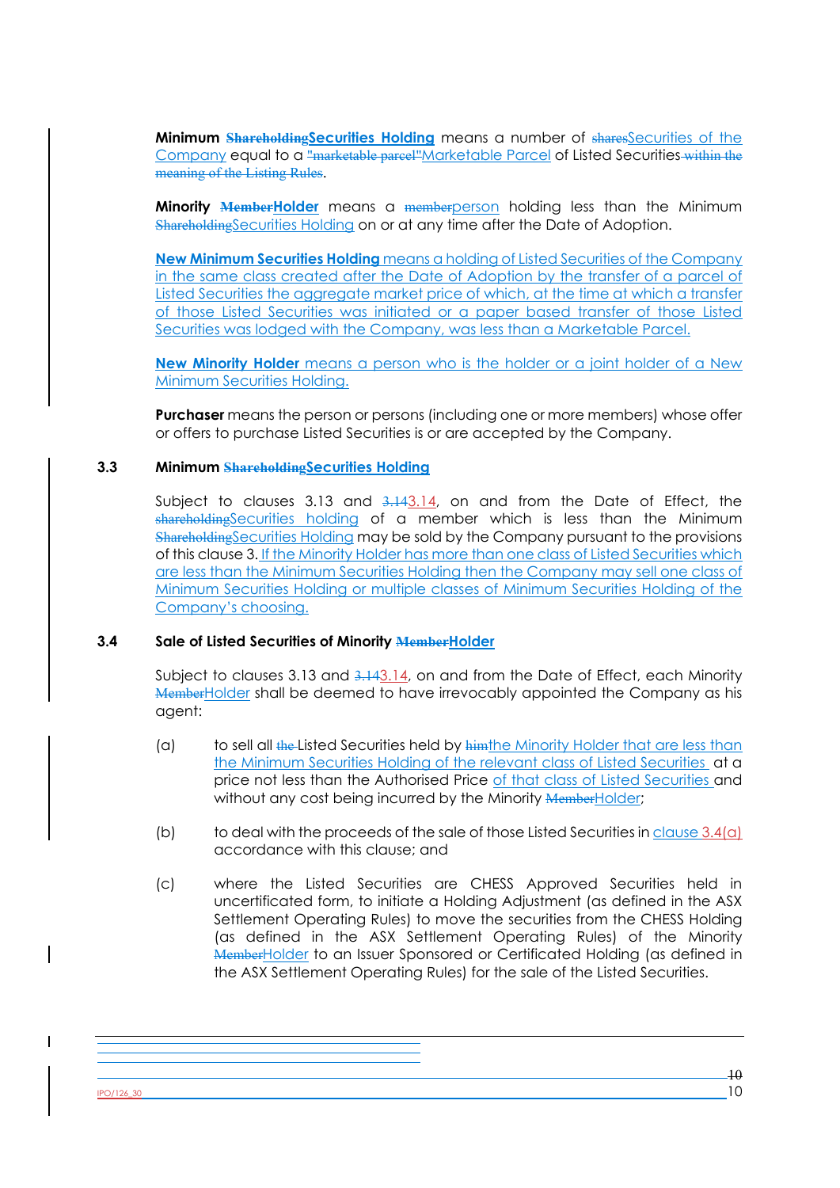**Minimum ~~Shareholding~~Securities Holding** means a number of ~~shares~~Securities of the Company equal to a ~~"marketable parcel"~~Marketable Parcel of Listed Securities ~~within the meaning of the Listing Rules~~.

**Minority ~~Member~~Holder** means a ~~member~~person holding less than the Minimum ~~Shareholding~~Securities Holding on or at any time after the Date of Adoption.

**New Minimum Securities Holding** means a holding of Listed Securities of the Company in the same class created after the Date of Adoption by the transfer of a parcel of Listed Securities the aggregate market price of which, at the time at which a transfer of those Listed Securities was initiated or a paper based transfer of those Listed Securities was lodged with the Company, was less than a Marketable Parcel.

**New Minority Holder** means a person who is the holder or a joint holder of a New Minimum Securities Holding.

**Purchaser** means the person or persons (including one or more members) whose offer or offers to purchase Listed Securities is or are accepted by the Company.

### 3.3 Minimum ~~Shareholding~~Securities Holding

Subject to clauses 3.13 and ~~3.14~~3.14, on and from the Date of Effect, the ~~shareholding~~Securities holding of a member which is less than the Minimum ~~Shareholding~~Securities Holding may be sold by the Company pursuant to the provisions of this clause 3. If the Minority Holder has more than one class of Listed Securities which are less than the Minimum Securities Holding then the Company may sell one class of Minimum Securities Holding or multiple classes of Minimum Securities Holding of the Company's choosing.

### 3.4 Sale of Listed Securities of Minority ~~Member~~Holder

Subject to clauses 3.13 and ~~3.14~~3.14, on and from the Date of Effect, each Minority ~~Member~~Holder shall be deemed to have irrevocably appointed the Company as his agent:

(a) to sell all ~~the~~ Listed Securities held by ~~him~~the Minority Holder that are less than the Minimum Securities Holding of the relevant class of Listed Securities at a price not less than the Authorised Price of that class of Listed Securities and without any cost being incurred by the Minority ~~Member~~Holder;

(b) to deal with the proceeds of the sale of those Listed Securities in clause 3.4(a) accordance with this clause; and

(c) where the Listed Securities are CHESS Approved Securities held in uncertificated form, to initiate a Holding Adjustment (as defined in the ASX Settlement Operating Rules) to move the securities from the CHESS Holding (as defined in the ASX Settlement Operating Rules) of the Minority ~~Member~~Holder to an Issuer Sponsored or Certificated Holding (as defined in the ASX Settlement Operating Rules) for the sale of the Listed Securities.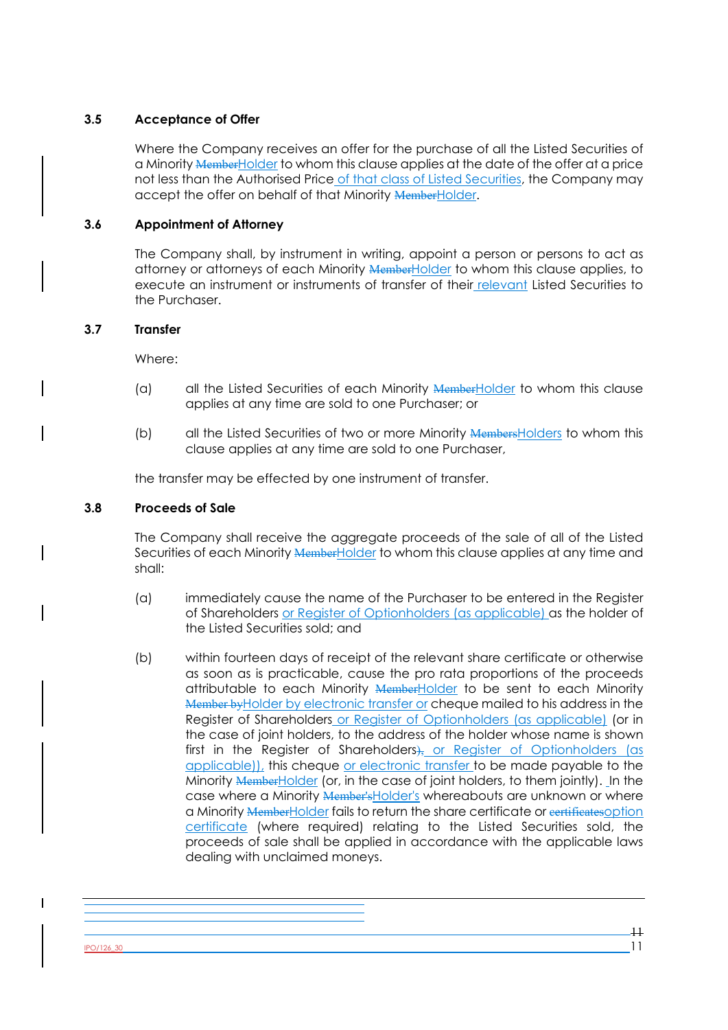### 3.5 Acceptance of Offer

Where the Company receives an offer for the purchase of all the Listed Securities of a Minority ~~Member~~Holder to whom this clause applies at the date of the offer at a price not less than the Authorised Price of that class of Listed Securities, the Company may accept the offer on behalf of that Minority ~~Member~~Holder.

### 3.6 Appointment of Attorney

The Company shall, by instrument in writing, appoint a person or persons to act as attorney or attorneys of each Minority ~~Member~~Holder to whom this clause applies, to execute an instrument or instruments of transfer of their relevant Listed Securities to the Purchaser.

### 3.7 Transfer

Where:

(a) all the Listed Securities of each Minority ~~Member~~Holder to whom this clause applies at any time are sold to one Purchaser; or

(b) all the Listed Securities of two or more Minority ~~Members~~Holders to whom this clause applies at any time are sold to one Purchaser,

the transfer may be effected by one instrument of transfer.

### 3.8 Proceeds of Sale

The Company shall receive the aggregate proceeds of the sale of all of the Listed Securities of each Minority ~~Member~~Holder to whom this clause applies at any time and shall:

(a) immediately cause the name of the Purchaser to be entered in the Register of Shareholders or Register of Optionholders (as applicable) as the holder of the Listed Securities sold; and

(b) within fourteen days of receipt of the relevant share certificate or otherwise as soon as is practicable, cause the pro rata proportions of the proceeds attributable to each Minority ~~Member~~Holder to be sent to each Minority ~~Member by~~Holder by electronic transfer or cheque mailed to his address in the Register of Shareholders or Register of Optionholders (as applicable) (or in the case of joint holders, to the address of the holder whose name is shown first in the Register of Shareholders~~),~~ or Register of Optionholders (as applicable)), this cheque or electronic transfer to be made payable to the Minority ~~Member~~Holder (or, in the case of joint holders, to them jointly). In the case where a Minority ~~Member's~~Holder's whereabouts are unknown or where a Minority ~~Member~~Holder fails to return the share certificate or ~~certificates~~option certificate (where required) relating to the Listed Securities sold, the proceeds of sale shall be applied in accordance with the applicable laws dealing with unclaimed moneys.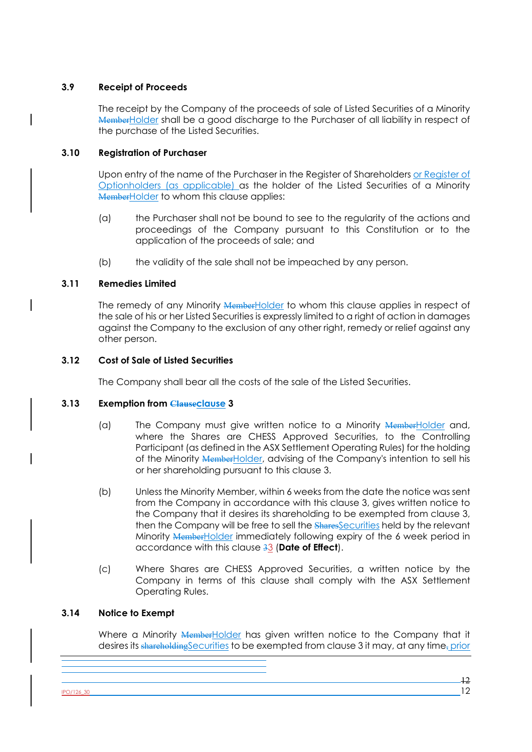### 3.9 Receipt of Proceeds

The receipt by the Company of the proceeds of sale of Listed Securities of a Minority ~~Member~~Holder shall be a good discharge to the Purchaser of all liability in respect of the purchase of the Listed Securities.

### 3.10 Registration of Purchaser

Upon entry of the name of the Purchaser in the Register of Shareholders or Register of Optionholders (as applicable) as the holder of the Listed Securities of a Minority ~~Member~~Holder to whom this clause applies:

(a) the Purchaser shall not be bound to see to the regularity of the actions and proceedings of the Company pursuant to this Constitution or to the application of the proceeds of sale; and

(b) the validity of the sale shall not be impeached by any person.

### 3.11 Remedies Limited

The remedy of any Minority ~~Member~~Holder to whom this clause applies in respect of the sale of his or her Listed Securities is expressly limited to a right of action in damages against the Company to the exclusion of any other right, remedy or relief against any other person.

### 3.12 Cost of Sale of Listed Securities

The Company shall bear all the costs of the sale of the Listed Securities.

### 3.13 Exemption from ~~Clause~~clause 3

(a) The Company must give written notice to a Minority ~~Member~~Holder and, where the Shares are CHESS Approved Securities, to the Controlling Participant (as defined in the ASX Settlement Operating Rules) for the holding of the Minority ~~Member~~Holder, advising of the Company's intention to sell his or her shareholding pursuant to this clause 3.

(b) Unless the Minority Member, within 6 weeks from the date the notice was sent from the Company in accordance with this clause 3, gives written notice to the Company that it desires its shareholding to be exempted from clause 3, then the Company will be free to sell the ~~Shares~~Securities held by the relevant Minority ~~Member~~Holder immediately following expiry of the 6 week period in accordance with this clause ~~3~~3 (**Date of Effect**).

(c) Where Shares are CHESS Approved Securities, a written notice by the Company in terms of this clause shall comply with the ASX Settlement Operating Rules.

### 3.14 Notice to Exempt

Where a Minority ~~Member~~Holder has given written notice to the Company that it desires its ~~shareholding~~Securities to be exempted from clause 3 it may, at any time~~,~~ prior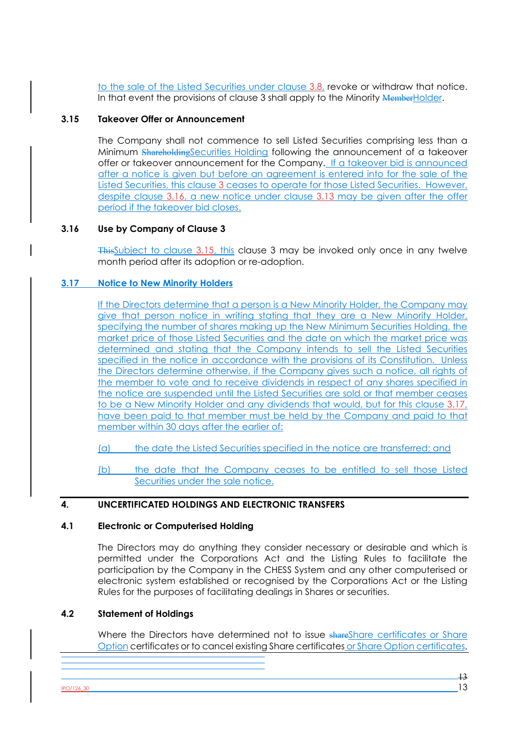to the sale of the Listed Securities under clause 3.8, revoke or withdraw that notice. In that event the provisions of clause 3 shall apply to the Minority ~~Member~~Holder.

### 3.15 Takeover Offer or Announcement

The Company shall not commence to sell Listed Securities comprising less than a Minimum ~~Shareholding~~Securities Holding following the announcement of a takeover offer or takeover announcement for the Company. If a takeover bid is announced after a notice is given but before an agreement is entered into for the sale of the Listed Securities, this clause 3 ceases to operate for those Listed Securities. However, despite clause 3.16, a new notice under clause 3.13 may be given after the offer period if the takeover bid closes.

### 3.16 Use by Company of Clause 3

~~This~~Subject to clause 3.15, this clause 3 may be invoked only once in any twelve month period after its adoption or re-adoption.

### 3.17 Notice to New Minority Holders

If the Directors determine that a person is a New Minority Holder, the Company may give that person notice in writing stating that they are a New Minority Holder, specifying the number of shares making up the New Minimum Securities Holding, the market price of those Listed Securities and the date on which the market price was determined and stating that the Company intends to sell the Listed Securities specified in the notice in accordance with the provisions of its Constitution. Unless the Directors determine otherwise, if the Company gives such a notice, all rights of the member to vote and to receive dividends in respect of any shares specified in the notice are suspended until the Listed Securities are sold or that member ceases to be a New Minority Holder and any dividends that would, but for this clause 3.17, have been paid to that member must be held by the Company and paid to that member within 30 days after the earlier of:

(a) the date the Listed Securities specified in the notice are transferred; and

(b) the date that the Company ceases to be entitled to sell those Listed Securities under the sale notice.

## 4. UNCERTIFICATED HOLDINGS AND ELECTRONIC TRANSFERS

### 4.1 Electronic or Computerised Holding

The Directors may do anything they consider necessary or desirable and which is permitted under the Corporations Act and the Listing Rules to facilitate the participation by the Company in the CHESS System and any other computerised or electronic system established or recognised by the Corporations Act or the Listing Rules for the purposes of facilitating dealings in Shares or securities.

### 4.2 Statement of Holdings

Where the Directors have determined not to issue ~~share~~Share certificates or Share Option certificates or to cancel existing Share certificates or Share Option certificates,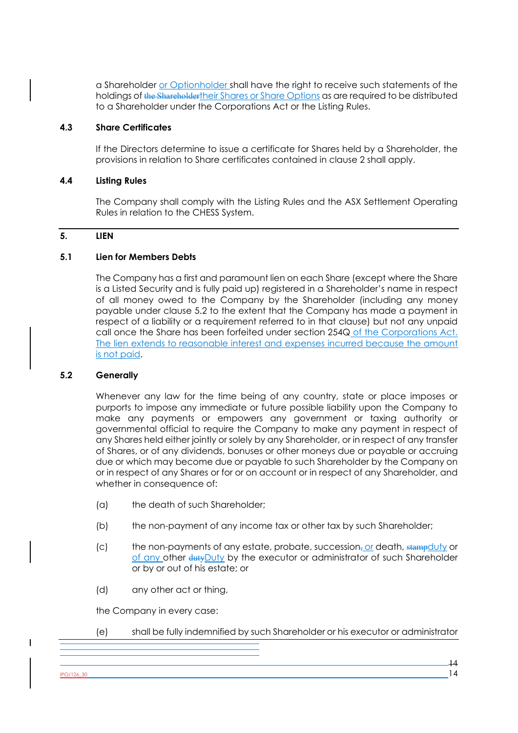a Shareholder or Optionholder shall have the right to receive such statements of the holdings of ~~the Shareholder~~their Shares or Share Options as are required to be distributed to a Shareholder under the Corporations Act or the Listing Rules.

### 4.3 Share Certificates

If the Directors determine to issue a certificate for Shares held by a Shareholder, the provisions in relation to Share certificates contained in clause 2 shall apply.

### 4.4 Listing Rules

The Company shall comply with the Listing Rules and the ASX Settlement Operating Rules in relation to the CHESS System.

## 5. LIEN

### 5.1 Lien for Members Debts

The Company has a first and paramount lien on each Share (except where the Share is a Listed Security and is fully paid up) registered in a Shareholder's name in respect of all money owed to the Company by the Shareholder (including any money payable under clause 5.2 to the extent that the Company has made a payment in respect of a liability or a requirement referred to in that clause) but not any unpaid call once the Share has been forfeited under section 254Q of the Corporations Act. The lien extends to reasonable interest and expenses incurred because the amount is not paid.

### 5.2 Generally

Whenever any law for the time being of any country, state or place imposes or purports to impose any immediate or future possible liability upon the Company to make any payments or empowers any government or taxing authority or governmental official to require the Company to make any payment in respect of any Shares held either jointly or solely by any Shareholder, or in respect of any transfer of Shares, or of any dividends, bonuses or other moneys due or payable or accruing due or which may become due or payable to such Shareholder by the Company on or in respect of any Shares or for or on account or in respect of any Shareholder, and whether in consequence of:

(a) the death of such Shareholder;

(b) the non-payment of any income tax or other tax by such Shareholder;

(c) the non-payments of any estate, probate, succession~~,~~ or death, ~~stamp~~duty or of any other ~~duty~~Duty by the executor or administrator of such Shareholder or by or out of his estate; or

(d) any other act or thing,

the Company in every case:

(e) shall be fully indemnified by such Shareholder or his executor or administrator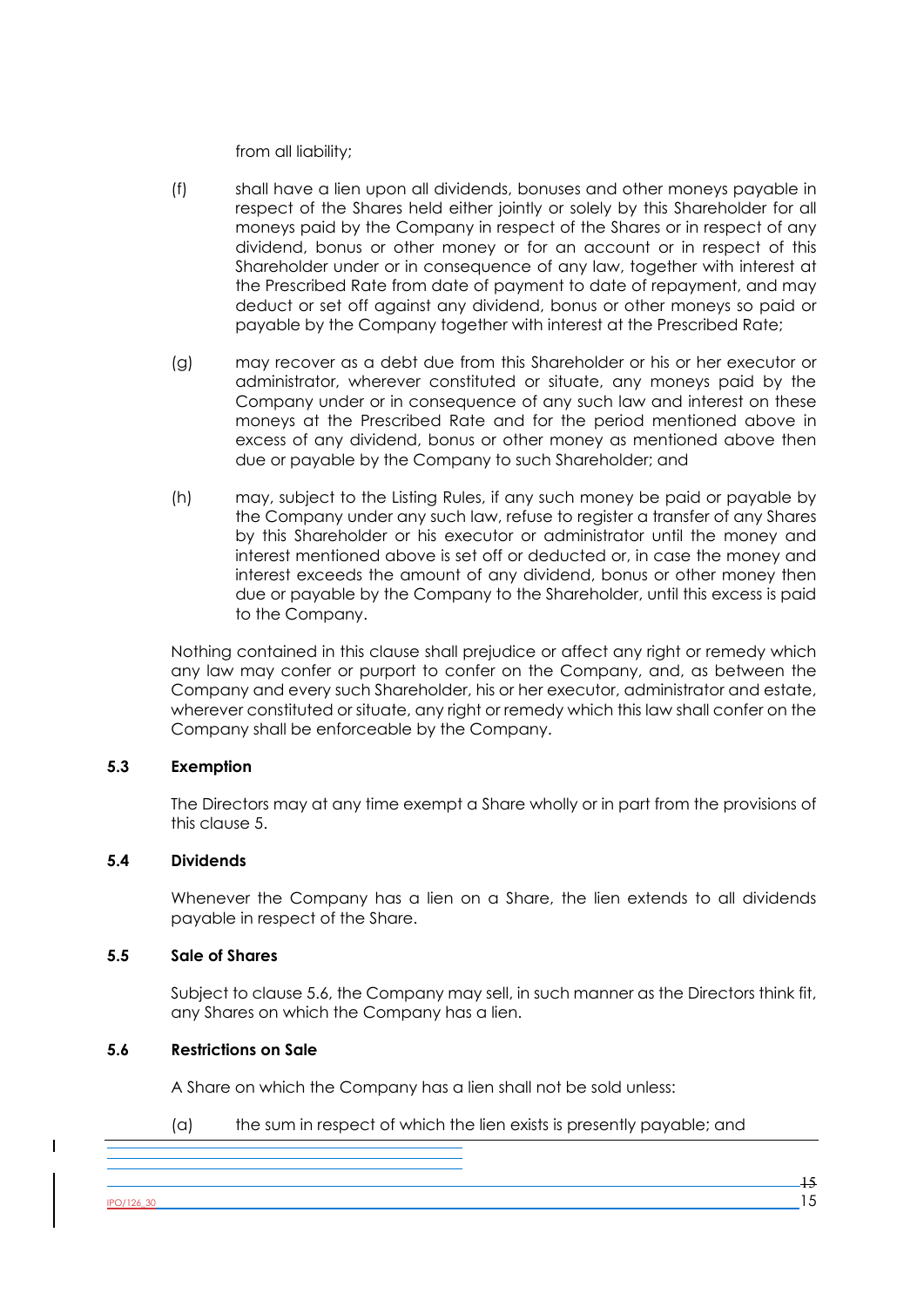from all liability;

(f) shall have a lien upon all dividends, bonuses and other moneys payable in respect of the Shares held either jointly or solely by this Shareholder for all moneys paid by the Company in respect of the Shares or in respect of any dividend, bonus or other money or for an account or in respect of this Shareholder under or in consequence of any law, together with interest at the Prescribed Rate from date of payment to date of repayment, and may deduct or set off against any dividend, bonus or other moneys so paid or payable by the Company together with interest at the Prescribed Rate;

(g) may recover as a debt due from this Shareholder or his or her executor or administrator, wherever constituted or situate, any moneys paid by the Company under or in consequence of any such law and interest on these moneys at the Prescribed Rate and for the period mentioned above in excess of any dividend, bonus or other money as mentioned above then due or payable by the Company to such Shareholder; and

(h) may, subject to the Listing Rules, if any such money be paid or payable by the Company under any such law, refuse to register a transfer of any Shares by this Shareholder or his executor or administrator until the money and interest mentioned above is set off or deducted or, in case the money and interest exceeds the amount of any dividend, bonus or other money then due or payable by the Company to the Shareholder, until this excess is paid to the Company.

Nothing contained in this clause shall prejudice or affect any right or remedy which any law may confer or purport to confer on the Company, and, as between the Company and every such Shareholder, his or her executor, administrator and estate, wherever constituted or situate, any right or remedy which this law shall confer on the Company shall be enforceable by the Company.

### 5.3 Exemption

The Directors may at any time exempt a Share wholly or in part from the provisions of this clause 5.

### 5.4 Dividends

Whenever the Company has a lien on a Share, the lien extends to all dividends payable in respect of the Share.

### 5.5 Sale of Shares

Subject to clause 5.6, the Company may sell, in such manner as the Directors think fit, any Shares on which the Company has a lien.

### 5.6 Restrictions on Sale

A Share on which the Company has a lien shall not be sold unless:

(a) the sum in respect of which the lien exists is presently payable; and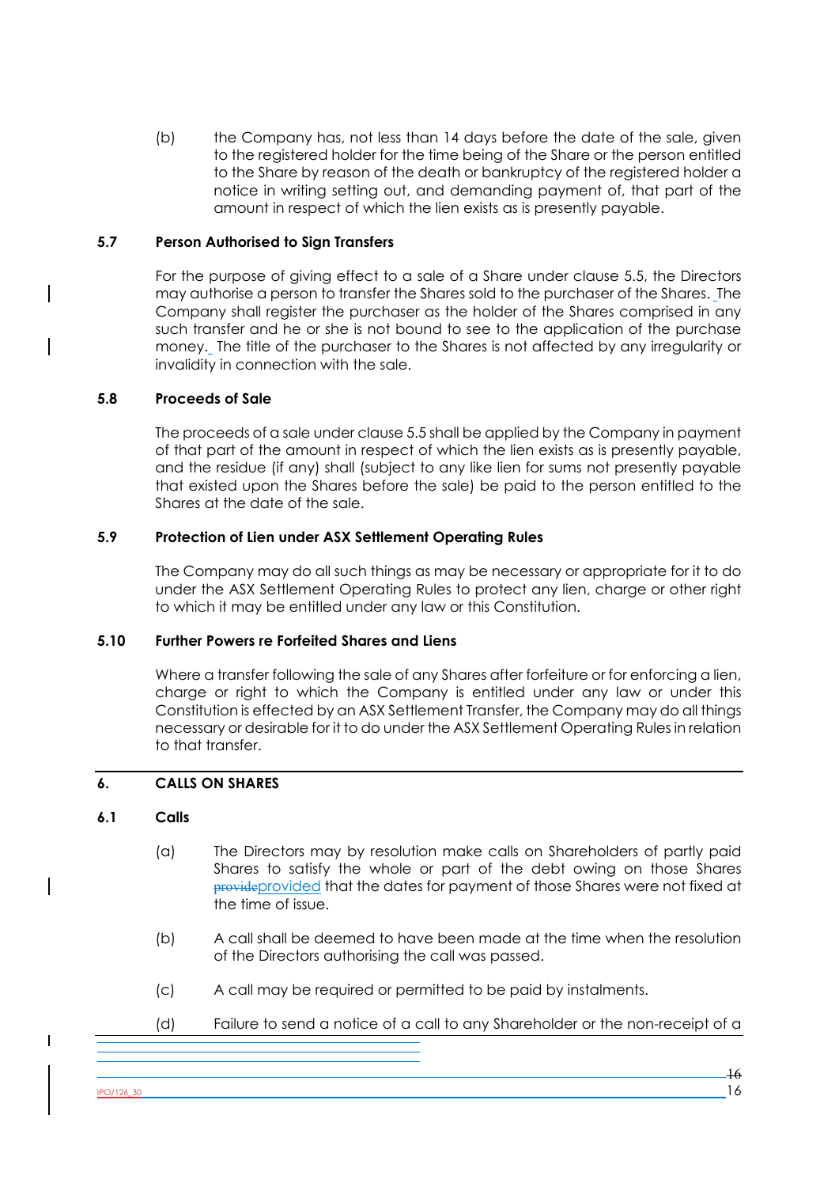(b) the Company has, not less than 14 days before the date of the sale, given to the registered holder for the time being of the Share or the person entitled to the Share by reason of the death or bankruptcy of the registered holder a notice in writing setting out, and demanding payment of, that part of the amount in respect of which the lien exists as is presently payable.

### 5.7 Person Authorised to Sign Transfers

For the purpose of giving effect to a sale of a Share under clause 5.5, the Directors may authorise a person to transfer the Shares sold to the purchaser of the Shares. The Company shall register the purchaser as the holder of the Shares comprised in any such transfer and he or she is not bound to see to the application of the purchase money. The title of the purchaser to the Shares is not affected by any irregularity or invalidity in connection with the sale.

### 5.8 Proceeds of Sale

The proceeds of a sale under clause 5.5 shall be applied by the Company in payment of that part of the amount in respect of which the lien exists as is presently payable, and the residue (if any) shall (subject to any like lien for sums not presently payable that existed upon the Shares before the sale) be paid to the person entitled to the Shares at the date of the sale.

### 5.9 Protection of Lien under ASX Settlement Operating Rules

The Company may do all such things as may be necessary or appropriate for it to do under the ASX Settlement Operating Rules to protect any lien, charge or other right to which it may be entitled under any law or this Constitution.

### 5.10 Further Powers re Forfeited Shares and Liens

Where a transfer following the sale of any Shares after forfeiture or for enforcing a lien, charge or right to which the Company is entitled under any law or under this Constitution is effected by an ASX Settlement Transfer, the Company may do all things necessary or desirable for it to do under the ASX Settlement Operating Rules in relation to that transfer.

## 6. CALLS ON SHARES

### 6.1 Calls

(a) The Directors may by resolution make calls on Shareholders of partly paid Shares to satisfy the whole or part of the debt owing on those Shares provided that the dates for payment of those Shares were not fixed at the time of issue.

(b) A call shall be deemed to have been made at the time when the resolution of the Directors authorising the call was passed.

(c) A call may be required or permitted to be paid by instalments.

(d) Failure to send a notice of a call to any Shareholder or the non-receipt of a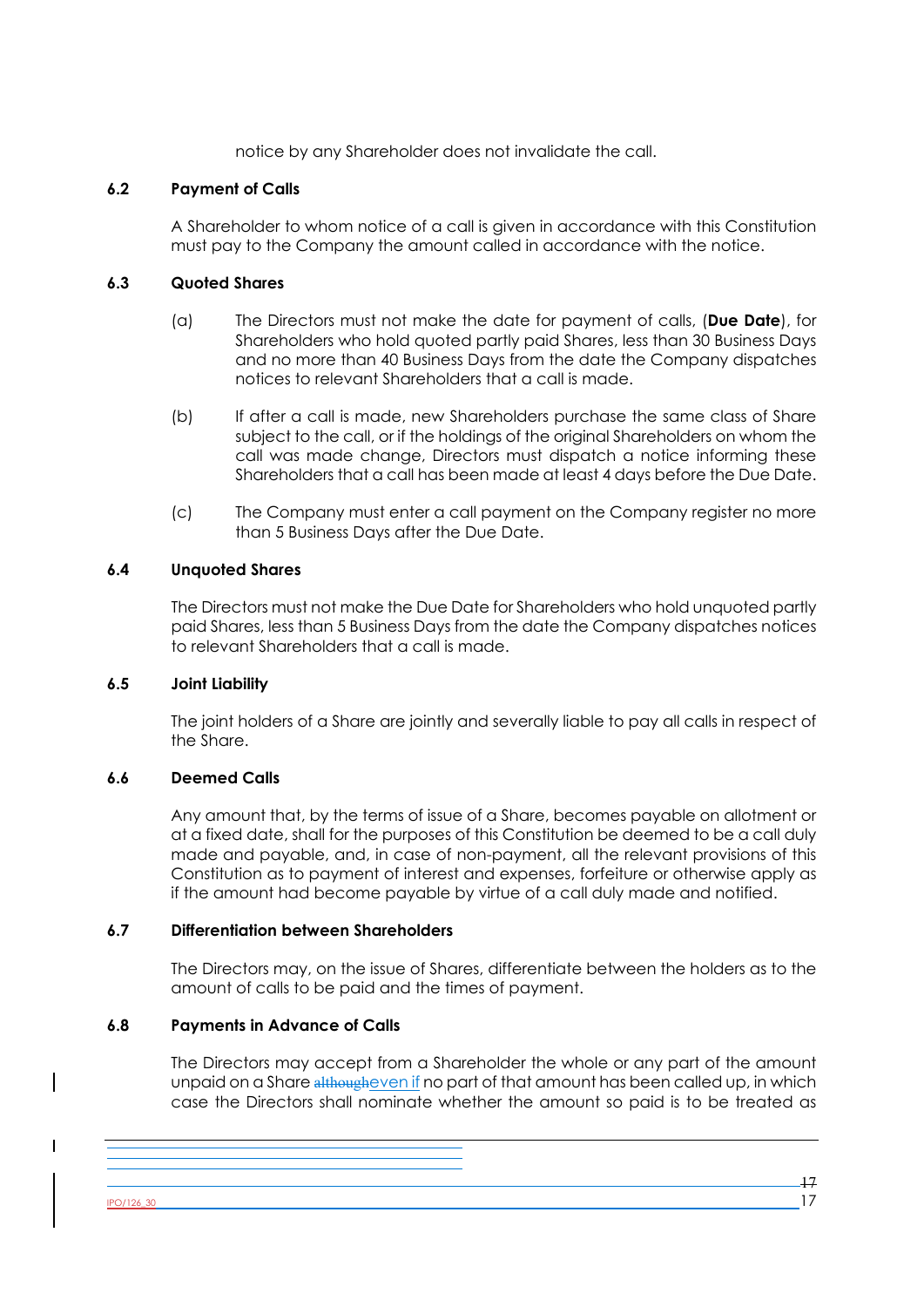notice by any Shareholder does not invalidate the call.

### 6.2 Payment of Calls

A Shareholder to whom notice of a call is given in accordance with this Constitution must pay to the Company the amount called in accordance with the notice.

### 6.3 Quoted Shares

(a) The Directors must not make the date for payment of calls, (**Due Date**), for Shareholders who hold quoted partly paid Shares, less than 30 Business Days and no more than 40 Business Days from the date the Company dispatches notices to relevant Shareholders that a call is made.

(b) If after a call is made, new Shareholders purchase the same class of Share subject to the call, or if the holdings of the original Shareholders on whom the call was made change, Directors must dispatch a notice informing these Shareholders that a call has been made at least 4 days before the Due Date.

(c) The Company must enter a call payment on the Company register no more than 5 Business Days after the Due Date.

### 6.4 Unquoted Shares

The Directors must not make the Due Date for Shareholders who hold unquoted partly paid Shares, less than 5 Business Days from the date the Company dispatches notices to relevant Shareholders that a call is made.

### 6.5 Joint Liability

The joint holders of a Share are jointly and severally liable to pay all calls in respect of the Share.

### 6.6 Deemed Calls

Any amount that, by the terms of issue of a Share, becomes payable on allotment or at a fixed date, shall for the purposes of this Constitution be deemed to be a call duly made and payable, and, in case of non-payment, all the relevant provisions of this Constitution as to payment of interest and expenses, forfeiture or otherwise apply as if the amount had become payable by virtue of a call duly made and notified.

### 6.7 Differentiation between Shareholders

The Directors may, on the issue of Shares, differentiate between the holders as to the amount of calls to be paid and the times of payment.

### 6.8 Payments in Advance of Calls

The Directors may accept from a Shareholder the whole or any part of the amount unpaid on a Share ~~although~~even if no part of that amount has been called up, in which case the Directors shall nominate whether the amount so paid is to be treated as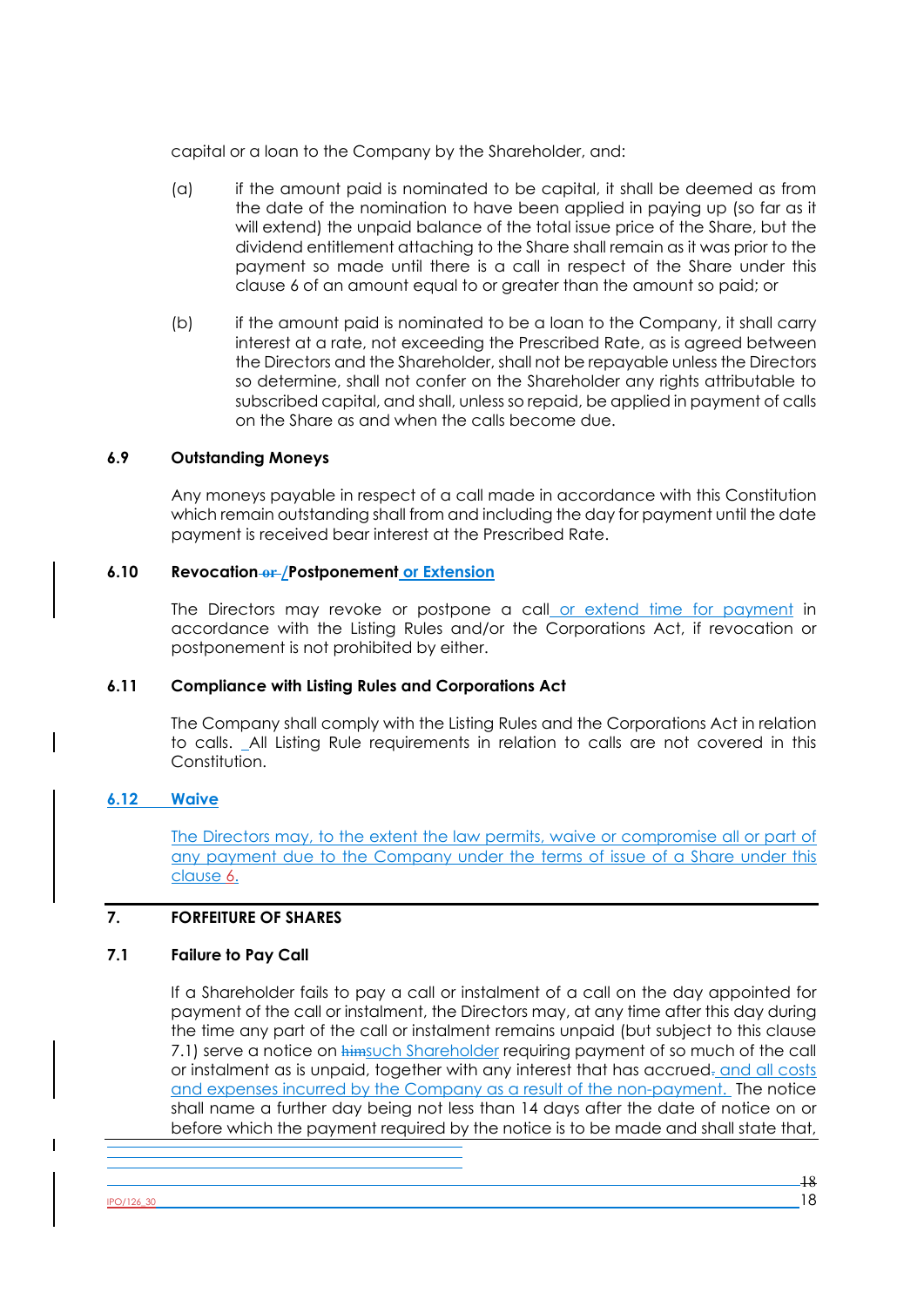capital or a loan to the Company by the Shareholder, and:

(a) if the amount paid is nominated to be capital, it shall be deemed as from the date of the nomination to have been applied in paying up (so far as it will extend) the unpaid balance of the total issue price of the Share, but the dividend entitlement attaching to the Share shall remain as it was prior to the payment so made until there is a call in respect of the Share under this clause 6 of an amount equal to or greater than the amount so paid; or

(b) if the amount paid is nominated to be a loan to the Company, it shall carry interest at a rate, not exceeding the Prescribed Rate, as is agreed between the Directors and the Shareholder, shall not be repayable unless the Directors so determine, shall not confer on the Shareholder any rights attributable to subscribed capital, and shall, unless so repaid, be applied in payment of calls on the Share as and when the calls become due.

### 6.9 Outstanding Moneys

Any moneys payable in respect of a call made in accordance with this Constitution which remain outstanding shall from and including the day for payment until the date payment is received bear interest at the Prescribed Rate.

### 6.10 Revocation ~~or~~ /Postponement or Extension

The Directors may revoke or postpone a call or extend time for payment in accordance with the Listing Rules and/or the Corporations Act, if revocation or postponement is not prohibited by either.

### 6.11 Compliance with Listing Rules and Corporations Act

The Company shall comply with the Listing Rules and the Corporations Act in relation to calls. All Listing Rule requirements in relation to calls are not covered in this Constitution.

### 6.12 Waive

The Directors may, to the extent the law permits, waive or compromise all or part of any payment due to the Company under the terms of issue of a Share under this clause 6.

## 7. FORFEITURE OF SHARES

### 7.1 Failure to Pay Call

If a Shareholder fails to pay a call or instalment of a call on the day appointed for payment of the call or instalment, the Directors may, at any time after this day during the time any part of the call or instalment remains unpaid (but subject to this clause 7.1) serve a notice on ~~him~~such Shareholder requiring payment of so much of the call or instalment as is unpaid, together with any interest that has accrued~~.~~ and all costs and expenses incurred by the Company as a result of the non-payment. The notice shall name a further day being not less than 14 days after the date of notice on or before which the payment required by the notice is to be made and shall state that,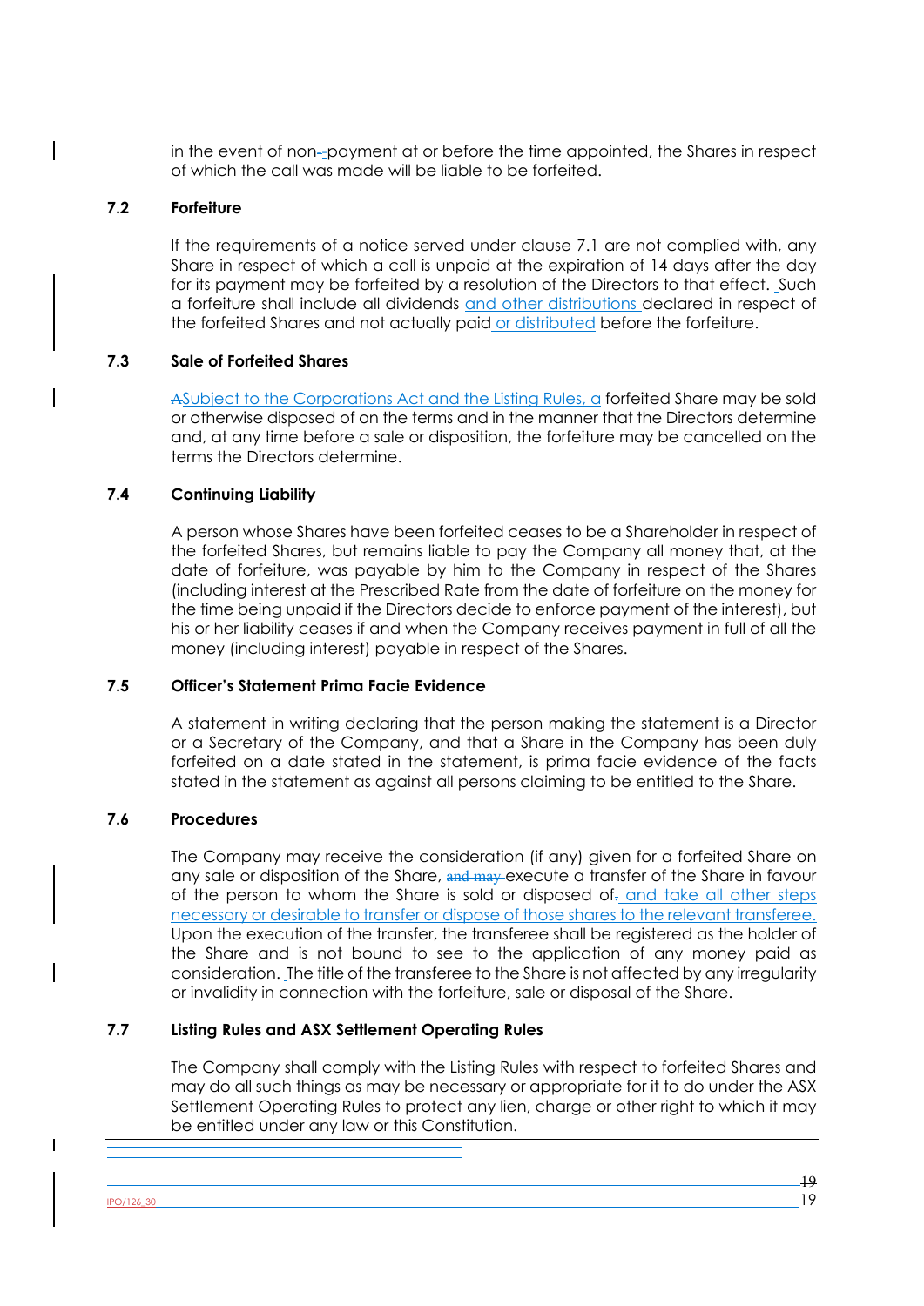in the event of non-payment at or before the time appointed, the Shares in respect of which the call was made will be liable to be forfeited.

### 7.2 Forfeiture

If the requirements of a notice served under clause 7.1 are not complied with, any Share in respect of which a call is unpaid at the expiration of 14 days after the day for its payment may be forfeited by a resolution of the Directors to that effect. Such a forfeiture shall include all dividends and other distributions declared in respect of the forfeited Shares and not actually paid or distributed before the forfeiture.

### 7.3 Sale of Forfeited Shares

Subject to the Corporations Act and the Listing Rules, a forfeited Share may be sold or otherwise disposed of on the terms and in the manner that the Directors determine and, at any time before a sale or disposition, the forfeiture may be cancelled on the terms the Directors determine.

### 7.4 Continuing Liability

A person whose Shares have been forfeited ceases to be a Shareholder in respect of the forfeited Shares, but remains liable to pay the Company all money that, at the date of forfeiture, was payable by him to the Company in respect of the Shares (including interest at the Prescribed Rate from the date of forfeiture on the money for the time being unpaid if the Directors decide to enforce payment of the interest), but his or her liability ceases if and when the Company receives payment in full of all the money (including interest) payable in respect of the Shares.

### 7.5 Officer's Statement Prima Facie Evidence

A statement in writing declaring that the person making the statement is a Director or a Secretary of the Company, and that a Share in the Company has been duly forfeited on a date stated in the statement, is prima facie evidence of the facts stated in the statement as against all persons claiming to be entitled to the Share.

### 7.6 Procedures

The Company may receive the consideration (if any) given for a forfeited Share on any sale or disposition of the Share, execute a transfer of the Share in favour of the person to whom the Share is sold or disposed of and take all other steps necessary or desirable to transfer or dispose of those shares to the relevant transferee. Upon the execution of the transfer, the transferee shall be registered as the holder of the Share and is not bound to see to the application of any money paid as consideration. The title of the transferee to the Share is not affected by any irregularity or invalidity in connection with the forfeiture, sale or disposal of the Share.

### 7.7 Listing Rules and ASX Settlement Operating Rules

The Company shall comply with the Listing Rules with respect to forfeited Shares and may do all such things as may be necessary or appropriate for it to do under the ASX Settlement Operating Rules to protect any lien, charge or other right to which it may be entitled under any law or this Constitution.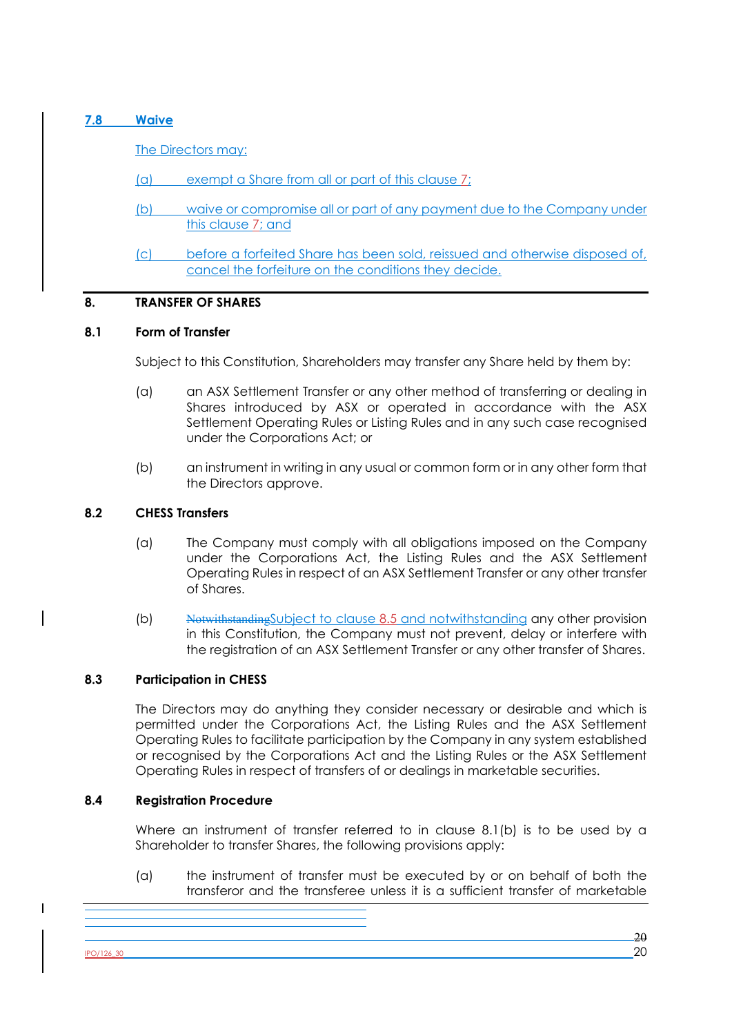### 7.8 Waive

The Directors may:

(a) exempt a Share from all or part of this clause 7;

(b) waive or compromise all or part of any payment due to the Company under this clause 7; and

(c) before a forfeited Share has been sold, reissued and otherwise disposed of, cancel the forfeiture on the conditions they decide.

## 8. TRANSFER OF SHARES

### 8.1 Form of Transfer

Subject to this Constitution, Shareholders may transfer any Share held by them by:

(a) an ASX Settlement Transfer or any other method of transferring or dealing in Shares introduced by ASX or operated in accordance with the ASX Settlement Operating Rules or Listing Rules and in any such case recognised under the Corporations Act; or

(b) an instrument in writing in any usual or common form or in any other form that the Directors approve.

### 8.2 CHESS Transfers

(a) The Company must comply with all obligations imposed on the Company under the Corporations Act, the Listing Rules and the ASX Settlement Operating Rules in respect of an ASX Settlement Transfer or any other transfer of Shares.

(b) ~~Notwithstanding~~Subject to clause 8.5 and notwithstanding any other provision in this Constitution, the Company must not prevent, delay or interfere with the registration of an ASX Settlement Transfer or any other transfer of Shares.

### 8.3 Participation in CHESS

The Directors may do anything they consider necessary or desirable and which is permitted under the Corporations Act, the Listing Rules and the ASX Settlement Operating Rules to facilitate participation by the Company in any system established or recognised by the Corporations Act and the Listing Rules or the ASX Settlement Operating Rules in respect of transfers of or dealings in marketable securities.

### 8.4 Registration Procedure

Where an instrument of transfer referred to in clause 8.1(b) is to be used by a Shareholder to transfer Shares, the following provisions apply:

(a) the instrument of transfer must be executed by or on behalf of both the transferor and the transferee unless it is a sufficient transfer of marketable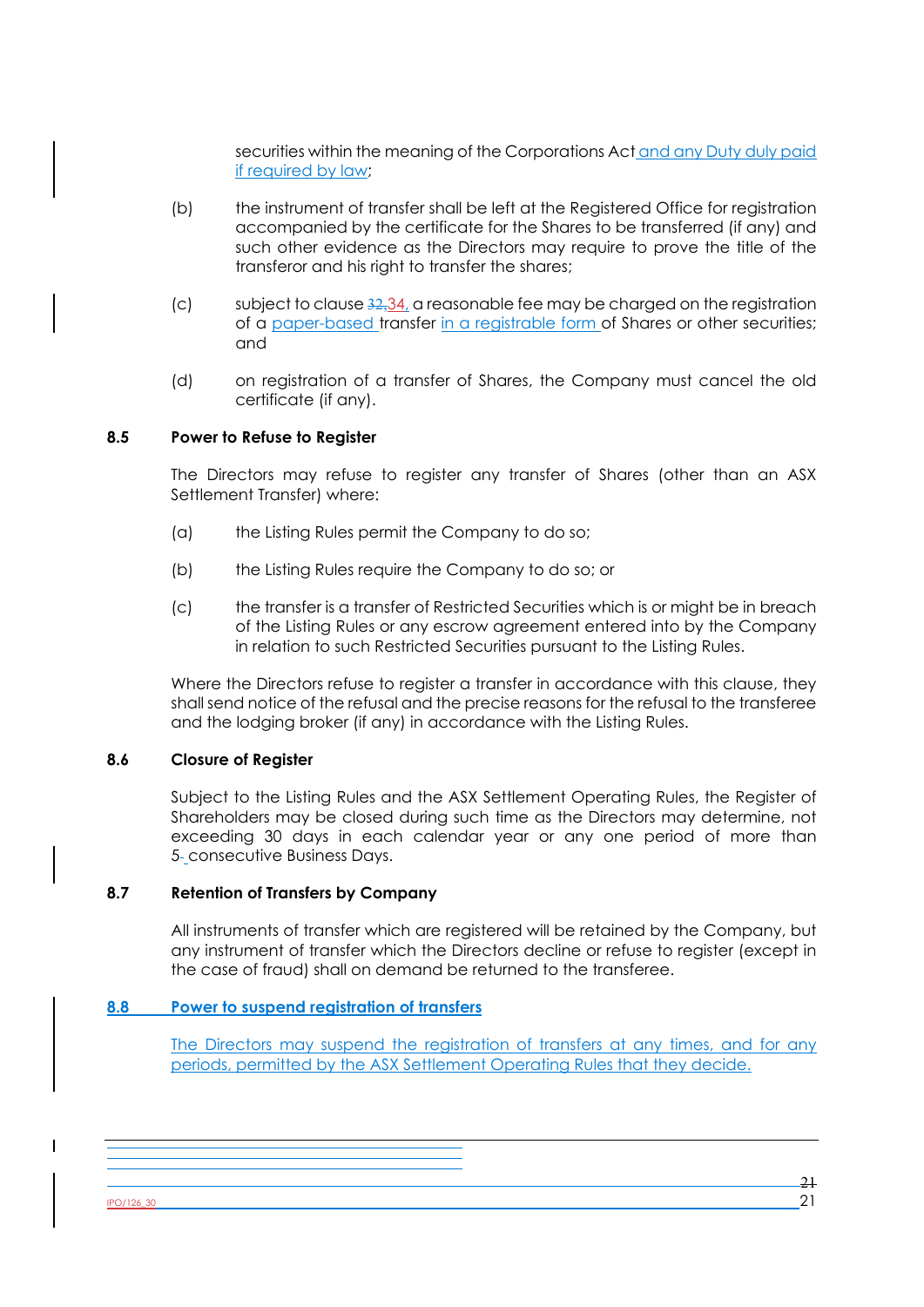securities within the meaning of the Corporations Act and any Duty duly paid if required by law;

(b) the instrument of transfer shall be left at the Registered Office for registration accompanied by the certificate for the Shares to be transferred (if any) and such other evidence as the Directors may require to prove the title of the transferor and his right to transfer the shares;

(c) subject to clause ~~32,~~34, a reasonable fee may be charged on the registration of a paper-based transfer in a registrable form of Shares or other securities; and

(d) on registration of a transfer of Shares, the Company must cancel the old certificate (if any).

### 8.5 Power to Refuse to Register

The Directors may refuse to register any transfer of Shares (other than an ASX Settlement Transfer) where:

(a) the Listing Rules permit the Company to do so;

(b) the Listing Rules require the Company to do so; or

(c) the transfer is a transfer of Restricted Securities which is or might be in breach of the Listing Rules or any escrow agreement entered into by the Company in relation to such Restricted Securities pursuant to the Listing Rules.

Where the Directors refuse to register a transfer in accordance with this clause, they shall send notice of the refusal and the precise reasons for the refusal to the transferee and the lodging broker (if any) in accordance with the Listing Rules.

### 8.6 Closure of Register

Subject to the Listing Rules and the ASX Settlement Operating Rules, the Register of Shareholders may be closed during such time as the Directors may determine, not exceeding 30 days in each calendar year or any one period of more than 5 consecutive Business Days.

### 8.7 Retention of Transfers by Company

All instruments of transfer which are registered will be retained by the Company, but any instrument of transfer which the Directors decline or refuse to register (except in the case of fraud) shall on demand be returned to the transferee.

### 8.8 Power to suspend registration of transfers

The Directors may suspend the registration of transfers at any times, and for any periods, permitted by the ASX Settlement Operating Rules that they decide.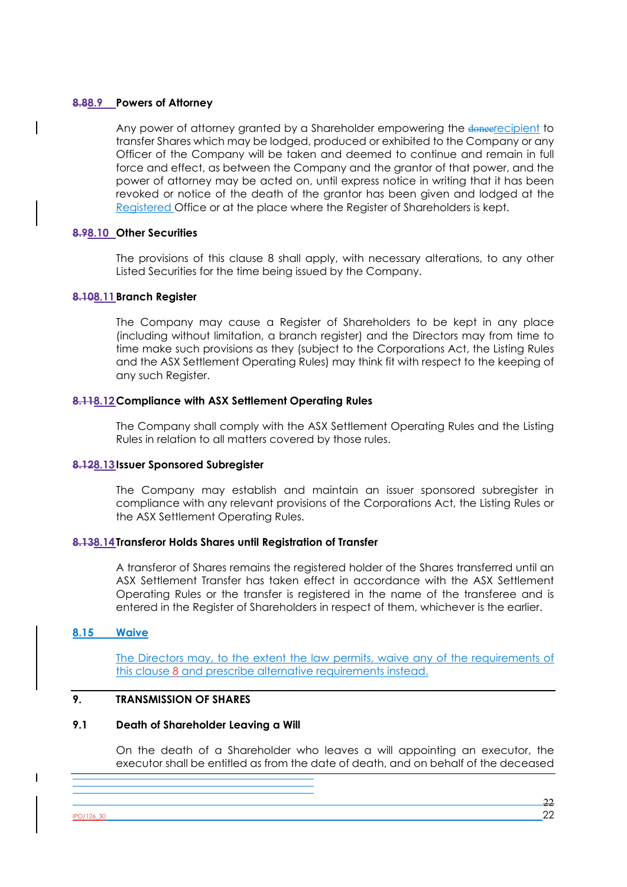### ~~8.8~~8.9 Powers of Attorney

Any power of attorney granted by a Shareholder empowering the ~~donee~~recipient to transfer Shares which may be lodged, produced or exhibited to the Company or any Officer of the Company will be taken and deemed to continue and remain in full force and effect, as between the Company and the grantor of that power, and the power of attorney may be acted on, until express notice in writing that it has been revoked or notice of the death of the grantor has been given and lodged at the Registered Office or at the place where the Register of Shareholders is kept.

### ~~8.9~~8.10 Other Securities

The provisions of this clause 8 shall apply, with necessary alterations, to any other Listed Securities for the time being issued by the Company.

### ~~8.10~~8.11 Branch Register

The Company may cause a Register of Shareholders to be kept in any place (including without limitation, a branch register) and the Directors may from time to time make such provisions as they (subject to the Corporations Act, the Listing Rules and the ASX Settlement Operating Rules) may think fit with respect to the keeping of any such Register.

### ~~8.11~~8.12 Compliance with ASX Settlement Operating Rules

The Company shall comply with the ASX Settlement Operating Rules and the Listing Rules in relation to all matters covered by those rules.

### ~~8.12~~8.13 Issuer Sponsored Subregister

The Company may establish and maintain an issuer sponsored subregister in compliance with any relevant provisions of the Corporations Act, the Listing Rules or the ASX Settlement Operating Rules.

### ~~8.13~~8.14 Transferor Holds Shares until Registration of Transfer

A transferor of Shares remains the registered holder of the Shares transferred until an ASX Settlement Transfer has taken effect in accordance with the ASX Settlement Operating Rules or the transfer is registered in the name of the transferee and is entered in the Register of Shareholders in respect of them, whichever is the earlier.

### 8.15 Waive

The Directors may, to the extent the law permits, waive any of the requirements of this clause 8 and prescribe alternative requirements instead.

## 9. TRANSMISSION OF SHARES

### 9.1 Death of Shareholder Leaving a Will

On the death of a Shareholder who leaves a will appointing an executor, the executor shall be entitled as from the date of death, and on behalf of the deceased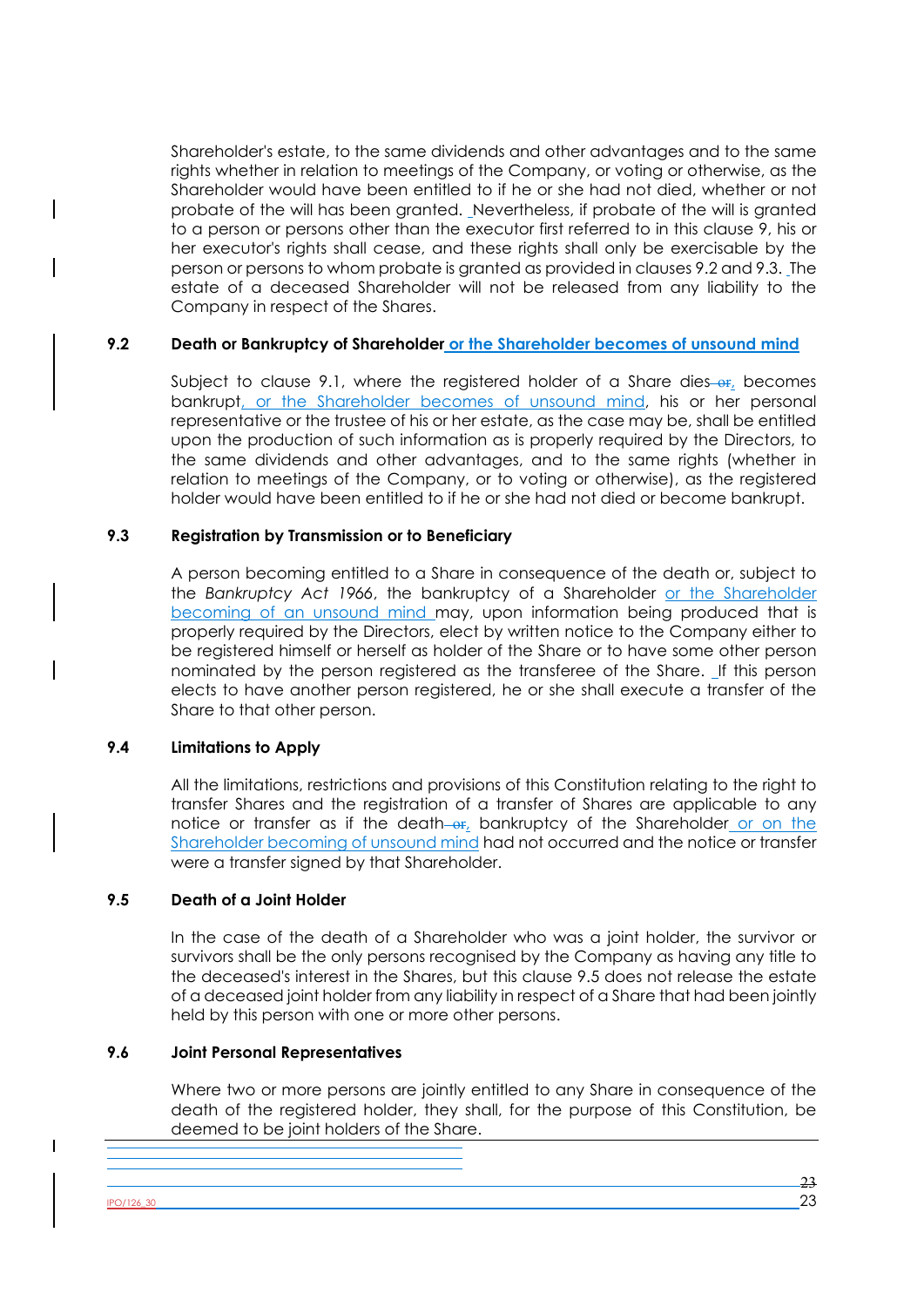Shareholder's estate, to the same dividends and other advantages and to the same rights whether in relation to meetings of the Company, or voting or otherwise, as the Shareholder would have been entitled to if he or she had not died, whether or not probate of the will has been granted. Nevertheless, if probate of the will is granted to a person or persons other than the executor first referred to in this clause 9, his or her executor's rights shall cease, and these rights shall only be exercisable by the person or persons to whom probate is granted as provided in clauses 9.2 and 9.3. The estate of a deceased Shareholder will not be released from any liability to the Company in respect of the Shares.

### 9.2 Death or Bankruptcy of Shareholder or the Shareholder becomes of unsound mind

Subject to clause 9.1, where the registered holder of a Share dies, becomes bankrupt, or the Shareholder becomes of unsound mind, his or her personal representative or the trustee of his or her estate, as the case may be, shall be entitled upon the production of such information as is properly required by the Directors, to the same dividends and other advantages, and to the same rights (whether in relation to meetings of the Company, or to voting or otherwise), as the registered holder would have been entitled to if he or she had not died or become bankrupt.

### 9.3 Registration by Transmission or to Beneficiary

A person becoming entitled to a Share in consequence of the death or, subject to the *Bankruptcy Act 1966*, the bankruptcy of a Shareholder or the Shareholder becoming of an unsound mind may, upon information being produced that is properly required by the Directors, elect by written notice to the Company either to be registered himself or herself as holder of the Share or to have some other person nominated by the person registered as the transferee of the Share. If this person elects to have another person registered, he or she shall execute a transfer of the Share to that other person.

### 9.4 Limitations to Apply

All the limitations, restrictions and provisions of this Constitution relating to the right to transfer Shares and the registration of a transfer of Shares are applicable to any notice or transfer as if the death, bankruptcy of the Shareholder or on the Shareholder becoming of unsound mind had not occurred and the notice or transfer were a transfer signed by that Shareholder.

### 9.5 Death of a Joint Holder

In the case of the death of a Shareholder who was a joint holder, the survivor or survivors shall be the only persons recognised by the Company as having any title to the deceased's interest in the Shares, but this clause 9.5 does not release the estate of a deceased joint holder from any liability in respect of a Share that had been jointly held by this person with one or more other persons.

### 9.6 Joint Personal Representatives

Where two or more persons are jointly entitled to any Share in consequence of the death of the registered holder, they shall, for the purpose of this Constitution, be deemed to be joint holders of the Share.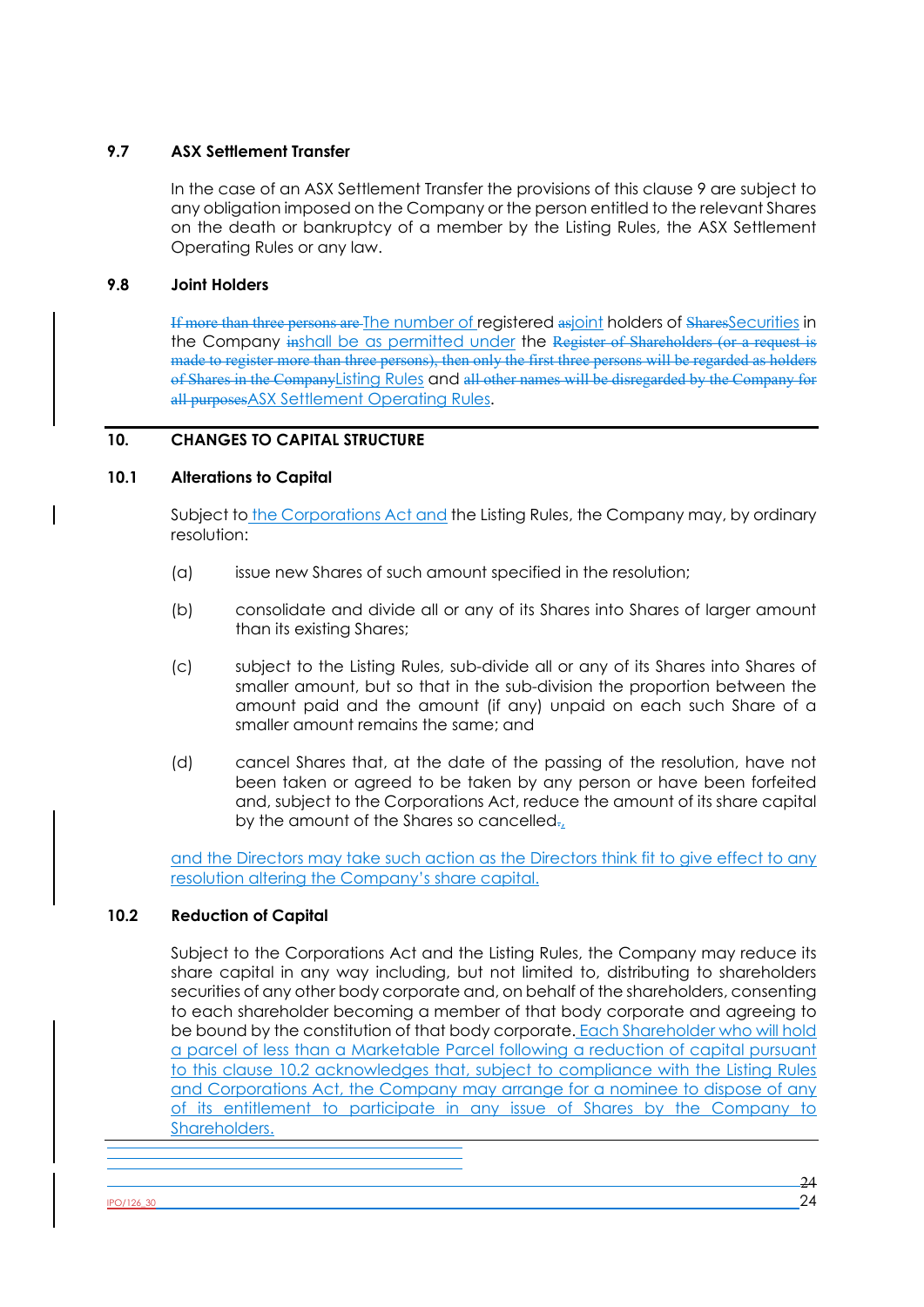### 9.7 ASX Settlement Transfer

In the case of an ASX Settlement Transfer the provisions of this clause 9 are subject to any obligation imposed on the Company or the person entitled to the relevant Shares on the death or bankruptcy of a member by the Listing Rules, the ASX Settlement Operating Rules or any law.

### 9.8 Joint Holders

~~If more than three persons are~~ The number of registered ~~as~~joint holders of ~~Shares~~Securities in the Company ~~in~~shall be as permitted under the ~~Register of Shareholders (or a request is made to register more than three persons), then only the first three persons will be regarded as holders of Shares in the Company~~Listing Rules and ~~all other names will be disregarded by the Company for all purposes~~ASX Settlement Operating Rules.

## 10. CHANGES TO CAPITAL STRUCTURE

### 10.1 Alterations to Capital

Subject to the Corporations Act and the Listing Rules, the Company may, by ordinary resolution:

(a) issue new Shares of such amount specified in the resolution;

(b) consolidate and divide all or any of its Shares into Shares of larger amount than its existing Shares;

(c) subject to the Listing Rules, sub-divide all or any of its Shares into Shares of smaller amount, but so that in the sub-division the proportion between the amount paid and the amount (if any) unpaid on each such Share of a smaller amount remains the same; and

(d) cancel Shares that, at the date of the passing of the resolution, have not been taken or agreed to be taken by any person or have been forfeited and, subject to the Corporations Act, reduce the amount of its share capital by the amount of the Shares so cancelled~~.~~,

and the Directors may take such action as the Directors think fit to give effect to any resolution altering the Company's share capital.

### 10.2 Reduction of Capital

Subject to the Corporations Act and the Listing Rules, the Company may reduce its share capital in any way including, but not limited to, distributing to shareholders securities of any other body corporate and, on behalf of the shareholders, consenting to each shareholder becoming a member of that body corporate and agreeing to be bound by the constitution of that body corporate. Each Shareholder who will hold a parcel of less than a Marketable Parcel following a reduction of capital pursuant to this clause 10.2 acknowledges that, subject to compliance with the Listing Rules and Corporations Act, the Company may arrange for a nominee to dispose of any of its entitlement to participate in any issue of Shares by the Company to Shareholders.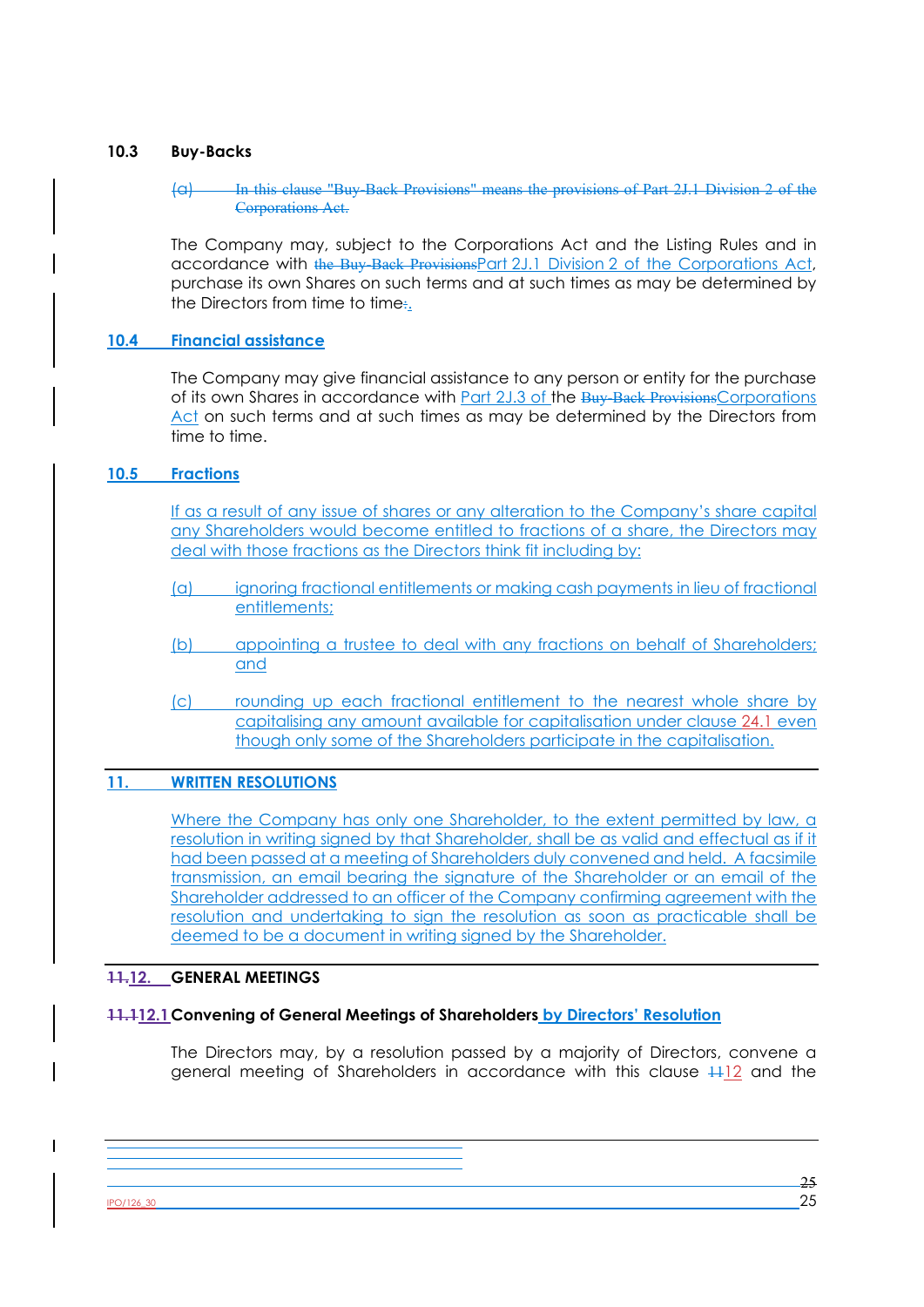### 10.3 Buy-Backs

~~(a) In this clause "Buy-Back Provisions" means the provisions of Part 2J.1 Division 2 of the Corporations Act.~~

The Company may, subject to the Corporations Act and the Listing Rules and in accordance with ~~the Buy-Back Provisions~~Part 2J.1 Division 2 of the Corporations Act, purchase its own Shares on such terms and at such times as may be determined by the Directors from time to time~~:~~.

### 10.4 Financial assistance

The Company may give financial assistance to any person or entity for the purchase of its own Shares in accordance with Part 2J.3 of the ~~Buy-Back Provisions~~Corporations Act on such terms and at such times as may be determined by the Directors from time to time.

### 10.5 Fractions

If as a result of any issue of shares or any alteration to the Company's share capital any Shareholders would become entitled to fractions of a share, the Directors may deal with those fractions as the Directors think fit including by:

(a) ignoring fractional entitlements or making cash payments in lieu of fractional entitlements;

(b) appointing a trustee to deal with any fractions on behalf of Shareholders; and

(c) rounding up each fractional entitlement to the nearest whole share by capitalising any amount available for capitalisation under clause 24.1 even though only some of the Shareholders participate in the capitalisation.

## 11. WRITTEN RESOLUTIONS

Where the Company has only one Shareholder, to the extent permitted by law, a resolution in writing signed by that Shareholder, shall be as valid and effectual as if it had been passed at a meeting of Shareholders duly convened and held. A facsimile transmission, an email bearing the signature of the Shareholder or an email of the Shareholder addressed to an officer of the Company confirming agreement with the resolution and undertaking to sign the resolution as soon as practicable shall be deemed to be a document in writing signed by the Shareholder.

## ~~11.~~12. GENERAL MEETINGS

### ~~11.1~~12.1 Convening of General Meetings of Shareholders by Directors' Resolution

The Directors may, by a resolution passed by a majority of Directors, convene a general meeting of Shareholders in accordance with this clause ~~11~~12 and the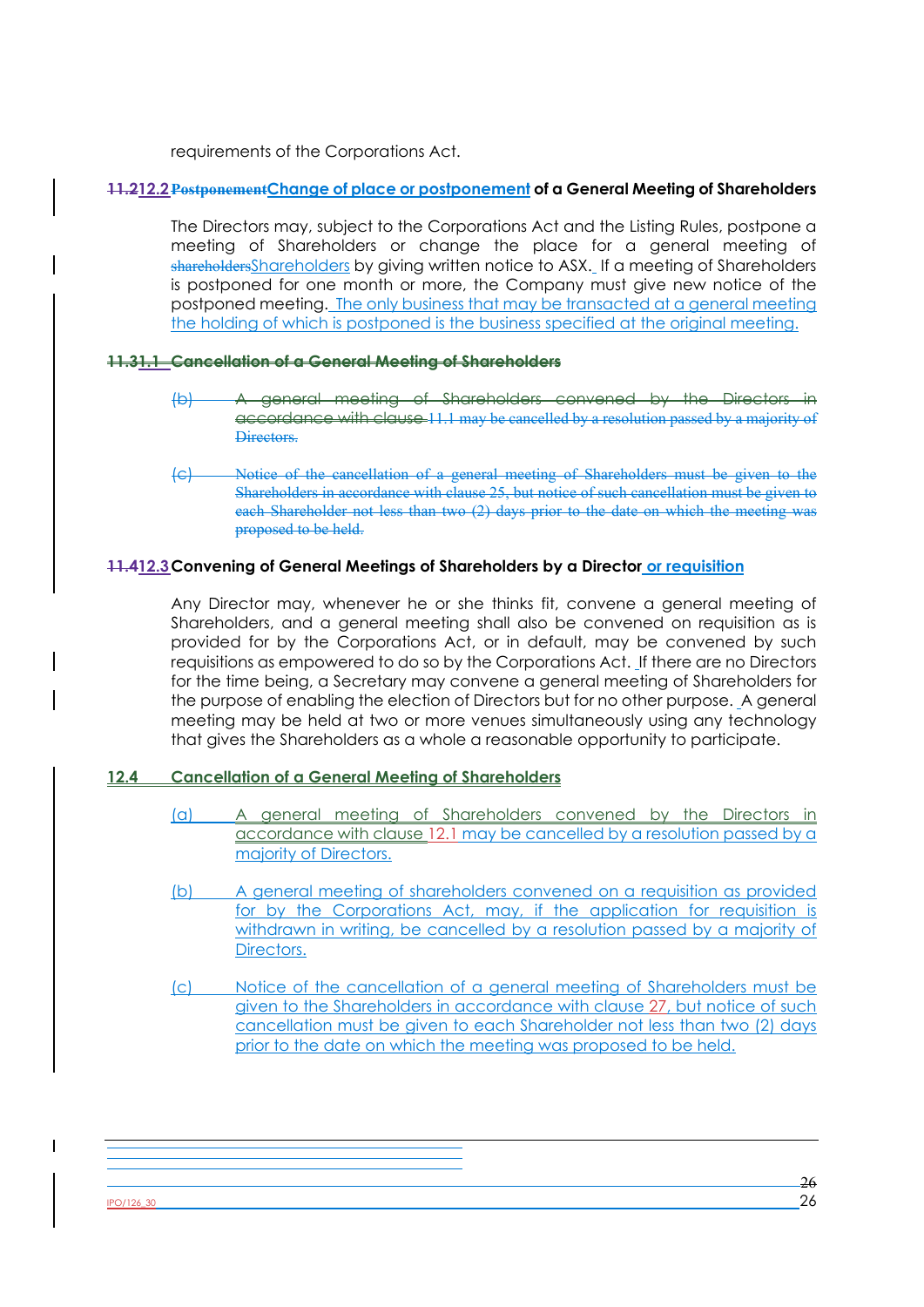requirements of the Corporations Act.

### ~~11.2~~12.2 ~~Postponement~~Change of place or postponement of a General Meeting of Shareholders

The Directors may, subject to the Corporations Act and the Listing Rules, postpone a meeting of Shareholders or change the place for a general meeting of ~~shareholders~~Shareholders by giving written notice to ASX. If a meeting of Shareholders is postponed for one month or more, the Company must give new notice of the postponed meeting. The only business that may be transacted at a general meeting the holding of which is postponed is the business specified at the original meeting.

### ~~11.31.1 Cancellation of a General Meeting of Shareholders~~

~~(b) A general meeting of Shareholders convened by the Directors in accordance with clause 11.1 may be cancelled by a resolution passed by a majority of Directors.~~

~~(c) Notice of the cancellation of a general meeting of Shareholders must be given to the Shareholders in accordance with clause 25, but notice of such cancellation must be given to each Shareholder not less than two (2) days prior to the date on which the meeting was proposed to be held.~~

### ~~11.4~~12.3 Convening of General Meetings of Shareholders by a Director or requisition

Any Director may, whenever he or she thinks fit, convene a general meeting of Shareholders, and a general meeting shall also be convened on requisition as is provided for by the Corporations Act, or in default, may be convened by such requisitions as empowered to do so by the Corporations Act. If there are no Directors for the time being, a Secretary may convene a general meeting of Shareholders for the purpose of enabling the election of Directors but for no other purpose. A general meeting may be held at two or more venues simultaneously using any technology that gives the Shareholders as a whole a reasonable opportunity to participate.

### 12.4 Cancellation of a General Meeting of Shareholders

(a) A general meeting of Shareholders convened by the Directors in accordance with clause 12.1 may be cancelled by a resolution passed by a majority of Directors.

(b) A general meeting of shareholders convened on a requisition as provided for by the Corporations Act, may, if the application for requisition is withdrawn in writing, be cancelled by a resolution passed by a majority of Directors.

(c) Notice of the cancellation of a general meeting of Shareholders must be given to the Shareholders in accordance with clause 27, but notice of such cancellation must be given to each Shareholder not less than two (2) days prior to the date on which the meeting was proposed to be held.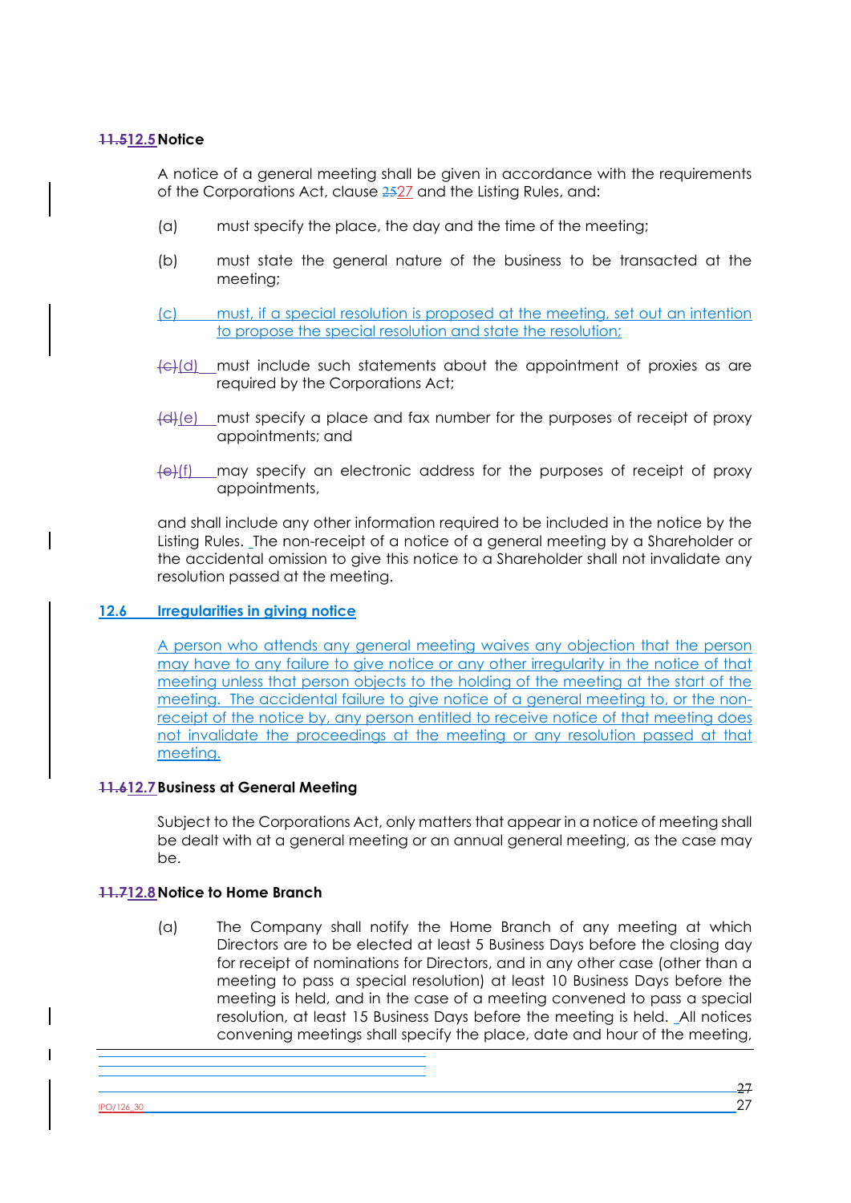### ~~11.5~~12.5 Notice

A notice of a general meeting shall be given in accordance with the requirements of the Corporations Act, clause ~~25~~27 and the Listing Rules, and:

(a) must specify the place, the day and the time of the meeting;

(b) must state the general nature of the business to be transacted at the meeting;

(c) must, if a special resolution is proposed at the meeting, set out an intention to propose the special resolution and state the resolution;

~~(c)~~(d) must include such statements about the appointment of proxies as are required by the Corporations Act;

~~(d)~~(e) must specify a place and fax number for the purposes of receipt of proxy appointments; and

~~(e)~~(f) may specify an electronic address for the purposes of receipt of proxy appointments,

and shall include any other information required to be included in the notice by the Listing Rules. The non-receipt of a notice of a general meeting by a Shareholder or the accidental omission to give this notice to a Shareholder shall not invalidate any resolution passed at the meeting.

### 12.6 Irregularities in giving notice

A person who attends any general meeting waives any objection that the person may have to any failure to give notice or any other irregularity in the notice of that meeting unless that person objects to the holding of the meeting at the start of the meeting. The accidental failure to give notice of a general meeting to, or the non-receipt of the notice by, any person entitled to receive notice of that meeting does not invalidate the proceedings at the meeting or any resolution passed at that meeting.

### ~~11.6~~12.7 Business at General Meeting

Subject to the Corporations Act, only matters that appear in a notice of meeting shall be dealt with at a general meeting or an annual general meeting, as the case may be.

### ~~11.7~~12.8 Notice to Home Branch

(a) The Company shall notify the Home Branch of any meeting at which Directors are to be elected at least 5 Business Days before the closing day for receipt of nominations for Directors, and in any other case (other than a meeting to pass a special resolution) at least 10 Business Days before the meeting is held, and in the case of a meeting convened to pass a special resolution, at least 15 Business Days before the meeting is held. All notices convening meetings shall specify the place, date and hour of the meeting,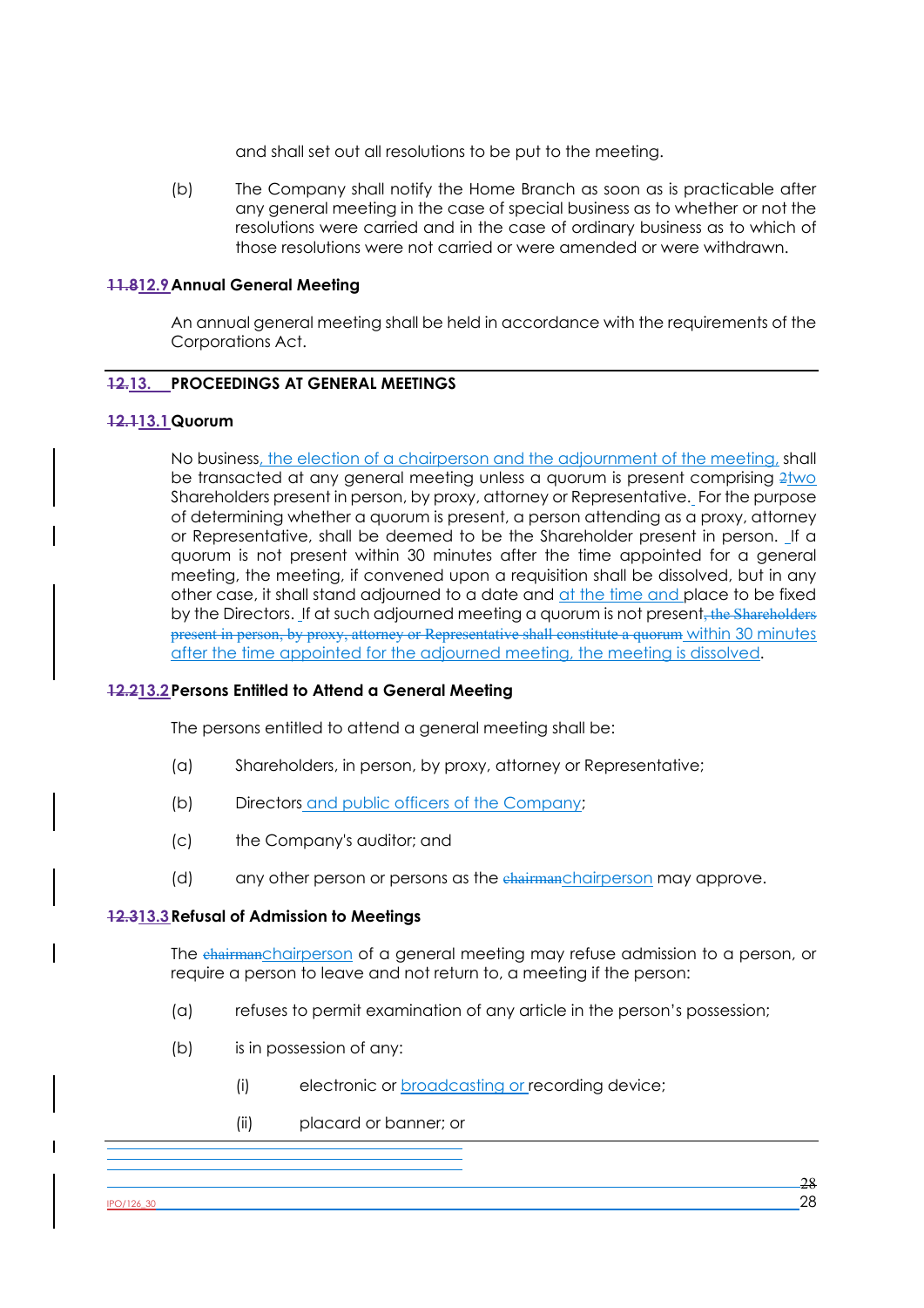and shall set out all resolutions to be put to the meeting.

(b) The Company shall notify the Home Branch as soon as is practicable after any general meeting in the case of special business as to whether or not the resolutions were carried and in the case of ordinary business as to which of those resolutions were not carried or were amended or were withdrawn.

### ~~11.8~~12.9 Annual General Meeting

An annual general meeting shall be held in accordance with the requirements of the Corporations Act.

## ~~12.~~13. PROCEEDINGS AT GENERAL MEETINGS

### ~~12.1~~13.1 Quorum

No business, the election of a chairperson and the adjournment of the meeting, shall be transacted at any general meeting unless a quorum is present comprising ~~2~~two Shareholders present in person, by proxy, attorney or Representative. For the purpose of determining whether a quorum is present, a person attending as a proxy, attorney or Representative, shall be deemed to be the Shareholder present in person. If a quorum is not present within 30 minutes after the time appointed for a general meeting, the meeting, if convened upon a requisition shall be dissolved, but in any other case, it shall stand adjourned to a date and at the time and place to be fixed by the Directors. If at such adjourned meeting a quorum is not present~~, the Shareholders present in person, by proxy, attorney or Representative shall constitute a quorum~~ within 30 minutes after the time appointed for the adjourned meeting, the meeting is dissolved.

### ~~12.2~~13.2 Persons Entitled to Attend a General Meeting

The persons entitled to attend a general meeting shall be:

(a) Shareholders, in person, by proxy, attorney or Representative;

(b) Directors and public officers of the Company;

(c) the Company's auditor; and

(d) any other person or persons as the ~~chairman~~chairperson may approve.

### ~~12.3~~13.3 Refusal of Admission to Meetings

The ~~chairman~~chairperson of a general meeting may refuse admission to a person, or require a person to leave and not return to, a meeting if the person:

(a) refuses to permit examination of any article in the person's possession;

(b) is in possession of any:

(i) electronic or broadcasting or recording device;

(ii) placard or banner; or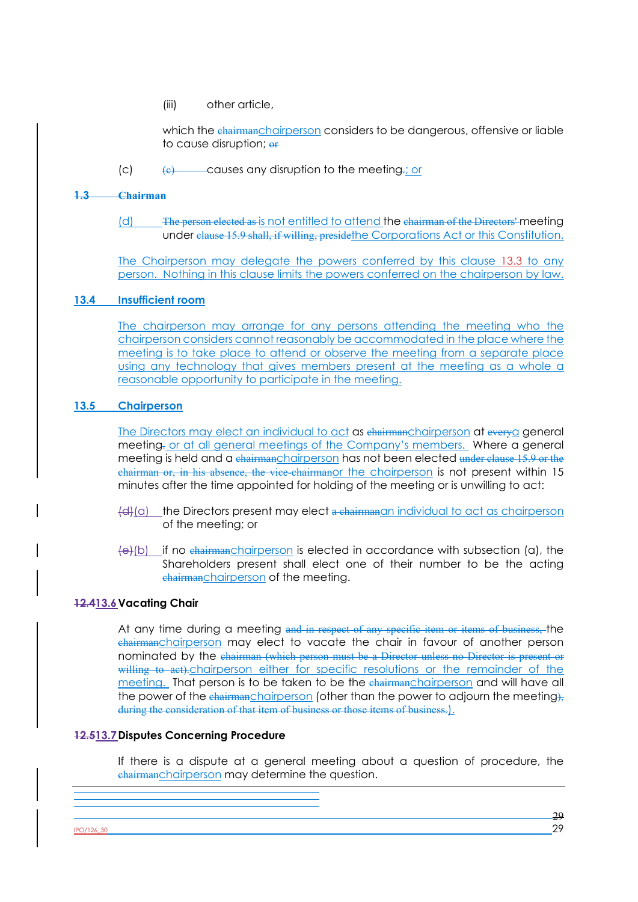(iii) other article,

which the ~~chairman~~chairperson considers to be dangerous, offensive or liable to cause disruption; ~~or~~

(c) ~~(c)~~ causes any disruption to the meeting~~.~~; or

~~**1.3 Chairman**~~

(d) ~~The person elected as~~ is not entitled to attend the ~~chairman of the Directors'~~ meeting under ~~clause 15.9 shall, if willing, preside~~the Corporations Act or this Constitution.

The Chairperson may delegate the powers conferred by this clause 13.3 to any person. Nothing in this clause limits the powers conferred on the chairperson by law.

## 13.4 Insufficient room

The chairperson may arrange for any persons attending the meeting who the chairperson considers cannot reasonably be accommodated in the place where the meeting is to take place to attend or observe the meeting from a separate place using any technology that gives members present at the meeting as a whole a reasonable opportunity to participate in the meeting.

## 13.5 Chairperson

The Directors may elect an individual to act as ~~chairman~~chairperson at ~~every~~a general meeting~~.~~ or at all general meetings of the Company's members. Where a general meeting is held and a ~~chairman~~chairperson has not been elected ~~under clause 15.9 or the chairman or, in his absence, the vice-chairman~~or the chairperson is not present within 15 minutes after the time appointed for holding of the meeting or is unwilling to act:

~~(d)~~(a) the Directors present may elect ~~a chairman~~an individual to act as chairperson of the meeting; or

~~(e)~~(b) if no ~~chairman~~chairperson is elected in accordance with subsection (a), the Shareholders present shall elect one of their number to be the acting ~~chairman~~chairperson of the meeting.

## ~~12.4~~13.6 Vacating Chair

At any time during a meeting ~~and in respect of any specific item or items of business,~~ the ~~chairman~~chairperson may elect to vacate the chair in favour of another person nominated by the ~~chairman (which person must be a Director unless no Director is present or willing to act).~~chairperson either for specific resolutions or the remainder of the meeting. That person is to be taken to be the ~~chairman~~chairperson and will have all the power of the ~~chairman~~chairperson (other than the power to adjourn the meeting~~), during the consideration of that item of business or those items of business.~~).

## ~~12.5~~13.7 Disputes Concerning Procedure

If there is a dispute at a general meeting about a question of procedure, the ~~chairman~~chairperson may determine the question.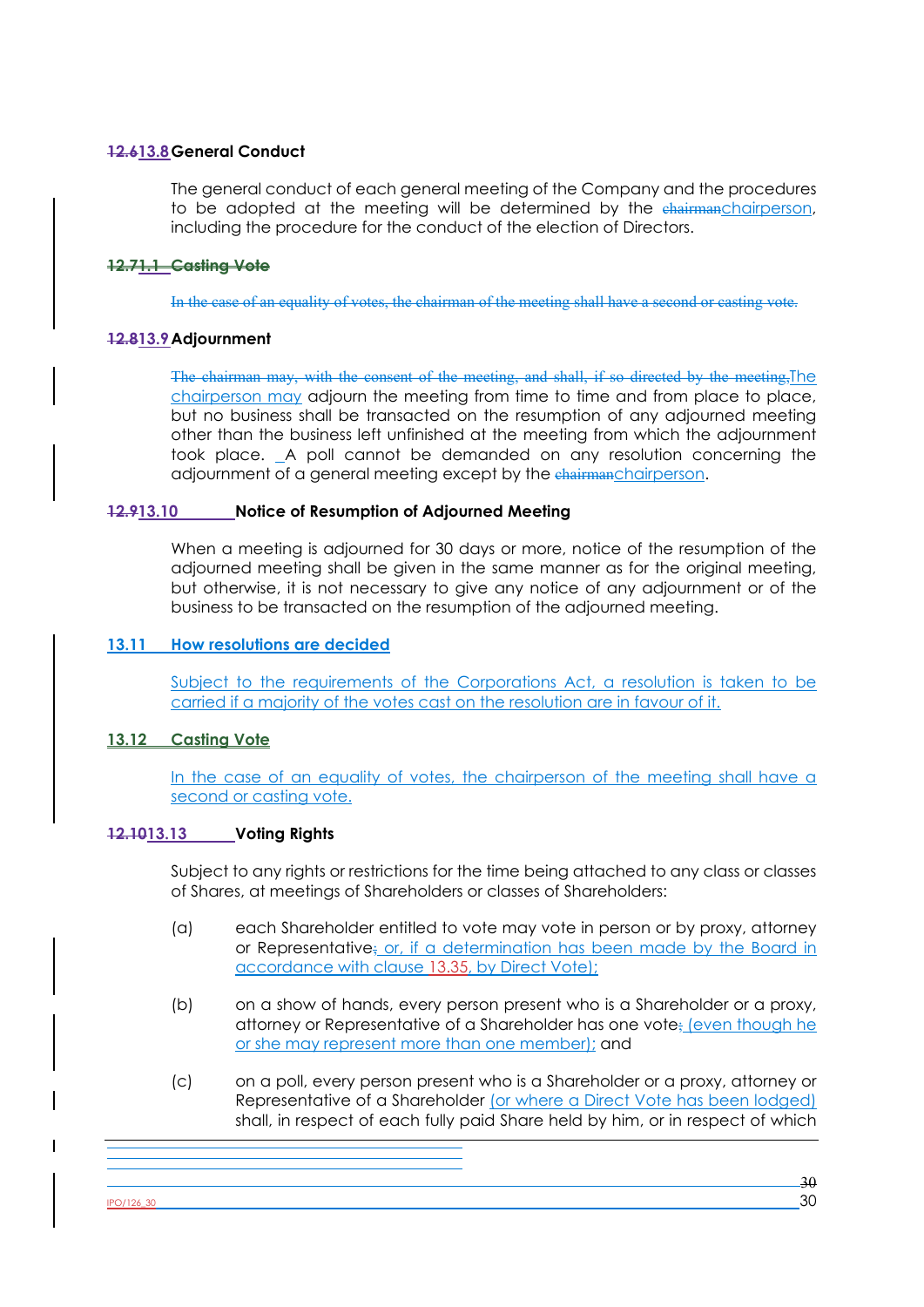**~~12.6~~13.8 General Conduct**

The general conduct of each general meeting of the Company and the procedures to be adopted at the meeting will be determined by the ~~chairman~~chairperson, including the procedure for the conduct of the election of Directors.

**~~12.71.1 Casting Vote~~**

~~In the case of an equality of votes, the chairman of the meeting shall have a second or casting vote.~~

**~~12.8~~13.9 Adjournment**

~~The chairman may, with the consent of the meeting, and shall, if so directed by the meeting,~~The chairperson may adjourn the meeting from time to time and from place to place, but no business shall be transacted on the resumption of any adjourned meeting other than the business left unfinished at the meeting from which the adjournment took place. A poll cannot be demanded on any resolution concerning the adjournment of a general meeting except by the ~~chairman~~chairperson.

**~~12.9~~13.10 Notice of Resumption of Adjourned Meeting**

When a meeting is adjourned for 30 days or more, notice of the resumption of the adjourned meeting shall be given in the same manner as for the original meeting, but otherwise, it is not necessary to give any notice of any adjournment or of the business to be transacted on the resumption of the adjourned meeting.

**13.11 How resolutions are decided**

Subject to the requirements of the Corporations Act, a resolution is taken to be carried if a majority of the votes cast on the resolution are in favour of it.

**13.12 Casting Vote**

In the case of an equality of votes, the chairperson of the meeting shall have a second or casting vote.

**~~12.10~~13.13 Voting Rights**

Subject to any rights or restrictions for the time being attached to any class or classes of Shares, at meetings of Shareholders or classes of Shareholders:

(a) each Shareholder entitled to vote may vote in person or by proxy, attorney or Representative~~;~~ or, if a determination has been made by the Board in accordance with clause 13.35, by Direct Vote);

(b) on a show of hands, every person present who is a Shareholder or a proxy, attorney or Representative of a Shareholder has one vote~~;~~ (even though he or she may represent more than one member); and

(c) on a poll, every person present who is a Shareholder or a proxy, attorney or Representative of a Shareholder (or where a Direct Vote has been lodged) shall, in respect of each fully paid Share held by him, or in respect of which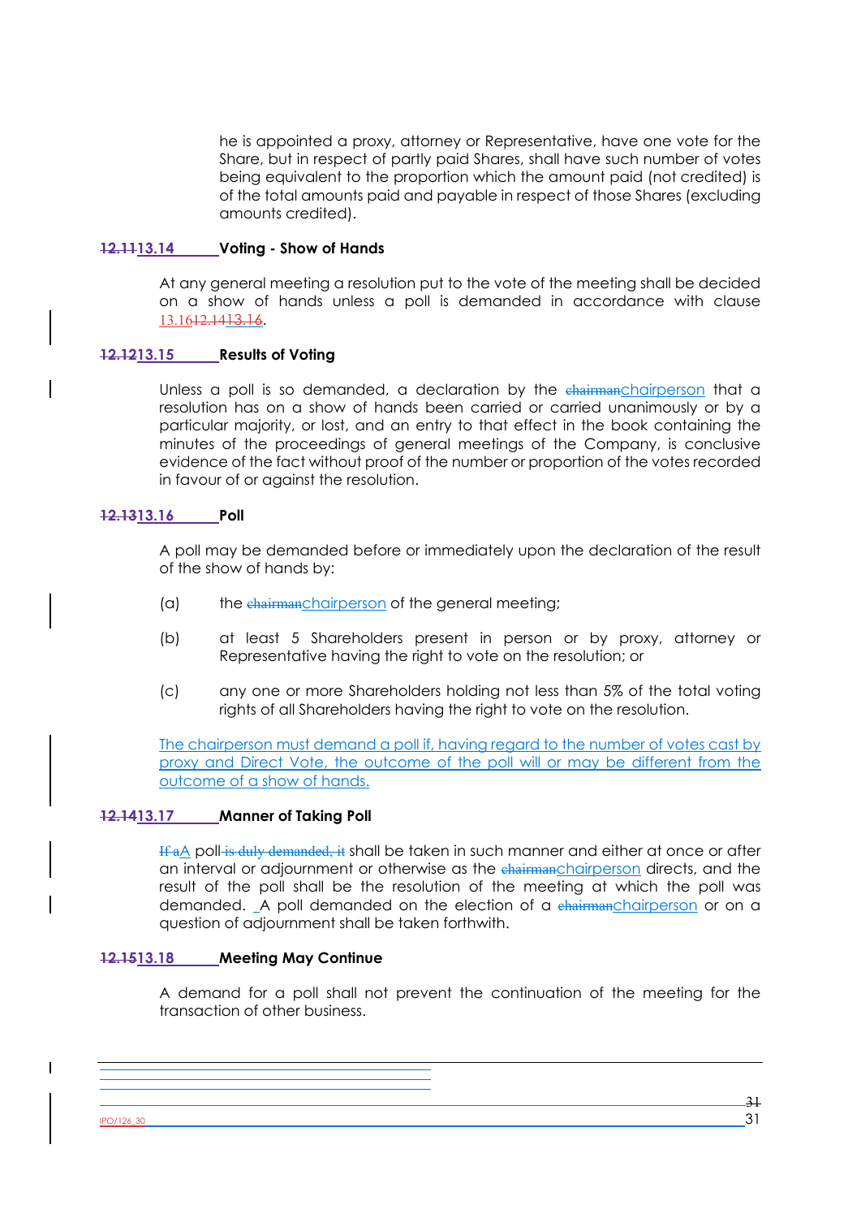he is appointed a proxy, attorney or Representative, have one vote for the Share, but in respect of partly paid Shares, shall have such number of votes being equivalent to the proportion which the amount paid (not credited) is of the total amounts paid and payable in respect of those Shares (excluding amounts credited).

**~~12.11~~13.14 Voting - Show of Hands**

At any general meeting a resolution put to the vote of the meeting shall be decided on a show of hands unless a poll is demanded in accordance with clause 13.16~~12.14~~13.16.

**~~12.12~~13.15 Results of Voting**

Unless a poll is so demanded, a declaration by the ~~chairman~~chairperson that a resolution has on a show of hands been carried or carried unanimously or by a particular majority, or lost, and an entry to that effect in the book containing the minutes of the proceedings of general meetings of the Company, is conclusive evidence of the fact without proof of the number or proportion of the votes recorded in favour of or against the resolution.

**~~12.13~~13.16 Poll**

A poll may be demanded before or immediately upon the declaration of the result of the show of hands by:

(a) the ~~chairman~~chairperson of the general meeting;

(b) at least 5 Shareholders present in person or by proxy, attorney or Representative having the right to vote on the resolution; or

(c) any one or more Shareholders holding not less than 5% of the total voting rights of all Shareholders having the right to vote on the resolution.

The chairperson must demand a poll if, having regard to the number of votes cast by proxy and Direct Vote, the outcome of the poll will or may be different from the outcome of a show of hands.

**~~12.14~~13.17 Manner of Taking Poll**

~~If a~~A poll ~~is duly demanded, it~~ shall be taken in such manner and either at once or after an interval or adjournment or otherwise as the ~~chairman~~chairperson directs, and the result of the poll shall be the resolution of the meeting at which the poll was demanded. A poll demanded on the election of a ~~chairman~~chairperson or on a question of adjournment shall be taken forthwith.

**~~12.15~~13.18 Meeting May Continue**

A demand for a poll shall not prevent the continuation of the meeting for the transaction of other business.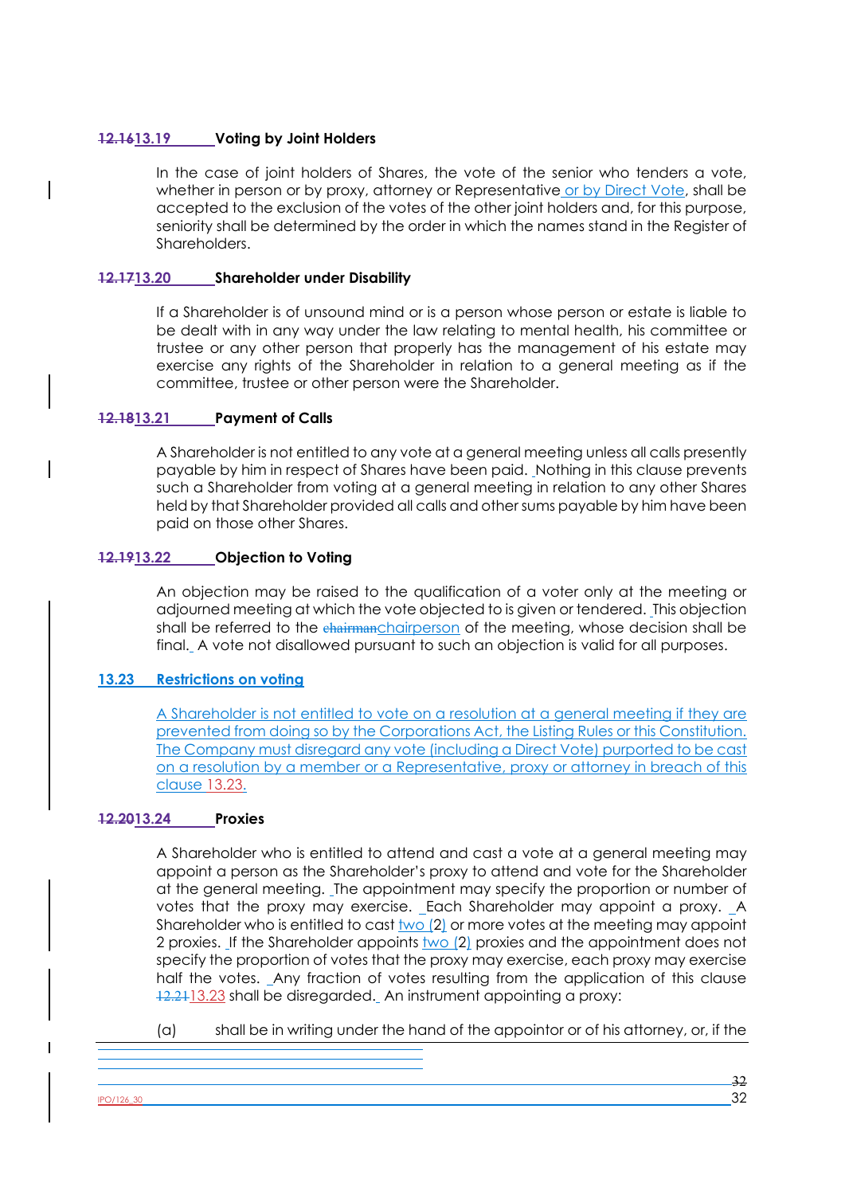### ~~12.16~~13.19 Voting by Joint Holders

In the case of joint holders of Shares, the vote of the senior who tenders a vote, whether in person or by proxy, attorney or Representative or by Direct Vote, shall be accepted to the exclusion of the votes of the other joint holders and, for this purpose, seniority shall be determined by the order in which the names stand in the Register of Shareholders.

### ~~12.17~~13.20 Shareholder under Disability

If a Shareholder is of unsound mind or is a person whose person or estate is liable to be dealt with in any way under the law relating to mental health, his committee or trustee or any other person that properly has the management of his estate may exercise any rights of the Shareholder in relation to a general meeting as if the committee, trustee or other person were the Shareholder.

### ~~12.18~~13.21 Payment of Calls

A Shareholder is not entitled to any vote at a general meeting unless all calls presently payable by him in respect of Shares have been paid. Nothing in this clause prevents such a Shareholder from voting at a general meeting in relation to any other Shares held by that Shareholder provided all calls and other sums payable by him have been paid on those other Shares.

### ~~12.19~~13.22 Objection to Voting

An objection may be raised to the qualification of a voter only at the meeting or adjourned meeting at which the vote objected to is given or tendered. This objection shall be referred to the ~~chairman~~chairperson of the meeting, whose decision shall be final. A vote not disallowed pursuant to such an objection is valid for all purposes.

### 13.23 Restrictions on voting

A Shareholder is not entitled to vote on a resolution at a general meeting if they are prevented from doing so by the Corporations Act, the Listing Rules or this Constitution. The Company must disregard any vote (including a Direct Vote) purported to be cast on a resolution by a member or a Representative, proxy or attorney in breach of this clause 13.23.

### ~~12.20~~13.24 Proxies

A Shareholder who is entitled to attend and cast a vote at a general meeting may appoint a person as the Shareholder's proxy to attend and vote for the Shareholder at the general meeting. The appointment may specify the proportion or number of votes that the proxy may exercise. Each Shareholder may appoint a proxy. A Shareholder who is entitled to cast two (2) or more votes at the meeting may appoint 2 proxies. If the Shareholder appoints two (2) proxies and the appointment does not specify the proportion of votes that the proxy may exercise, each proxy may exercise half the votes. Any fraction of votes resulting from the application of this clause ~~12.21~~13.23 shall be disregarded. An instrument appointing a proxy:

(a) shall be in writing under the hand of the appointor or of his attorney, or, if the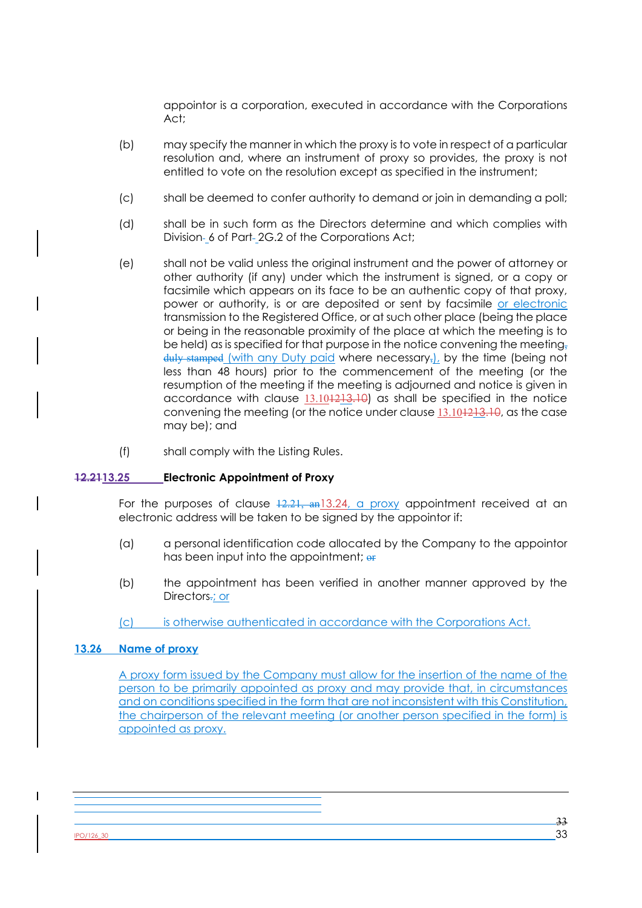appointor is a corporation, executed in accordance with the Corporations Act;

(b) may specify the manner in which the proxy is to vote in respect of a particular resolution and, where an instrument of proxy so provides, the proxy is not entitled to vote on the resolution except as specified in the instrument;

(c) shall be deemed to confer authority to demand or join in demanding a poll;

(d) shall be in such form as the Directors determine and which complies with Division 6 of Part 2G.2 of the Corporations Act;

(e) shall not be valid unless the original instrument and the power of attorney or other authority (if any) under which the instrument is signed, or a copy or facsimile which appears on its face to be an authentic copy of that proxy, power or authority, is or are deposited or sent by facsimile or electronic transmission to the Registered Office, or at such other place (being the place or being in the reasonable proximity of the place at which the meeting is to be held) as is specified for that purpose in the notice convening the meeting (with any Duty paid where necessary), by the time (being not less than 48 hours) prior to the commencement of the meeting (or the resumption of the meeting if the meeting is adjourned and notice is given in accordance with clause 13.10) as shall be specified in the notice convening the meeting (or the notice under clause 13.10, as the case may be); and

(f) shall comply with the Listing Rules.

### 13.25 Electronic Appointment of Proxy

For the purposes of clause 13.24, a proxy appointment received at an electronic address will be taken to be signed by the appointor if:

(a) a personal identification code allocated by the Company to the appointor has been input into the appointment;

(b) the appointment has been verified in another manner approved by the Directors; or

(c) is otherwise authenticated in accordance with the Corporations Act.

### 13.26 Name of proxy

A proxy form issued by the Company must allow for the insertion of the name of the person to be primarily appointed as proxy and may provide that, in circumstances and on conditions specified in the form that are not inconsistent with this Constitution, the chairperson of the relevant meeting (or another person specified in the form) is appointed as proxy.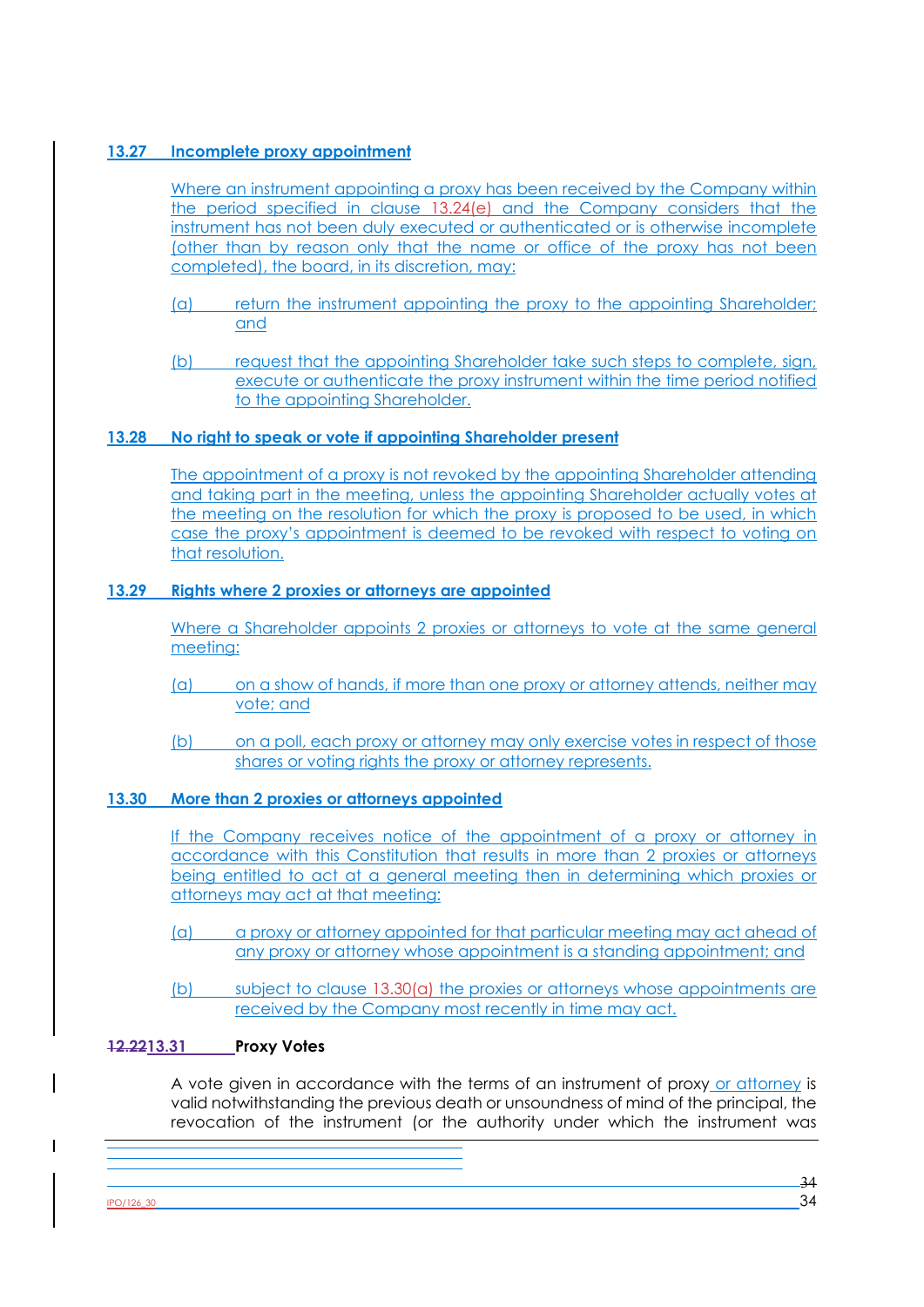**13.27 Incomplete proxy appointment**

Where an instrument appointing a proxy has been received by the Company within the period specified in clause 13.24(e) and the Company considers that the instrument has not been duly executed or authenticated or is otherwise incomplete (other than by reason only that the name or office of the proxy has not been completed), the board, in its discretion, may:

(a) return the instrument appointing the proxy to the appointing Shareholder; and

(b) request that the appointing Shareholder take such steps to complete, sign, execute or authenticate the proxy instrument within the time period notified to the appointing Shareholder.

**13.28 No right to speak or vote if appointing Shareholder present**

The appointment of a proxy is not revoked by the appointing Shareholder attending and taking part in the meeting, unless the appointing Shareholder actually votes at the meeting on the resolution for which the proxy is proposed to be used, in which case the proxy's appointment is deemed to be revoked with respect to voting on that resolution.

**13.29 Rights where 2 proxies or attorneys are appointed**

Where a Shareholder appoints 2 proxies or attorneys to vote at the same general meeting:

(a) on a show of hands, if more than one proxy or attorney attends, neither may vote; and

(b) on a poll, each proxy or attorney may only exercise votes in respect of those shares or voting rights the proxy or attorney represents.

**13.30 More than 2 proxies or attorneys appointed**

If the Company receives notice of the appointment of a proxy or attorney in accordance with this Constitution that results in more than 2 proxies or attorneys being entitled to act at a general meeting then in determining which proxies or attorneys may act at that meeting:

(a) a proxy or attorney appointed for that particular meeting may act ahead of any proxy or attorney whose appointment is a standing appointment; and

(b) subject to clause 13.30(a) the proxies or attorneys whose appointments are received by the Company most recently in time may act.

**~~12.22~~13.31 Proxy Votes**

A vote given in accordance with the terms of an instrument of proxy or attorney is valid notwithstanding the previous death or unsoundness of mind of the principal, the revocation of the instrument (or the authority under which the instrument was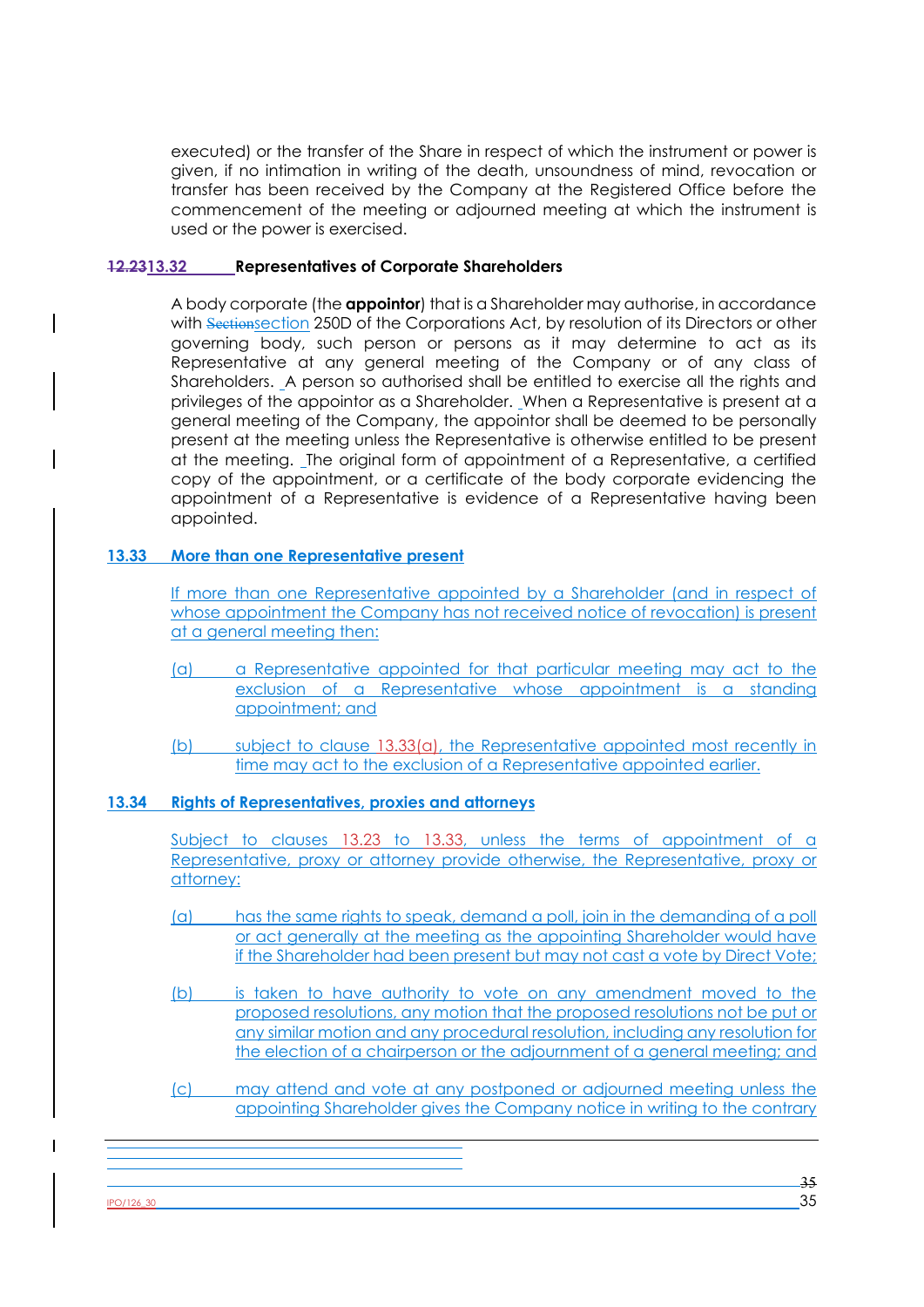executed) or the transfer of the Share in respect of which the instrument or power is given, if no intimation in writing of the death, unsoundness of mind, revocation or transfer has been received by the Company at the Registered Office before the commencement of the meeting or adjourned meeting at which the instrument is used or the power is exercised.

### ~~12.23~~13.32 Representatives of Corporate Shareholders

A body corporate (the **appointor**) that is a Shareholder may authorise, in accordance with ~~Section~~section 250D of the Corporations Act, by resolution of its Directors or other governing body, such person or persons as it may determine to act as its Representative at any general meeting of the Company or of any class of Shareholders. A person so authorised shall be entitled to exercise all the rights and privileges of the appointor as a Shareholder. When a Representative is present at a general meeting of the Company, the appointor shall be deemed to be personally present at the meeting unless the Representative is otherwise entitled to be present at the meeting. The original form of appointment of a Representative, a certified copy of the appointment, or a certificate of the body corporate evidencing the appointment of a Representative is evidence of a Representative having been appointed.

### 13.33 More than one Representative present

If more than one Representative appointed by a Shareholder (and in respect of whose appointment the Company has not received notice of revocation) is present at a general meeting then:

(a) a Representative appointed for that particular meeting may act to the exclusion of a Representative whose appointment is a standing appointment; and

(b) subject to clause 13.33(a), the Representative appointed most recently in time may act to the exclusion of a Representative appointed earlier.

### 13.34 Rights of Representatives, proxies and attorneys

Subject to clauses 13.23 to 13.33, unless the terms of appointment of a Representative, proxy or attorney provide otherwise, the Representative, proxy or attorney:

(a) has the same rights to speak, demand a poll, join in the demanding of a poll or act generally at the meeting as the appointing Shareholder would have if the Shareholder had been present but may not cast a vote by Direct Vote;

(b) is taken to have authority to vote on any amendment moved to the proposed resolutions, any motion that the proposed resolutions not be put or any similar motion and any procedural resolution, including any resolution for the election of a chairperson or the adjournment of a general meeting; and

(c) may attend and vote at any postponed or adjourned meeting unless the appointing Shareholder gives the Company notice in writing to the contrary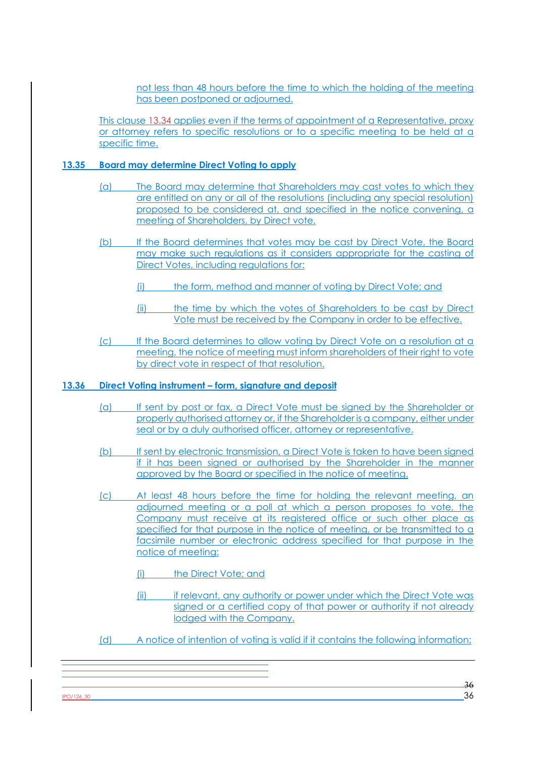not less than 48 hours before the time to which the holding of the meeting has been postponed or adjourned.

This clause 13.34 applies even if the terms of appointment of a Representative, proxy or attorney refers to specific resolutions or to a specific meeting to be held at a specific time.

### 13.35 Board may determine Direct Voting to apply

(a) The Board may determine that Shareholders may cast votes to which they are entitled on any or all of the resolutions (including any special resolution) proposed to be considered at, and specified in the notice convening, a meeting of Shareholders, by Direct vote.

(b) If the Board determines that votes may be cast by Direct Vote, the Board may make such regulations as it considers appropriate for the casting of Direct Votes, including regulations for:

(i) the form, method and manner of voting by Direct Vote; and

(ii) the time by which the votes of Shareholders to be cast by Direct Vote must be received by the Company in order to be effective.

(c) If the Board determines to allow voting by Direct Vote on a resolution at a meeting, the notice of meeting must inform shareholders of their right to vote by direct vote in respect of that resolution.

### 13.36 Direct Voting instrument – form, signature and deposit

(a) If sent by post or fax, a Direct Vote must be signed by the Shareholder or properly authorised attorney or, if the Shareholder is a company, either under seal or by a duly authorised officer, attorney or representative.

(b) If sent by electronic transmission, a Direct Vote is taken to have been signed if it has been signed or authorised by the Shareholder in the manner approved by the Board or specified in the notice of meeting.

(c) At least 48 hours before the time for holding the relevant meeting, an adjourned meeting or a poll at which a person proposes to vote, the Company must receive at its registered office or such other place as specified for that purpose in the notice of meeting, or be transmitted to a facsimile number or electronic address specified for that purpose in the notice of meeting:

(i) the Direct Vote; and

(ii) if relevant, any authority or power under which the Direct Vote was signed or a certified copy of that power or authority if not already lodged with the Company.

(d) A notice of intention of voting is valid if it contains the following information: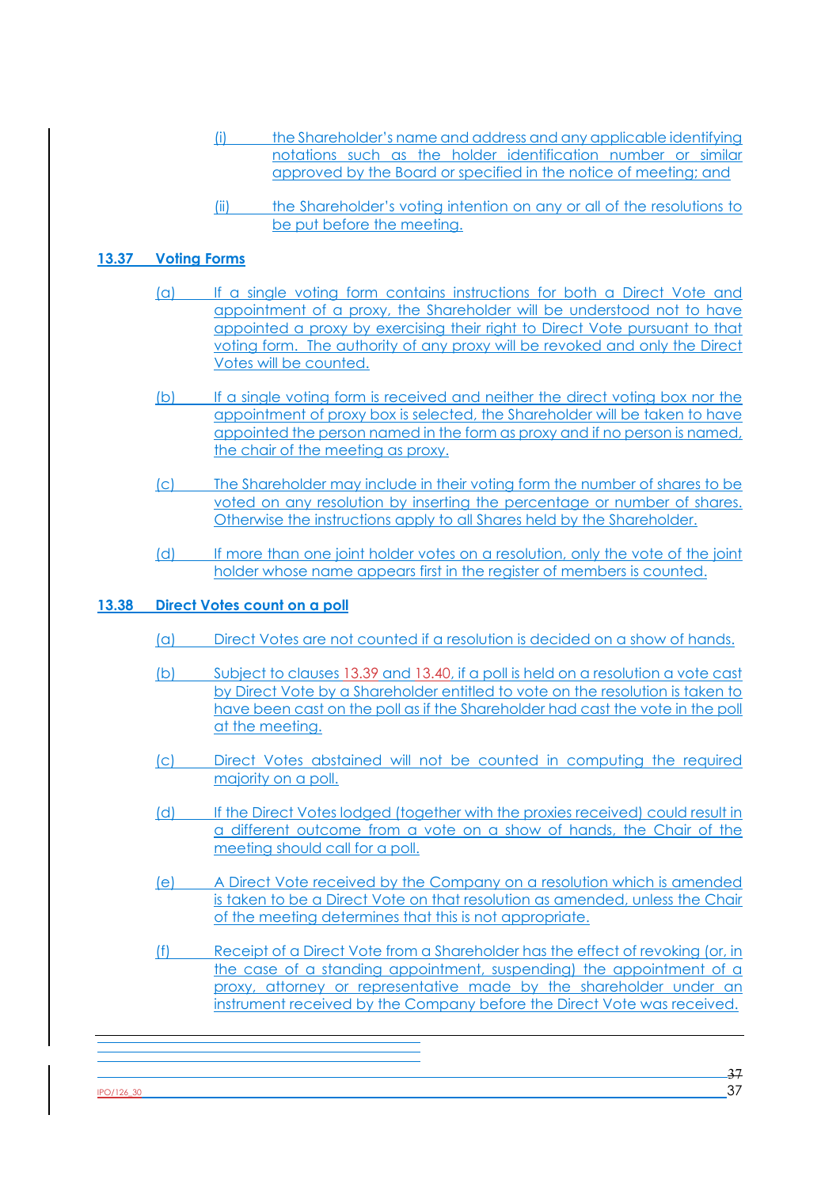(i) the Shareholder's name and address and any applicable identifying notations such as the holder identification number or similar approved by the Board or specified in the notice of meeting; and

(ii) the Shareholder's voting intention on any or all of the resolutions to be put before the meeting.

## 13.37 Voting Forms

(a) If a single voting form contains instructions for both a Direct Vote and appointment of a proxy, the Shareholder will be understood not to have appointed a proxy by exercising their right to Direct Vote pursuant to that voting form. The authority of any proxy will be revoked and only the Direct Votes will be counted.

(b) If a single voting form is received and neither the direct voting box nor the appointment of proxy box is selected, the Shareholder will be taken to have appointed the person named in the form as proxy and if no person is named, the chair of the meeting as proxy.

(c) The Shareholder may include in their voting form the number of shares to be voted on any resolution by inserting the percentage or number of shares. Otherwise the instructions apply to all Shares held by the Shareholder.

(d) If more than one joint holder votes on a resolution, only the vote of the joint holder whose name appears first in the register of members is counted.

## 13.38 Direct Votes count on a poll

(a) Direct Votes are not counted if a resolution is decided on a show of hands.

(b) Subject to clauses 13.39 and 13.40, if a poll is held on a resolution a vote cast by Direct Vote by a Shareholder entitled to vote on the resolution is taken to have been cast on the poll as if the Shareholder had cast the vote in the poll at the meeting.

(c) Direct Votes abstained will not be counted in computing the required majority on a poll.

(d) If the Direct Votes lodged (together with the proxies received) could result in a different outcome from a vote on a show of hands, the Chair of the meeting should call for a poll.

(e) A Direct Vote received by the Company on a resolution which is amended is taken to be a Direct Vote on that resolution as amended, unless the Chair of the meeting determines that this is not appropriate.

(f) Receipt of a Direct Vote from a Shareholder has the effect of revoking (or, in the case of a standing appointment, suspending) the appointment of a proxy, attorney or representative made by the shareholder under an instrument received by the Company before the Direct Vote was received.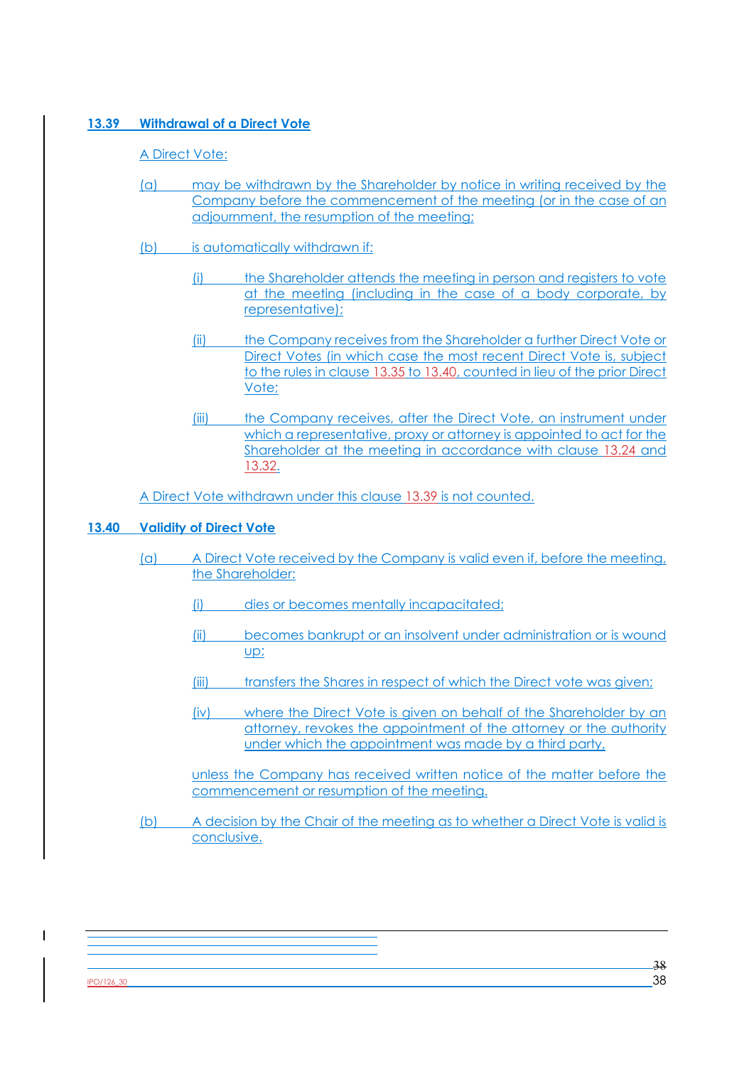### 13.39 Withdrawal of a Direct Vote

A Direct Vote:

(a) may be withdrawn by the Shareholder by notice in writing received by the Company before the commencement of the meeting (or in the case of an adjournment, the resumption of the meeting;

(b) is automatically withdrawn if:

  (i) the Shareholder attends the meeting in person and registers to vote at the meeting (including in the case of a body corporate, by representative);

  (ii) the Company receives from the Shareholder a further Direct Vote or Direct Votes (in which case the most recent Direct Vote is, subject to the rules in clause 13.35 to 13.40, counted in lieu of the prior Direct Vote;

  (iii) the Company receives, after the Direct Vote, an instrument under which a representative, proxy or attorney is appointed to act for the Shareholder at the meeting in accordance with clause 13.24 and 13.32.

A Direct Vote withdrawn under this clause 13.39 is not counted.

### 13.40 Validity of Direct Vote

(a) A Direct Vote received by the Company is valid even if, before the meeting, the Shareholder:

  (i) dies or becomes mentally incapacitated;

  (ii) becomes bankrupt or an insolvent under administration or is wound up;

  (iii) transfers the Shares in respect of which the Direct vote was given;

  (iv) where the Direct Vote is given on behalf of the Shareholder by an attorney, revokes the appointment of the attorney or the authority under which the appointment was made by a third party,

  unless the Company has received written notice of the matter before the commencement or resumption of the meeting.

(b) A decision by the Chair of the meeting as to whether a Direct Vote is valid is conclusive.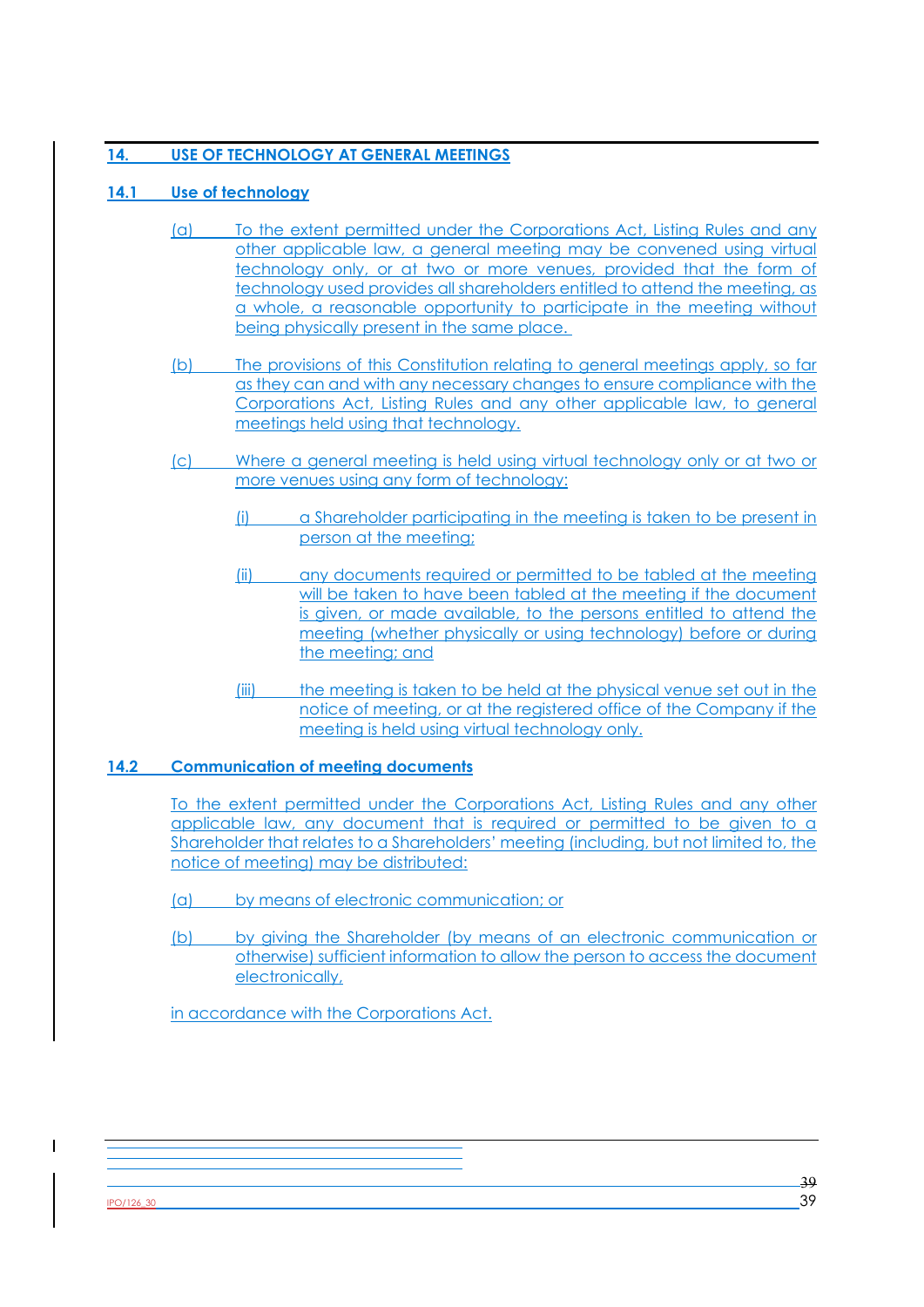## 14. USE OF TECHNOLOGY AT GENERAL MEETINGS

### 14.1 Use of technology

(a) To the extent permitted under the Corporations Act, Listing Rules and any other applicable law, a general meeting may be convened using virtual technology only, or at two or more venues, provided that the form of technology used provides all shareholders entitled to attend the meeting, as a whole, a reasonable opportunity to participate in the meeting without being physically present in the same place.

(b) The provisions of this Constitution relating to general meetings apply, so far as they can and with any necessary changes to ensure compliance with the Corporations Act, Listing Rules and any other applicable law, to general meetings held using that technology.

(c) Where a general meeting is held using virtual technology only or at two or more venues using any form of technology:

(i) a Shareholder participating in the meeting is taken to be present in person at the meeting;

(ii) any documents required or permitted to be tabled at the meeting will be taken to have been tabled at the meeting if the document is given, or made available, to the persons entitled to attend the meeting (whether physically or using technology) before or during the meeting; and

(iii) the meeting is taken to be held at the physical venue set out in the notice of meeting, or at the registered office of the Company if the meeting is held using virtual technology only.

### 14.2 Communication of meeting documents

To the extent permitted under the Corporations Act, Listing Rules and any other applicable law, any document that is required or permitted to be given to a Shareholder that relates to a Shareholders' meeting (including, but not limited to, the notice of meeting) may be distributed:

(a) by means of electronic communication; or

(b) by giving the Shareholder (by means of an electronic communication or otherwise) sufficient information to allow the person to access the document electronically,

in accordance with the Corporations Act.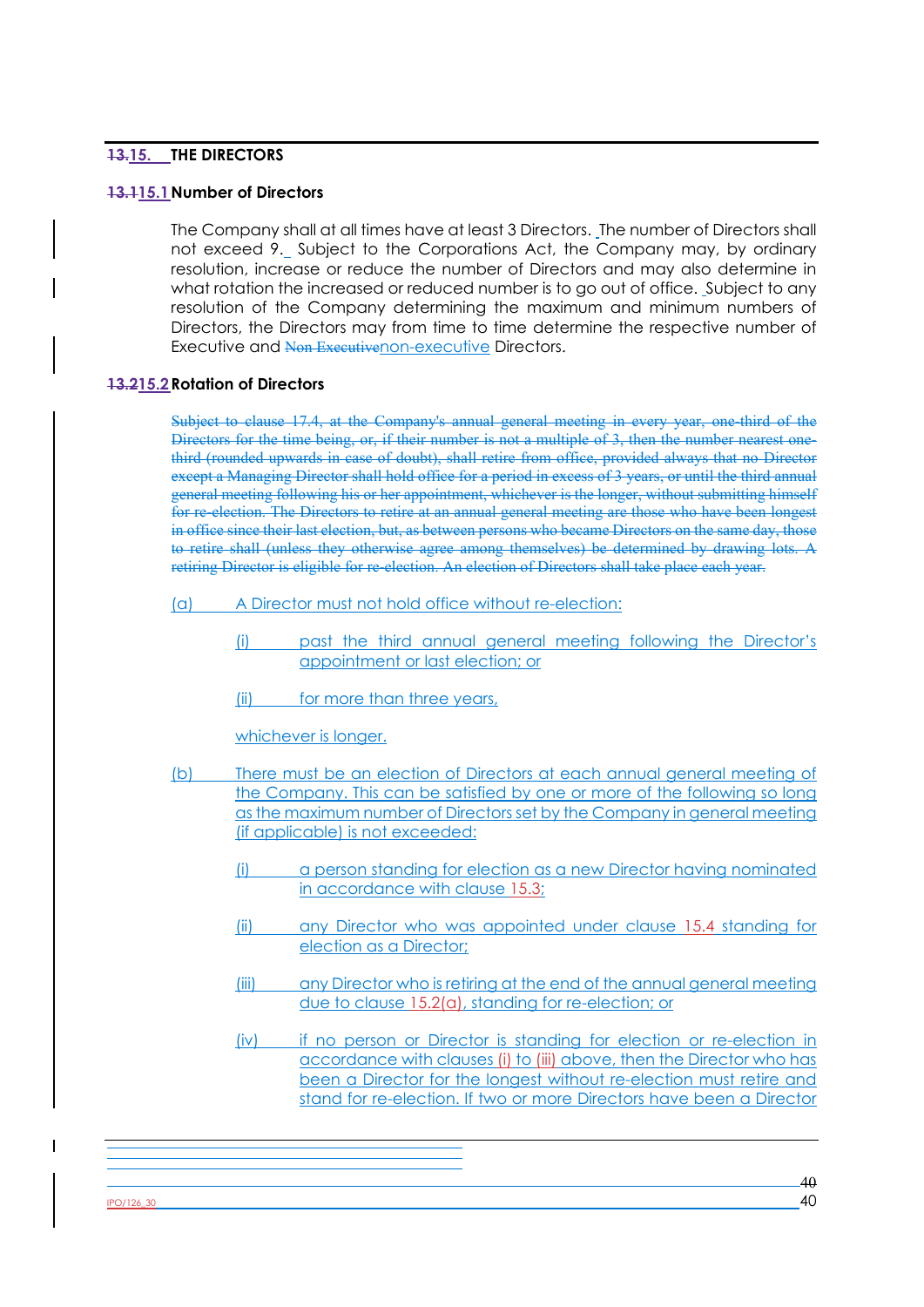## 15. THE DIRECTORS

### 15.1 Number of Directors

The Company shall at all times have at least 3 Directors. The number of Directors shall not exceed 9. Subject to the Corporations Act, the Company may, by ordinary resolution, increase or reduce the number of Directors and may also determine in what rotation the increased or reduced number is to go out of office. Subject to any resolution of the Company determining the maximum and minimum numbers of Directors, the Directors may from time to time determine the respective number of Executive and non-executive Directors.

### 15.2 Rotation of Directors

(a) A Director must not hold office without re-election:

   (i) past the third annual general meeting following the Director's appointment or last election; or

   (ii) for more than three years,

   whichever is longer.

(b) There must be an election of Directors at each annual general meeting of the Company. This can be satisfied by one or more of the following so long as the maximum number of Directors set by the Company in general meeting (if applicable) is not exceeded:

   (i) a person standing for election as a new Director having nominated in accordance with clause 15.3;

   (ii) any Director who was appointed under clause 15.4 standing for election as a Director;

   (iii) any Director who is retiring at the end of the annual general meeting due to clause 15.2(a), standing for re-election; or

   (iv) if no person or Director is standing for election or re-election in accordance with clauses (i) to (iii) above, then the Director who has been a Director for the longest without re-election must retire and stand for re-election. If two or more Directors have been a Director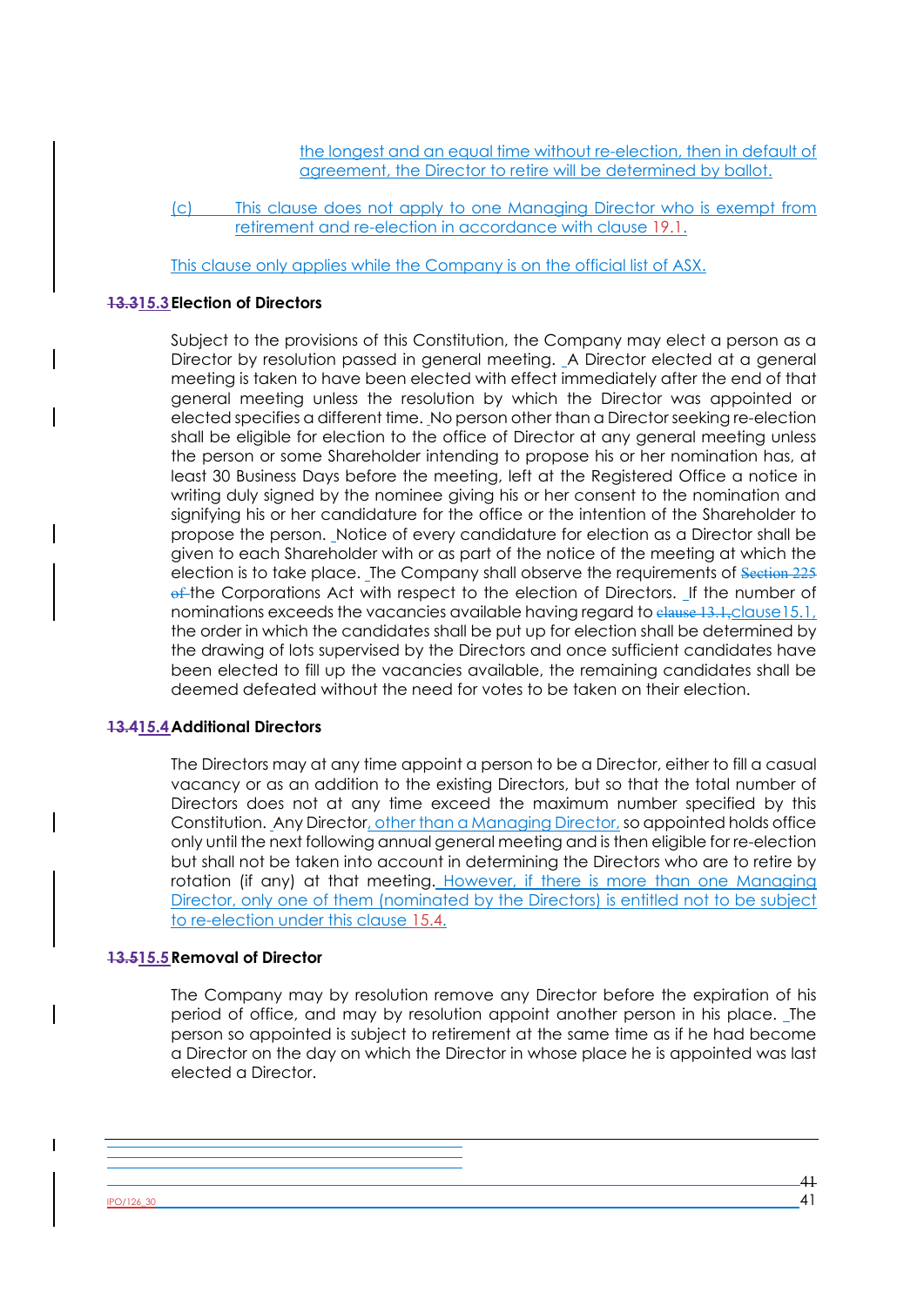the longest and an equal time without re-election, then in default of agreement, the Director to retire will be determined by ballot.

(c) This clause does not apply to one Managing Director who is exempt from retirement and re-election in accordance with clause 19.1.

This clause only applies while the Company is on the official list of ASX.

**15.3 Election of Directors**

Subject to the provisions of this Constitution, the Company may elect a person as a Director by resolution passed in general meeting. A Director elected at a general meeting is taken to have been elected with effect immediately after the end of that general meeting unless the resolution by which the Director was appointed or elected specifies a different time. No person other than a Director seeking re-election shall be eligible for election to the office of Director at any general meeting unless the person or some Shareholder intending to propose his or her nomination has, at least 30 Business Days before the meeting, left at the Registered Office a notice in writing duly signed by the nominee giving his or her consent to the nomination and signifying his or her candidature for the office or the intention of the Shareholder to propose the person. Notice of every candidature for election as a Director shall be given to each Shareholder with or as part of the notice of the meeting at which the election is to take place. The Company shall observe the requirements of the Corporations Act with respect to the election of Directors. If the number of nominations exceeds the vacancies available having regard to clause 15.1, the order in which the candidates shall be put up for election shall be determined by the drawing of lots supervised by the Directors and once sufficient candidates have been elected to fill up the vacancies available, the remaining candidates shall be deemed defeated without the need for votes to be taken on their election.

**15.4 Additional Directors**

The Directors may at any time appoint a person to be a Director, either to fill a casual vacancy or as an addition to the existing Directors, but so that the total number of Directors does not at any time exceed the maximum number specified by this Constitution. Any Director, other than a Managing Director, so appointed holds office only until the next following annual general meeting and is then eligible for re-election but shall not be taken into account in determining the Directors who are to retire by rotation (if any) at that meeting. However, if there is more than one Managing Director, only one of them (nominated by the Directors) is entitled not to be subject to re-election under this clause 15.4.

**15.5 Removal of Director**

The Company may by resolution remove any Director before the expiration of his period of office, and may by resolution appoint another person in his place. The person so appointed is subject to retirement at the same time as if he had become a Director on the day on which the Director in whose place he is appointed was last elected a Director.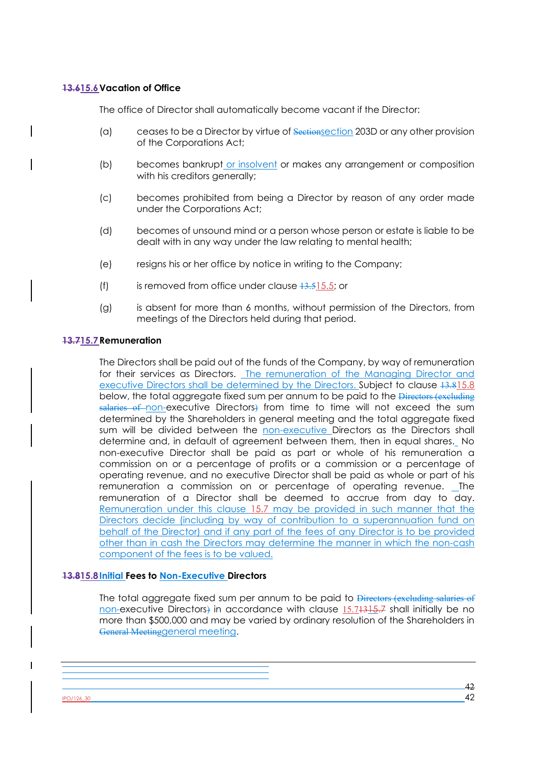### 13.615.6 Vacation of Office

The office of Director shall automatically become vacant if the Director:

(a) ceases to be a Director by virtue of Sectionsection 203D or any other provision of the Corporations Act;

(b) becomes bankrupt or insolvent or makes any arrangement or composition with his creditors generally;

(c) becomes prohibited from being a Director by reason of any order made under the Corporations Act;

(d) becomes of unsound mind or a person whose person or estate is liable to be dealt with in any way under the law relating to mental health;

(e) resigns his or her office by notice in writing to the Company;

(f) is removed from office under clause 13.515.5; or

(g) is absent for more than 6 months, without permission of the Directors, from meetings of the Directors held during that period.

### 13.715.7 Remuneration

The Directors shall be paid out of the funds of the Company, by way of remuneration for their services as Directors. The remuneration of the Managing Director and executive Directors shall be determined by the Directors. Subject to clause 13.815.8 below, the total aggregate fixed sum per annum to be paid to the Directors (excluding salaries of non-executive Directors) from time to time will not exceed the sum determined by the Shareholders in general meeting and the total aggregate fixed sum will be divided between the non-executive Directors as the Directors shall determine and, in default of agreement between them, then in equal shares. No non-executive Director shall be paid as part or whole of his remuneration a commission on or a percentage of profits or a commission or a percentage of operating revenue, and no executive Director shall be paid as whole or part of his remuneration a commission on or percentage of operating revenue. The remuneration of a Director shall be deemed to accrue from day to day. Remuneration under this clause 15.7 may be provided in such manner that the Directors decide (including by way of contribution to a superannuation fund on behalf of the Director) and if any part of the fees of any Director is to be provided other than in cash the Directors may determine the manner in which the non-cash component of the fees is to be valued.

### 13.815.8 Initial Fees to Non-Executive Directors

The total aggregate fixed sum per annum to be paid to Directors (excluding salaries of non-executive Directors) in accordance with clause 15.71315.7 shall initially be no more than $500,000 and may be varied by ordinary resolution of the Shareholders in General Meetinggeneral meeting.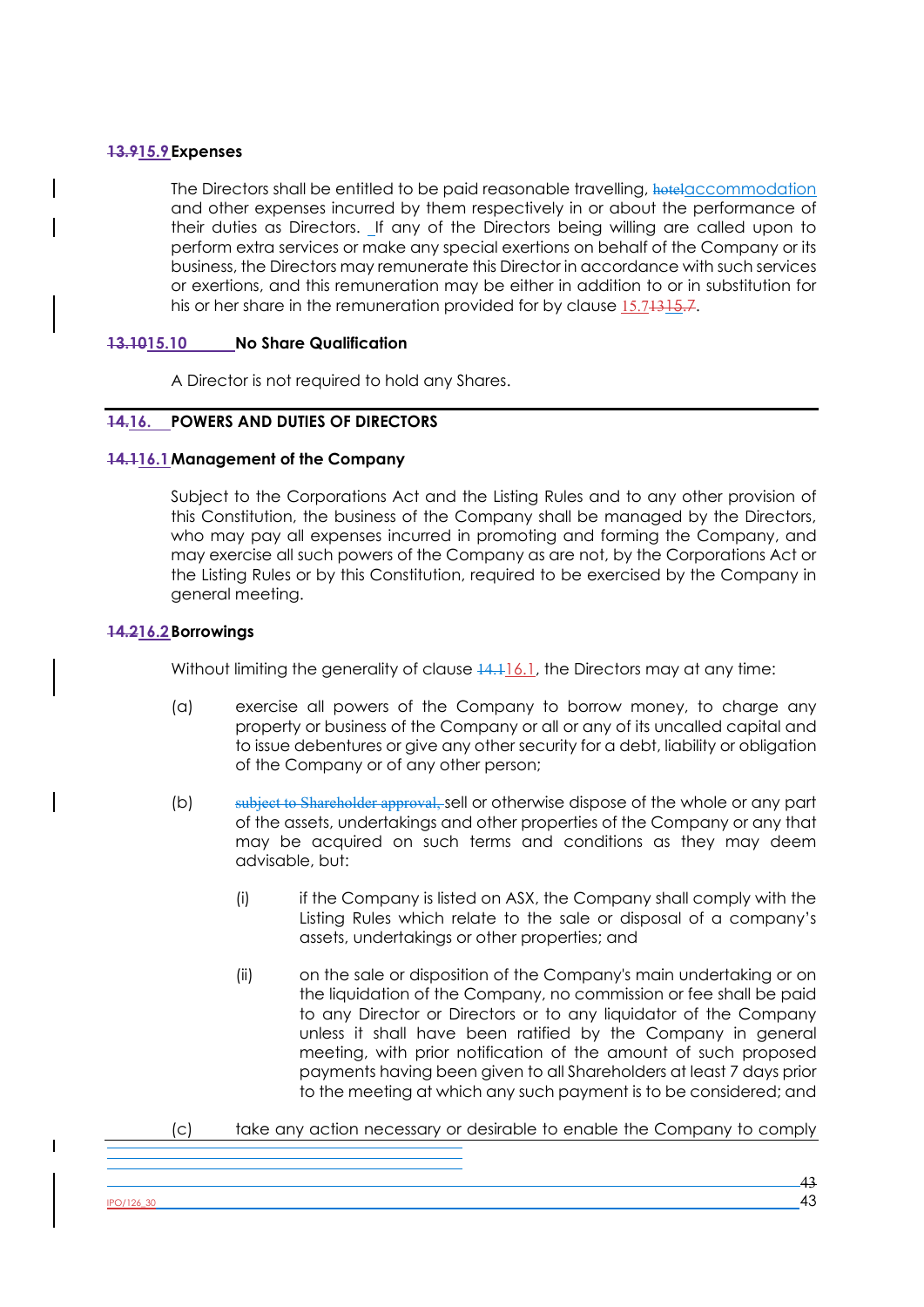**~~13.9~~15.9 Expenses**

The Directors shall be entitled to be paid reasonable travelling, ~~hotel~~accommodation and other expenses incurred by them respectively in or about the performance of their duties as Directors. If any of the Directors being willing are called upon to perform extra services or make any special exertions on behalf of the Company or its business, the Directors may remunerate this Director in accordance with such services or exertions, and this remuneration may be either in addition to or in substitution for his or her share in the remuneration provided for by clause 15.7~~13~~15.7.

**~~13.10~~15.10 No Share Qualification**

A Director is not required to hold any Shares.

## ~~14.~~16. POWERS AND DUTIES OF DIRECTORS

**~~14.1~~16.1 Management of the Company**

Subject to the Corporations Act and the Listing Rules and to any other provision of this Constitution, the business of the Company shall be managed by the Directors, who may pay all expenses incurred in promoting and forming the Company, and may exercise all such powers of the Company as are not, by the Corporations Act or the Listing Rules or by this Constitution, required to be exercised by the Company in general meeting.

**~~14.2~~16.2 Borrowings**

Without limiting the generality of clause ~~14.1~~16.1, the Directors may at any time:

(a) exercise all powers of the Company to borrow money, to charge any property or business of the Company or all or any of its uncalled capital and to issue debentures or give any other security for a debt, liability or obligation of the Company or of any other person;

(b) ~~subject to Shareholder approval,~~ sell or otherwise dispose of the whole or any part of the assets, undertakings and other properties of the Company or any that may be acquired on such terms and conditions as they may deem advisable, but:

(i) if the Company is listed on ASX, the Company shall comply with the Listing Rules which relate to the sale or disposal of a company's assets, undertakings or other properties; and

(ii) on the sale or disposition of the Company's main undertaking or on the liquidation of the Company, no commission or fee shall be paid to any Director or Directors or to any liquidator of the Company unless it shall have been ratified by the Company in general meeting, with prior notification of the amount of such proposed payments having been given to all Shareholders at least 7 days prior to the meeting at which any such payment is to be considered; and

(c) take any action necessary or desirable to enable the Company to comply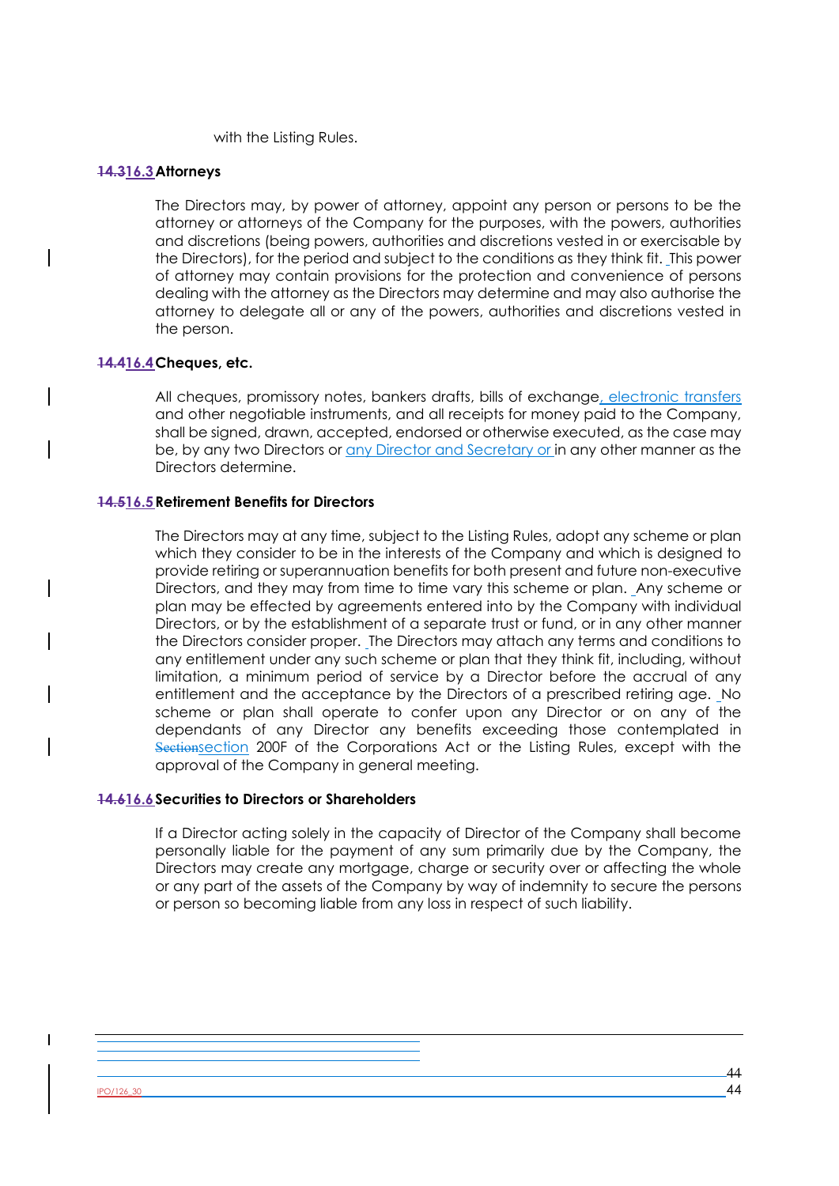with the Listing Rules.

**~~14.3~~16.3 Attorneys**

The Directors may, by power of attorney, appoint any person or persons to be the attorney or attorneys of the Company for the purposes, with the powers, authorities and discretions (being powers, authorities and discretions vested in or exercisable by the Directors), for the period and subject to the conditions as they think fit. This power of attorney may contain provisions for the protection and convenience of persons dealing with the attorney as the Directors may determine and may also authorise the attorney to delegate all or any of the powers, authorities and discretions vested in the person.

**~~14.4~~16.4 Cheques, etc.**

All cheques, promissory notes, bankers drafts, bills of exchange, electronic transfers and other negotiable instruments, and all receipts for money paid to the Company, shall be signed, drawn, accepted, endorsed or otherwise executed, as the case may be, by any two Directors or any Director and Secretary or in any other manner as the Directors determine.

**~~14.5~~16.5 Retirement Benefits for Directors**

The Directors may at any time, subject to the Listing Rules, adopt any scheme or plan which they consider to be in the interests of the Company and which is designed to provide retiring or superannuation benefits for both present and future non-executive Directors, and they may from time to time vary this scheme or plan. Any scheme or plan may be effected by agreements entered into by the Company with individual Directors, or by the establishment of a separate trust or fund, or in any other manner the Directors consider proper. The Directors may attach any terms and conditions to any entitlement under any such scheme or plan that they think fit, including, without limitation, a minimum period of service by a Director before the accrual of any entitlement and the acceptance by the Directors of a prescribed retiring age. No scheme or plan shall operate to confer upon any Director or on any of the dependants of any Director any benefits exceeding those contemplated in ~~Section~~section 200F of the Corporations Act or the Listing Rules, except with the approval of the Company in general meeting.

**~~14.6~~16.6 Securities to Directors or Shareholders**

If a Director acting solely in the capacity of Director of the Company shall become personally liable for the payment of any sum primarily due by the Company, the Directors may create any mortgage, charge or security over or affecting the whole or any part of the assets of the Company by way of indemnity to secure the persons or person so becoming liable from any loss in respect of such liability.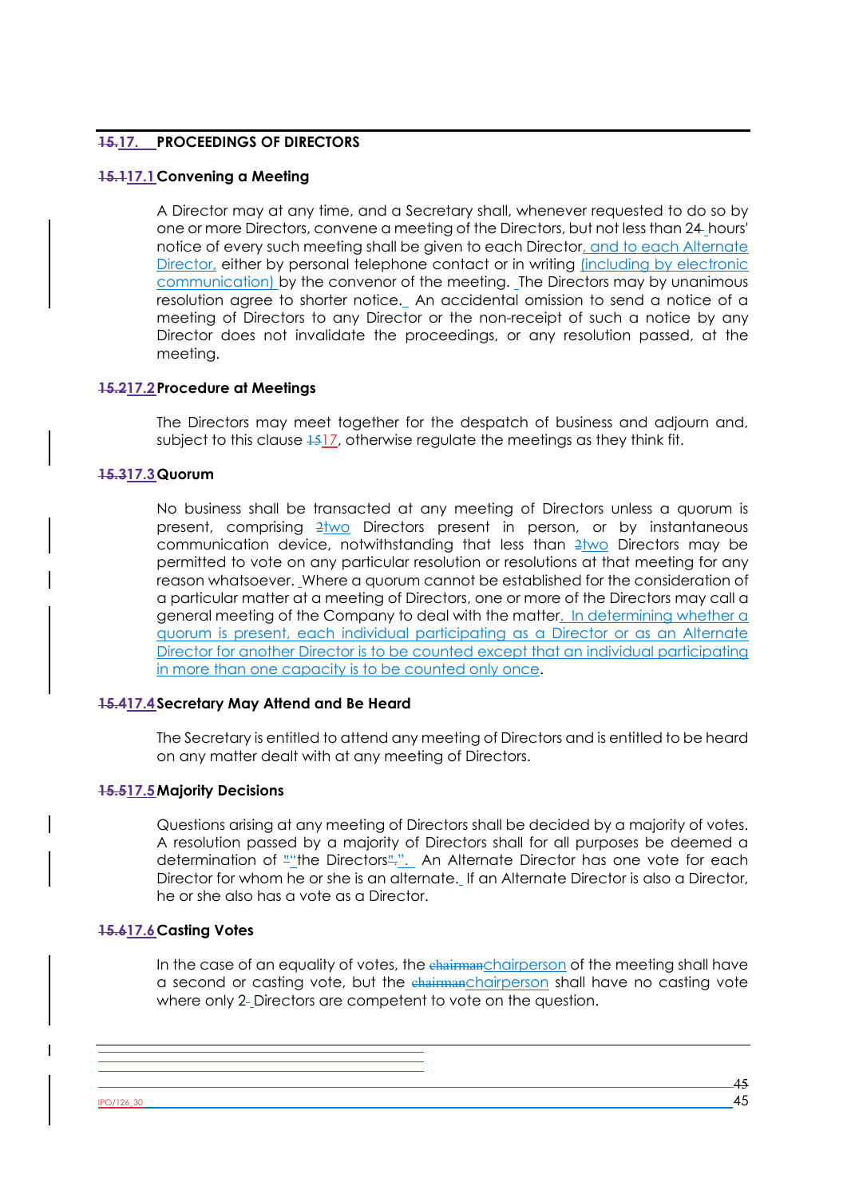## 15.17. PROCEEDINGS OF DIRECTORS

### 15.117.1 Convening a Meeting

A Director may at any time, and a Secretary shall, whenever requested to do so by one or more Directors, convene a meeting of the Directors, but not less than 24 hours' notice of every such meeting shall be given to each Director, and to each Alternate Director, either by personal telephone contact or in writing (including by electronic communication) by the convenor of the meeting. The Directors may by unanimous resolution agree to shorter notice. An accidental omission to send a notice of a meeting of Directors to any Director or the non-receipt of such a notice by any Director does not invalidate the proceedings, or any resolution passed, at the meeting.

### 15.217.2 Procedure at Meetings

The Directors may meet together for the despatch of business and adjourn and, subject to this clause 1517, otherwise regulate the meetings as they think fit.

### 15.317.3 Quorum

No business shall be transacted at any meeting of Directors unless a quorum is present, comprising 2two Directors present in person, or by instantaneous communication device, notwithstanding that less than 2two Directors may be permitted to vote on any particular resolution or resolutions at that meeting for any reason whatsoever. Where a quorum cannot be established for the consideration of a particular matter at a meeting of Directors, one or more of the Directors may call a general meeting of the Company to deal with the matter. In determining whether a quorum is present, each individual participating as a Director or as an Alternate Director for another Director is to be counted except that an individual participating in more than one capacity is to be counted only once.

### 15.417.4 Secretary May Attend and Be Heard

The Secretary is entitled to attend any meeting of Directors and is entitled to be heard on any matter dealt with at any meeting of Directors.

### 15.517.5 Majority Decisions

Questions arising at any meeting of Directors shall be decided by a majority of votes. A resolution passed by a majority of Directors shall for all purposes be deemed a determination of ""the Directors",". An Alternate Director has one vote for each Director for whom he or she is an alternate. If an Alternate Director is also a Director, he or she also has a vote as a Director.

### 15.617.6 Casting Votes

In the case of an equality of votes, the chairmanchairperson of the meeting shall have a second or casting vote, but the chairmanchairperson shall have no casting vote where only 2 Directors are competent to vote on the question.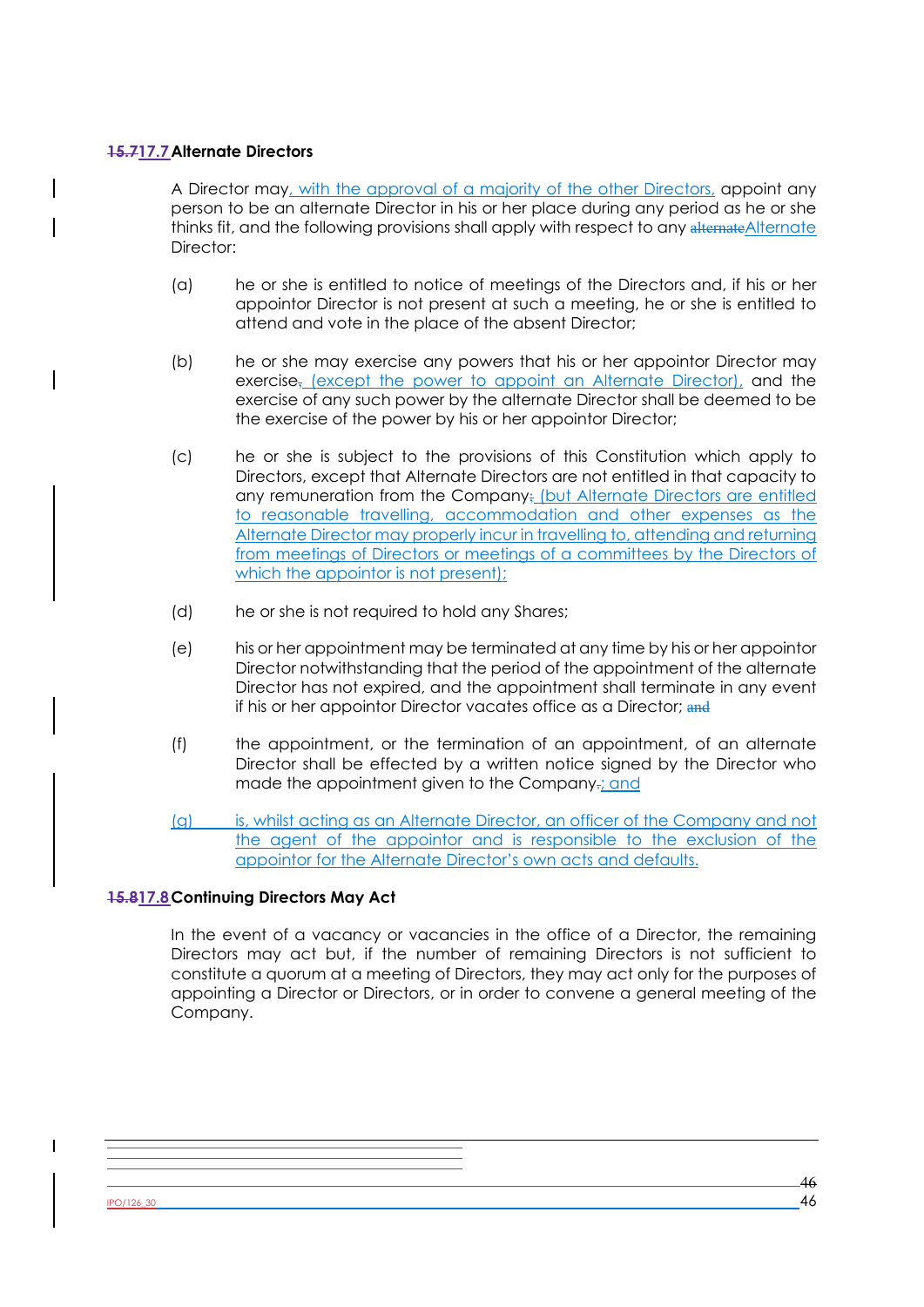### 15.717.7 Alternate Directors

A Director may, with the approval of a majority of the other Directors, appoint any person to be an alternate Director in his or her place during any period as he or she thinks fit, and the following provisions shall apply with respect to any alternateAlternate Director:

(a) he or she is entitled to notice of meetings of the Directors and, if his or her appointor Director is not present at such a meeting, he or she is entitled to attend and vote in the place of the absent Director;

(b) he or she may exercise any powers that his or her appointor Director may exercise, (except the power to appoint an Alternate Director), and the exercise of any such power by the alternate Director shall be deemed to be the exercise of the power by his or her appointor Director;

(c) he or she is subject to the provisions of this Constitution which apply to Directors, except that Alternate Directors are not entitled in that capacity to any remuneration from the Company; (but Alternate Directors are entitled to reasonable travelling, accommodation and other expenses as the Alternate Director may properly incur in travelling to, attending and returning from meetings of Directors or meetings of a committees by the Directors of which the appointor is not present);

(d) he or she is not required to hold any Shares;

(e) his or her appointment may be terminated at any time by his or her appointor Director notwithstanding that the period of the appointment of the alternate Director has not expired, and the appointment shall terminate in any event if his or her appointor Director vacates office as a Director; and

(f) the appointment, or the termination of an appointment, of an alternate Director shall be effected by a written notice signed by the Director who made the appointment given to the Company.; and

(g) is, whilst acting as an Alternate Director, an officer of the Company and not the agent of the appointor and is responsible to the exclusion of the appointor for the Alternate Director's own acts and defaults.

### 15.817.8 Continuing Directors May Act

In the event of a vacancy or vacancies in the office of a Director, the remaining Directors may act but, if the number of remaining Directors is not sufficient to constitute a quorum at a meeting of Directors, they may act only for the purposes of appointing a Director or Directors, or in order to convene a general meeting of the Company.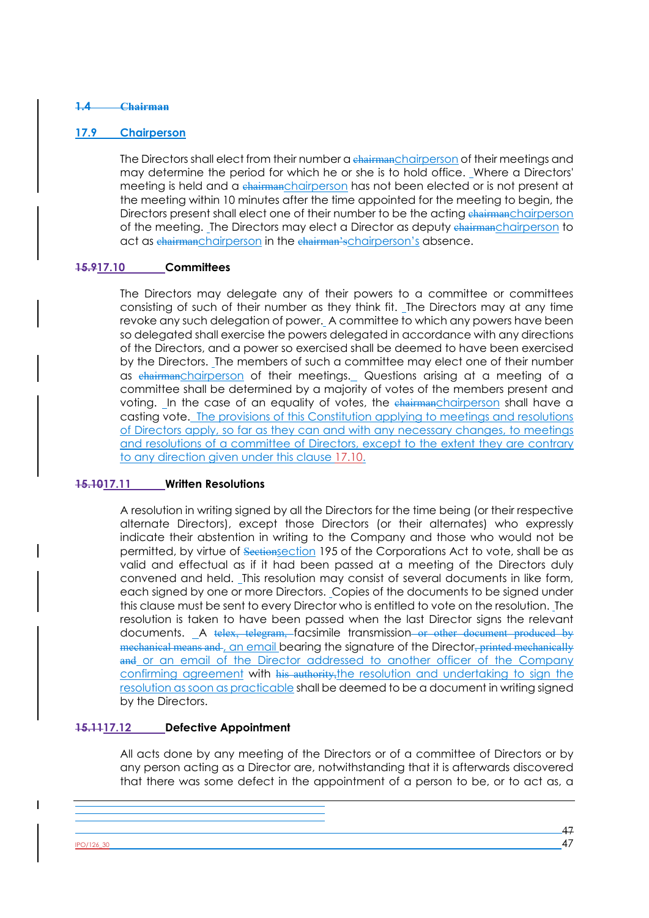~~**1.4 Chairman**~~

**17.9 Chairperson**

The Directors shall elect from their number a ~~chairman~~chairperson of their meetings and may determine the period for which he or she is to hold office. Where a Directors' meeting is held and a ~~chairman~~chairperson has not been elected or is not present at the meeting within 10 minutes after the time appointed for the meeting to begin, the Directors present shall elect one of their number to be the acting ~~chairman~~chairperson of the meeting. The Directors may elect a Director as deputy ~~chairman~~chairperson to act as ~~chairman~~chairperson in the ~~chairman's~~chairperson's absence.

**~~15.9~~17.10 Committees**

The Directors may delegate any of their powers to a committee or committees consisting of such of their number as they think fit. The Directors may at any time revoke any such delegation of power. A committee to which any powers have been so delegated shall exercise the powers delegated in accordance with any directions of the Directors, and a power so exercised shall be deemed to have been exercised by the Directors. The members of such a committee may elect one of their number as ~~chairman~~chairperson of their meetings. Questions arising at a meeting of a committee shall be determined by a majority of votes of the members present and voting. In the case of an equality of votes, the ~~chairman~~chairperson shall have a casting vote. The provisions of this Constitution applying to meetings and resolutions of Directors apply, so far as they can and with any necessary changes, to meetings and resolutions of a committee of Directors, except to the extent they are contrary to any direction given under this clause 17.10.

**~~15.10~~17.11 Written Resolutions**

A resolution in writing signed by all the Directors for the time being (or their respective alternate Directors), except those Directors (or their alternates) who expressly indicate their abstention in writing to the Company and those who would not be permitted, by virtue of ~~Section~~section 195 of the Corporations Act to vote, shall be as valid and effectual as if it had been passed at a meeting of the Directors duly convened and held. This resolution may consist of several documents in like form, each signed by one or more Directors. Copies of the documents to be signed under this clause must be sent to every Director who is entitled to vote on the resolution. The resolution is taken to have been passed when the last Director signs the relevant documents. A ~~telex, telegram,~~ facsimile transmission ~~or other document produced by mechanical means and~~, an email bearing the signature of the Director~~, printed mechanically and~~ or an email of the Director addressed to another officer of the Company confirming agreement with ~~his authority,~~the resolution and undertaking to sign the resolution as soon as practicable shall be deemed to be a document in writing signed by the Directors.

**~~15.11~~17.12 Defective Appointment**

All acts done by any meeting of the Directors or of a committee of Directors or by any person acting as a Director are, notwithstanding that it is afterwards discovered that there was some defect in the appointment of a person to be, or to act as, a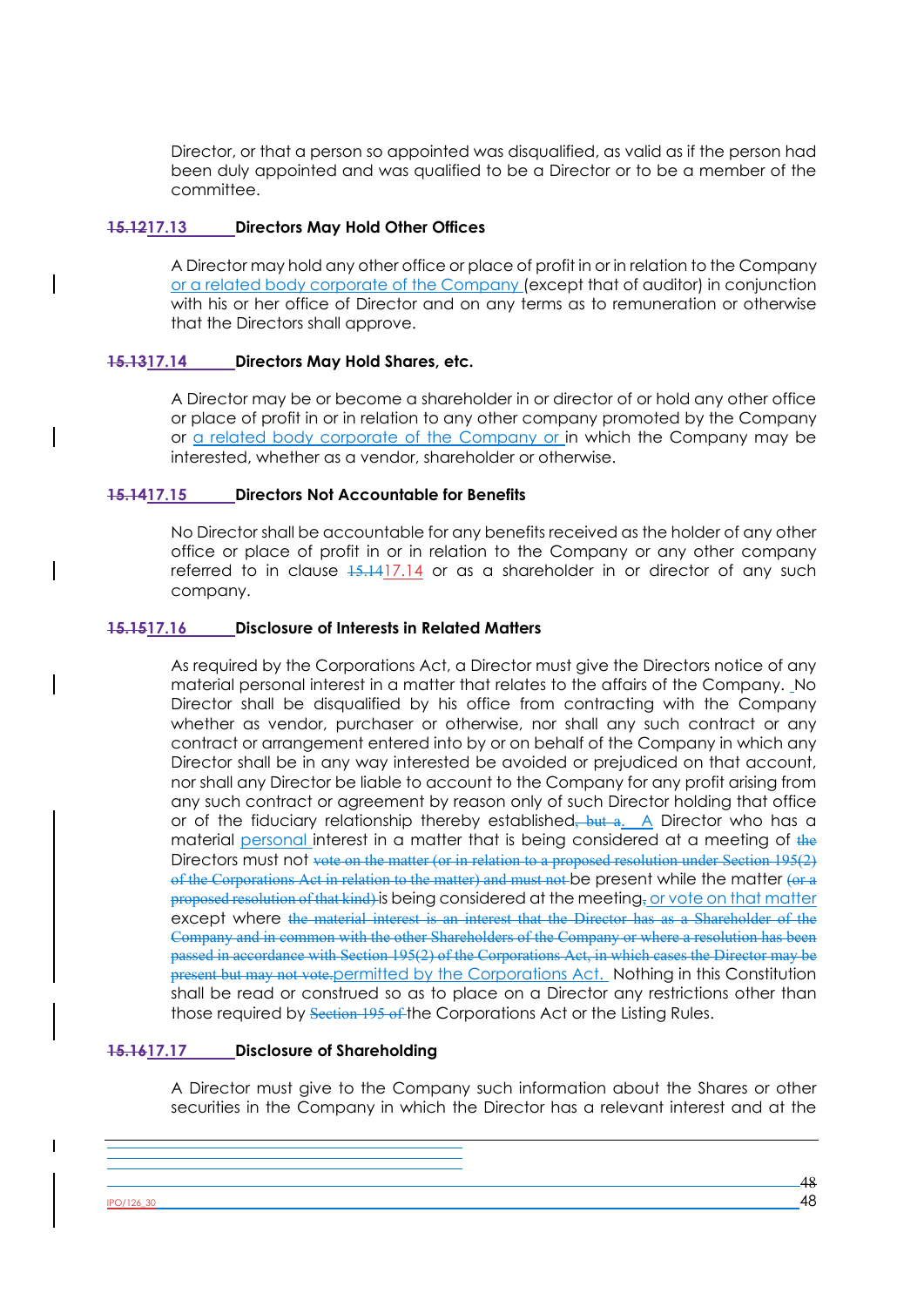Director, or that a person so appointed was disqualified, as valid as if the person had been duly appointed and was qualified to be a Director or to be a member of the committee.

### ~~15.12~~17.13 Directors May Hold Other Offices

A Director may hold any other office or place of profit in or in relation to the Company or a related body corporate of the Company (except that of auditor) in conjunction with his or her office of Director and on any terms as to remuneration or otherwise that the Directors shall approve.

### ~~15.13~~17.14 Directors May Hold Shares, etc.

A Director may be or become a shareholder in or director of or hold any other office or place of profit in or in relation to any other company promoted by the Company or a related body corporate of the Company or in which the Company may be interested, whether as a vendor, shareholder or otherwise.

### ~~15.14~~17.15 Directors Not Accountable for Benefits

No Director shall be accountable for any benefits received as the holder of any other office or place of profit in or in relation to the Company or any other company referred to in clause ~~15.14~~17.14 or as a shareholder in or director of any such company.

### ~~15.15~~17.16 Disclosure of Interests in Related Matters

As required by the Corporations Act, a Director must give the Directors notice of any material personal interest in a matter that relates to the affairs of the Company. No Director shall be disqualified by his office from contracting with the Company whether as vendor, purchaser or otherwise, nor shall any such contract or any contract or arrangement entered into by or on behalf of the Company in which any Director shall be in any way interested be avoided or prejudiced on that account, nor shall any Director be liable to account to the Company for any profit arising from any such contract or agreement by reason only of such Director holding that office or of the fiduciary relationship thereby established~~, but a~~. A Director who has a material personal interest in a matter that is being considered at a meeting of ~~the~~ Directors must not ~~vote on the matter (or in relation to a proposed resolution under Section 195(2) of the Corporations Act in relation to the matter) and must not~~ be present while the matter ~~(or a proposed resolution of that kind)~~ is being considered at the meeting~~,~~ or vote on that matter except where ~~the material interest is an interest that the Director has as a Shareholder of the Company and in common with the other Shareholders of the Company or where a resolution has been passed in accordance with Section 195(2) of the Corporations Act, in which cases the Director may be present but may not vote.~~permitted by the Corporations Act. Nothing in this Constitution shall be read or construed so as to place on a Director any restrictions other than those required by ~~Section 195 of~~ the Corporations Act or the Listing Rules.

### ~~15.16~~17.17 Disclosure of Shareholding

A Director must give to the Company such information about the Shares or other securities in the Company in which the Director has a relevant interest and at the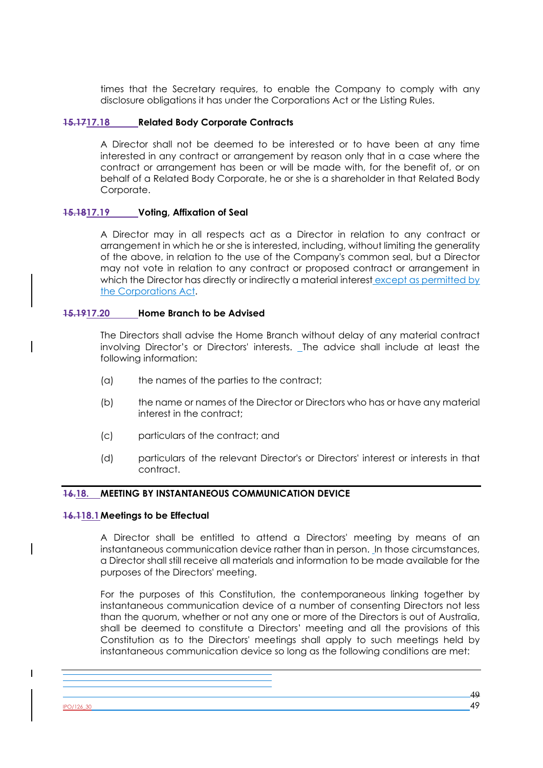times that the Secretary requires, to enable the Company to comply with any disclosure obligations it has under the Corporations Act or the Listing Rules.

### ~~15.17~~17.18 Related Body Corporate Contracts

A Director shall not be deemed to be interested or to have been at any time interested in any contract or arrangement by reason only that in a case where the contract or arrangement has been or will be made with, for the benefit of, or on behalf of a Related Body Corporate, he or she is a shareholder in that Related Body Corporate.

### ~~15.18~~17.19 Voting, Affixation of Seal

A Director may in all respects act as a Director in relation to any contract or arrangement in which he or she is interested, including, without limiting the generality of the above, in relation to the use of the Company's common seal, but a Director may not vote in relation to any contract or proposed contract or arrangement in which the Director has directly or indirectly a material interest except as permitted by the Corporations Act.

### ~~15.19~~17.20 Home Branch to be Advised

The Directors shall advise the Home Branch without delay of any material contract involving Director's or Directors' interests. The advice shall include at least the following information:

(a) the names of the parties to the contract;

(b) the name or names of the Director or Directors who has or have any material interest in the contract;

(c) particulars of the contract; and

(d) particulars of the relevant Director's or Directors' interest or interests in that contract.

## ~~16.~~18. MEETING BY INSTANTANEOUS COMMUNICATION DEVICE

### ~~16.1~~18.1 Meetings to be Effectual

A Director shall be entitled to attend a Directors' meeting by means of an instantaneous communication device rather than in person. In those circumstances, a Director shall still receive all materials and information to be made available for the purposes of the Directors' meeting.

For the purposes of this Constitution, the contemporaneous linking together by instantaneous communication device of a number of consenting Directors not less than the quorum, whether or not any one or more of the Directors is out of Australia, shall be deemed to constitute a Directors' meeting and all the provisions of this Constitution as to the Directors' meetings shall apply to such meetings held by instantaneous communication device so long as the following conditions are met: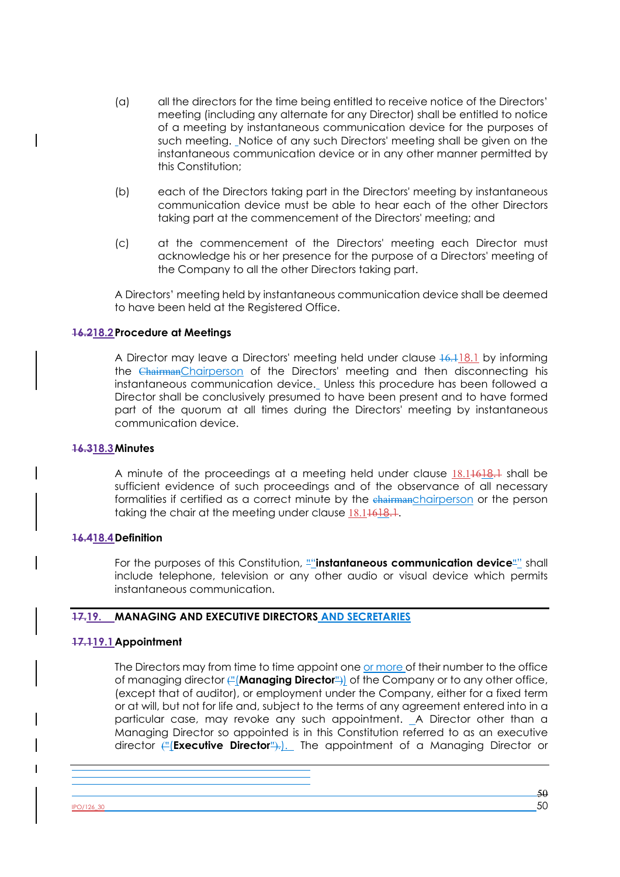(a) all the directors for the time being entitled to receive notice of the Directors' meeting (including any alternate for any Director) shall be entitled to notice of a meeting by instantaneous communication device for the purposes of such meeting. Notice of any such Directors' meeting shall be given on the instantaneous communication device or in any other manner permitted by this Constitution;

(b) each of the Directors taking part in the Directors' meeting by instantaneous communication device must be able to hear each of the other Directors taking part at the commencement of the Directors' meeting; and

(c) at the commencement of the Directors' meeting each Director must acknowledge his or her presence for the purpose of a Directors' meeting of the Company to all the other Directors taking part.

A Directors' meeting held by instantaneous communication device shall be deemed to have been held at the Registered Office.

**18.2 Procedure at Meetings**

A Director may leave a Directors' meeting held under clause 18.1 by informing the Chairperson of the Directors' meeting and then disconnecting his instantaneous communication device. Unless this procedure has been followed a Director shall be conclusively presumed to have been present and to have formed part of the quorum at all times during the Directors' meeting by instantaneous communication device.

**18.3 Minutes**

A minute of the proceedings at a meeting held under clause 18.1 shall be sufficient evidence of such proceedings and of the observance of all necessary formalities if certified as a correct minute by the chairperson or the person taking the chair at the meeting under clause 18.1.

**18.4 Definition**

For the purposes of this Constitution, "**instantaneous communication device**" shall include telephone, television or any other audio or visual device which permits instantaneous communication.

## 19. MANAGING AND EXECUTIVE DIRECTORS AND SECRETARIES

**19.1 Appointment**

The Directors may from time to time appoint one or more of their number to the office of managing director ("**Managing Director**") of the Company or to any other office, (except that of auditor), or employment under the Company, either for a fixed term or at will, but not for life and, subject to the terms of any agreement entered into in a particular case, may revoke any such appointment. A Director other than a Managing Director so appointed is in this Constitution referred to as an executive director ("**Executive Director**"). The appointment of a Managing Director or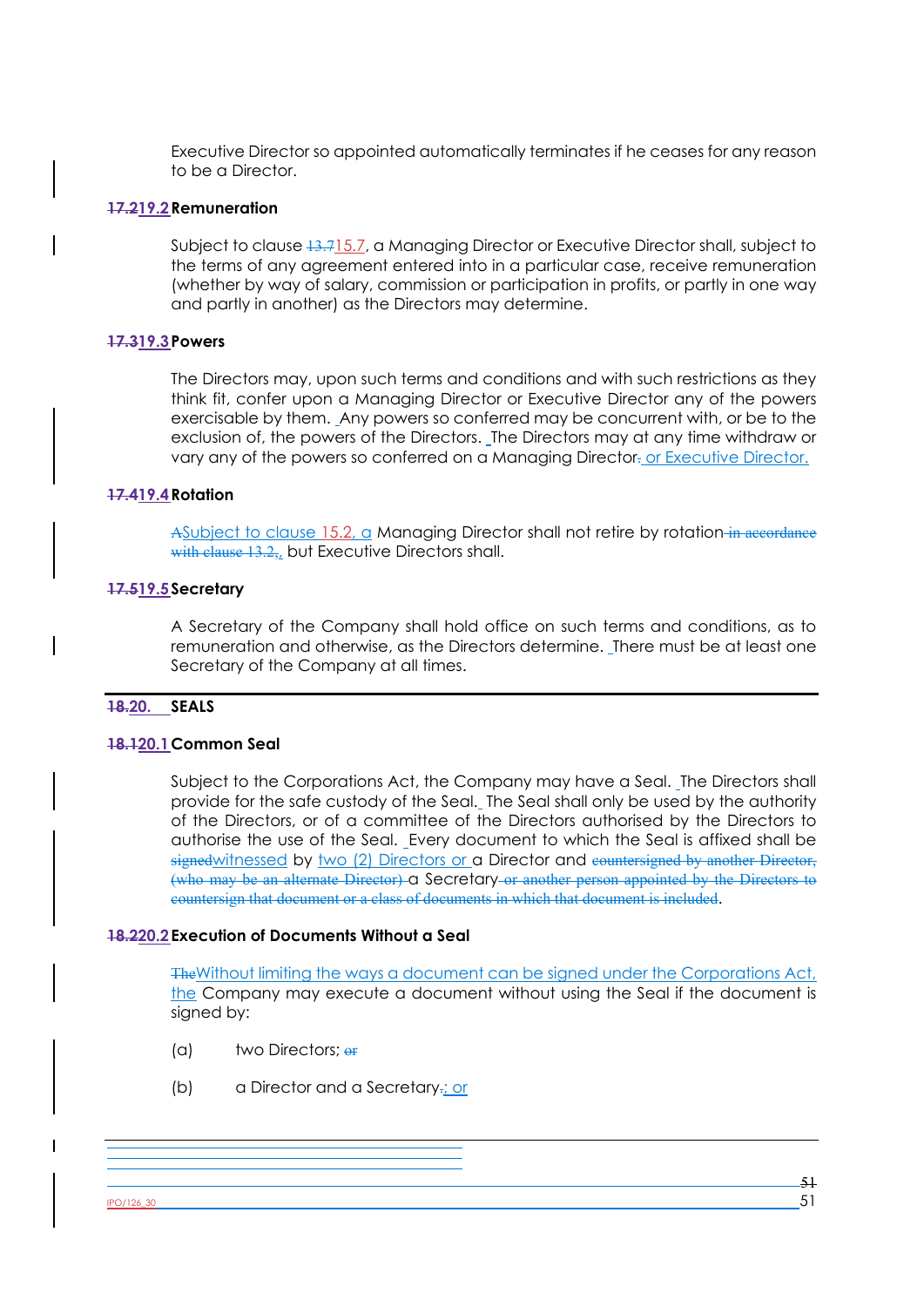Executive Director so appointed automatically terminates if he ceases for any reason to be a Director.

### ~~17.2~~19.2 Remuneration

Subject to clause ~~13.7~~15.7, a Managing Director or Executive Director shall, subject to the terms of any agreement entered into in a particular case, receive remuneration (whether by way of salary, commission or participation in profits, or partly in one way and partly in another) as the Directors may determine.

### ~~17.3~~19.3 Powers

The Directors may, upon such terms and conditions and with such restrictions as they think fit, confer upon a Managing Director or Executive Director any of the powers exercisable by them. Any powers so conferred may be concurrent with, or be to the exclusion of, the powers of the Directors. The Directors may at any time withdraw or vary any of the powers so conferred on a Managing Director~~.~~ or Executive Director.

### ~~17.4~~19.4 Rotation

~~A~~Subject to clause 15.2, a Managing Director shall not retire by rotation ~~in accordance with clause 13.2,~~, but Executive Directors shall.

### ~~17.5~~19.5 Secretary

A Secretary of the Company shall hold office on such terms and conditions, as to remuneration and otherwise, as the Directors determine. There must be at least one Secretary of the Company at all times.

## ~~18.~~20. SEALS

### ~~18.1~~20.1 Common Seal

Subject to the Corporations Act, the Company may have a Seal. The Directors shall provide for the safe custody of the Seal. The Seal shall only be used by the authority of the Directors, or of a committee of the Directors authorised by the Directors to authorise the use of the Seal. Every document to which the Seal is affixed shall be ~~signed~~witnessed by two (2) Directors or a Director and ~~countersigned by another Director, (who may be an alternate Director)~~ a Secretary ~~or another person appointed by the Directors to countersign that document or a class of documents in which that document is included~~.

### ~~18.2~~20.2 Execution of Documents Without a Seal

~~The~~Without limiting the ways a document can be signed under the Corporations Act, the Company may execute a document without using the Seal if the document is signed by:

(a) two Directors; ~~or~~

(b) a Director and a Secretary~~.~~; or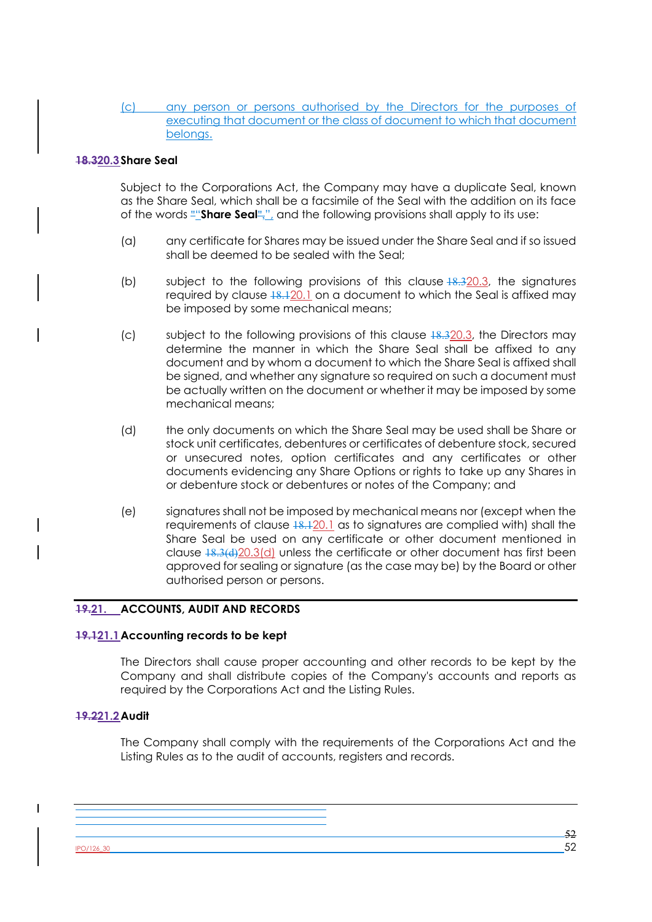(c) any person or persons authorised by the Directors for the purposes of executing that document or the class of document to which that document belongs.

**20.3 Share Seal**

Subject to the Corporations Act, the Company may have a duplicate Seal, known as the Share Seal, which shall be a facsimile of the Seal with the addition on its face of the words "**Share Seal**", and the following provisions shall apply to its use:

(a) any certificate for Shares may be issued under the Share Seal and if so issued shall be deemed to be sealed with the Seal;

(b) subject to the following provisions of this clause 20.3, the signatures required by clause 20.1 on a document to which the Seal is affixed may be imposed by some mechanical means;

(c) subject to the following provisions of this clause 20.3, the Directors may determine the manner in which the Share Seal shall be affixed to any document and by whom a document to which the Share Seal is affixed shall be signed, and whether any signature so required on such a document must be actually written on the document or whether it may be imposed by some mechanical means;

(d) the only documents on which the Share Seal may be used shall be Share or stock unit certificates, debentures or certificates of debenture stock, secured or unsecured notes, option certificates and any certificates or other documents evidencing any Share Options or rights to take up any Shares in or debenture stock or debentures or notes of the Company; and

(e) signatures shall not be imposed by mechanical means nor (except when the requirements of clause 20.1 as to signatures are complied with) shall the Share Seal be used on any certificate or other document mentioned in clause 20.3(d) unless the certificate or other document has first been approved for sealing or signature (as the case may be) by the Board or other authorised person or persons.

## 21. ACCOUNTS, AUDIT AND RECORDS

**21.1 Accounting records to be kept**

The Directors shall cause proper accounting and other records to be kept by the Company and shall distribute copies of the Company's accounts and reports as required by the Corporations Act and the Listing Rules.

**21.2 Audit**

The Company shall comply with the requirements of the Corporations Act and the Listing Rules as to the audit of accounts, registers and records.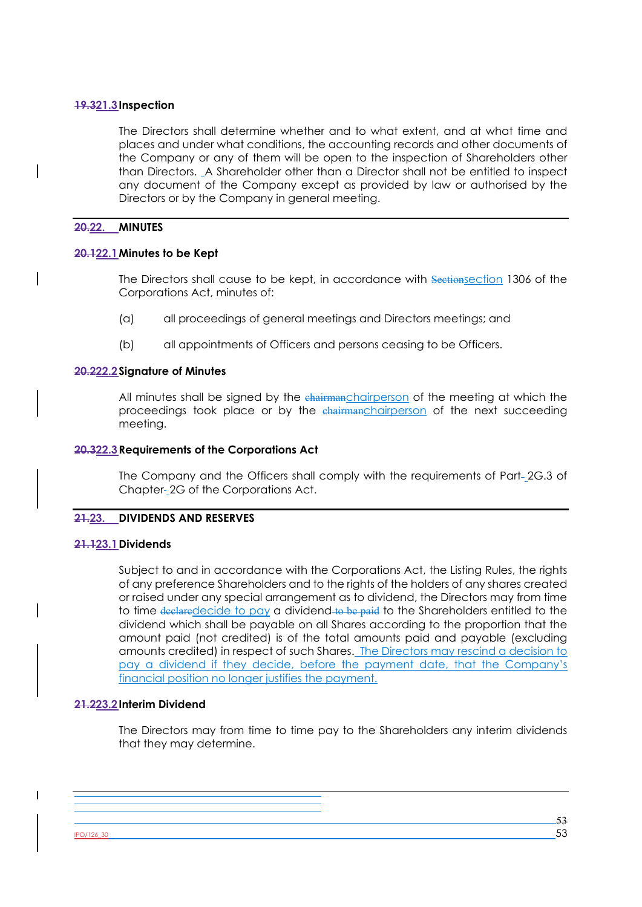**21.3 Inspection**

The Directors shall determine whether and to what extent, and at what time and places and under what conditions, the accounting records and other documents of the Company or any of them will be open to the inspection of Shareholders other than Directors. A Shareholder other than a Director shall not be entitled to inspect any document of the Company except as provided by law or authorised by the Directors or by the Company in general meeting.

## 22. MINUTES

**22.1 Minutes to be Kept**

The Directors shall cause to be kept, in accordance with section 1306 of the Corporations Act, minutes of:

(a) all proceedings of general meetings and Directors meetings; and

(b) all appointments of Officers and persons ceasing to be Officers.

**22.2 Signature of Minutes**

All minutes shall be signed by the chairperson of the meeting at which the proceedings took place or by the chairperson of the next succeeding meeting.

**22.3 Requirements of the Corporations Act**

The Company and the Officers shall comply with the requirements of Part 2G.3 of Chapter 2G of the Corporations Act.

## 23. DIVIDENDS AND RESERVES

**23.1 Dividends**

Subject to and in accordance with the Corporations Act, the Listing Rules, the rights of any preference Shareholders and to the rights of the holders of any shares created or raised under any special arrangement as to dividend, the Directors may from time to time decide to pay a dividend to the Shareholders entitled to the dividend which shall be payable on all Shares according to the proportion that the amount paid (not credited) is of the total amounts paid and payable (excluding amounts credited) in respect of such Shares. The Directors may rescind a decision to pay a dividend if they decide, before the payment date, that the Company's financial position no longer justifies the payment.

**23.2 Interim Dividend**

The Directors may from time to time pay to the Shareholders any interim dividends that they may determine.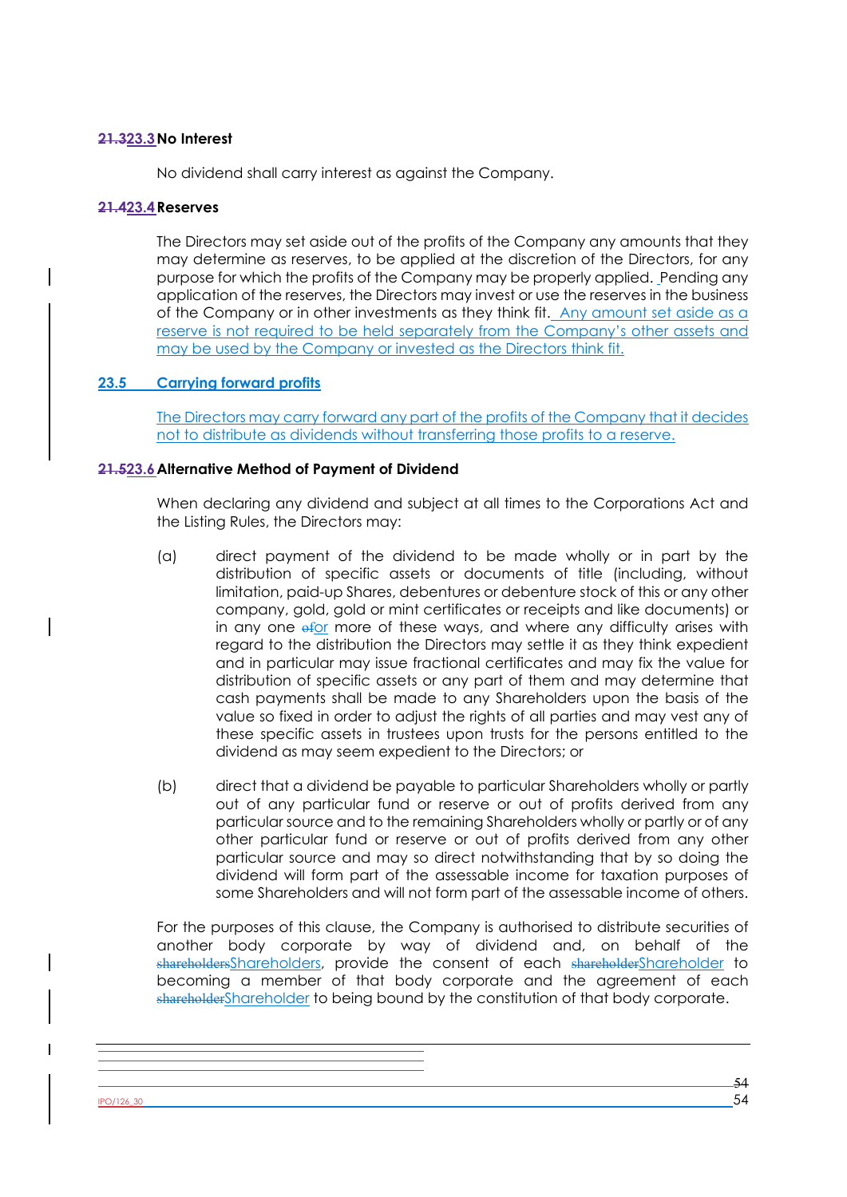### 23.3 No Interest

No dividend shall carry interest as against the Company.

### 23.4 Reserves

The Directors may set aside out of the profits of the Company any amounts that they may determine as reserves, to be applied at the discretion of the Directors, for any purpose for which the profits of the Company may be properly applied. Pending any application of the reserves, the Directors may invest or use the reserves in the business of the Company or in other investments as they think fit. Any amount set aside as a reserve is not required to be held separately from the Company's other assets and may be used by the Company or invested as the Directors think fit.

### 23.5 Carrying forward profits

The Directors may carry forward any part of the profits of the Company that it decides not to distribute as dividends without transferring those profits to a reserve.

### 23.6 Alternative Method of Payment of Dividend

When declaring any dividend and subject at all times to the Corporations Act and the Listing Rules, the Directors may:

(a) direct payment of the dividend to be made wholly or in part by the distribution of specific assets or documents of title (including, without limitation, paid-up Shares, debentures or debenture stock of this or any other company, gold, gold or mint certificates or receipts and like documents) or in any one or more of these ways, and where any difficulty arises with regard to the distribution the Directors may settle it as they think expedient and in particular may issue fractional certificates and may fix the value for distribution of specific assets or any part of them and may determine that cash payments shall be made to any Shareholders upon the basis of the value so fixed in order to adjust the rights of all parties and may vest any of these specific assets in trustees upon trusts for the persons entitled to the dividend as may seem expedient to the Directors; or

(b) direct that a dividend be payable to particular Shareholders wholly or partly out of any particular fund or reserve or out of profits derived from any particular source and to the remaining Shareholders wholly or partly or of any other particular fund or reserve or out of profits derived from any other particular source and may so direct notwithstanding that by so doing the dividend will form part of the assessable income for taxation purposes of some Shareholders and will not form part of the assessable income of others.

For the purposes of this clause, the Company is authorised to distribute securities of another body corporate by way of dividend and, on behalf of the Shareholders, provide the consent of each Shareholder to becoming a member of that body corporate and the agreement of each Shareholder to being bound by the constitution of that body corporate.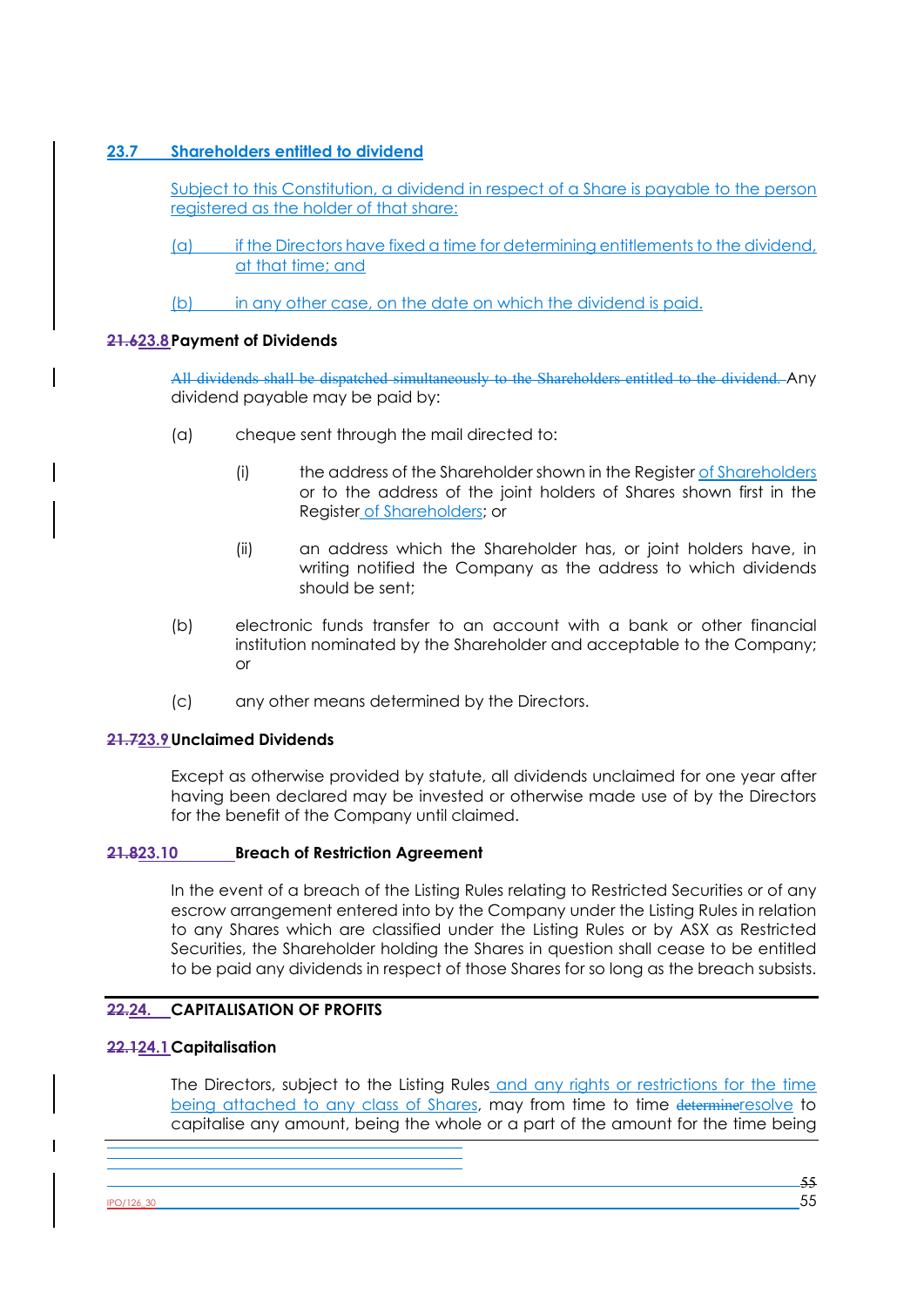### 23.7 Shareholders entitled to dividend

Subject to this Constitution, a dividend in respect of a Share is payable to the person registered as the holder of that share:

(a) if the Directors have fixed a time for determining entitlements to the dividend, at that time; and

(b) in any other case, on the date on which the dividend is paid.

### ~~21.6~~23.8 Payment of Dividends

~~All dividends shall be dispatched simultaneously to the Shareholders entitled to the dividend.~~ Any dividend payable may be paid by:

(a) cheque sent through the mail directed to:

  (i) the address of the Shareholder shown in the Register of Shareholders or to the address of the joint holders of Shares shown first in the Register of Shareholders; or

  (ii) an address which the Shareholder has, or joint holders have, in writing notified the Company as the address to which dividends should be sent;

(b) electronic funds transfer to an account with a bank or other financial institution nominated by the Shareholder and acceptable to the Company; or

(c) any other means determined by the Directors.

### ~~21.7~~23.9 Unclaimed Dividends

Except as otherwise provided by statute, all dividends unclaimed for one year after having been declared may be invested or otherwise made use of by the Directors for the benefit of the Company until claimed.

### ~~21.8~~23.10 Breach of Restriction Agreement

In the event of a breach of the Listing Rules relating to Restricted Securities or of any escrow arrangement entered into by the Company under the Listing Rules in relation to any Shares which are classified under the Listing Rules or by ASX as Restricted Securities, the Shareholder holding the Shares in question shall cease to be entitled to be paid any dividends in respect of those Shares for so long as the breach subsists.

## ~~22.~~24. CAPITALISATION OF PROFITS

### ~~22.1~~24.1 Capitalisation

The Directors, subject to the Listing Rules and any rights or restrictions for the time being attached to any class of Shares, may from time to time ~~determine~~resolve to capitalise any amount, being the whole or a part of the amount for the time being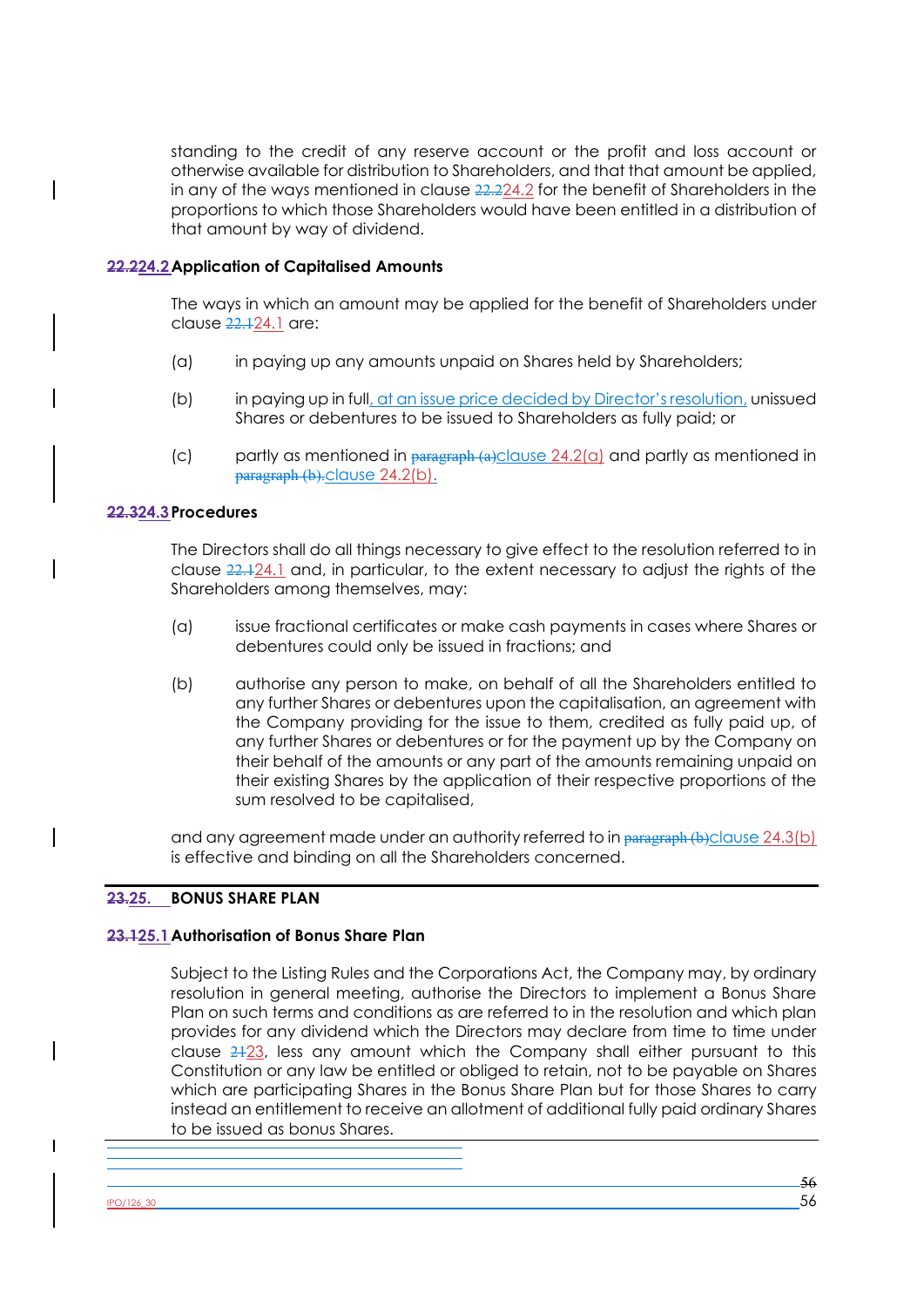standing to the credit of any reserve account or the profit and loss account or otherwise available for distribution to Shareholders, and that that amount be applied, in any of the ways mentioned in clause ~~22.2~~24.2 for the benefit of Shareholders in the proportions to which those Shareholders would have been entitled in a distribution of that amount by way of dividend.

### ~~22.2~~24.2 Application of Capitalised Amounts

The ways in which an amount may be applied for the benefit of Shareholders under clause ~~22.1~~24.1 are:

(a) in paying up any amounts unpaid on Shares held by Shareholders;

(b) in paying up in full, at an issue price decided by Director's resolution, unissued Shares or debentures to be issued to Shareholders as fully paid; or

(c) partly as mentioned in ~~paragraph (a)~~clause 24.2(a) and partly as mentioned in ~~paragraph (b).~~clause 24.2(b).

### ~~22.3~~24.3 Procedures

The Directors shall do all things necessary to give effect to the resolution referred to in clause ~~22.1~~24.1 and, in particular, to the extent necessary to adjust the rights of the Shareholders among themselves, may:

(a) issue fractional certificates or make cash payments in cases where Shares or debentures could only be issued in fractions; and

(b) authorise any person to make, on behalf of all the Shareholders entitled to any further Shares or debentures upon the capitalisation, an agreement with the Company providing for the issue to them, credited as fully paid up, of any further Shares or debentures or for the payment up by the Company on their behalf of the amounts or any part of the amounts remaining unpaid on their existing Shares by the application of their respective proportions of the sum resolved to be capitalised,

and any agreement made under an authority referred to in ~~paragraph (b)~~clause 24.3(b) is effective and binding on all the Shareholders concerned.

## ~~23.~~25. BONUS SHARE PLAN

### ~~23.1~~25.1 Authorisation of Bonus Share Plan

Subject to the Listing Rules and the Corporations Act, the Company may, by ordinary resolution in general meeting, authorise the Directors to implement a Bonus Share Plan on such terms and conditions as are referred to in the resolution and which plan provides for any dividend which the Directors may declare from time to time under clause ~~21~~23, less any amount which the Company shall either pursuant to this Constitution or any law be entitled or obliged to retain, not to be payable on Shares which are participating Shares in the Bonus Share Plan but for those Shares to carry instead an entitlement to receive an allotment of additional fully paid ordinary Shares to be issued as bonus Shares.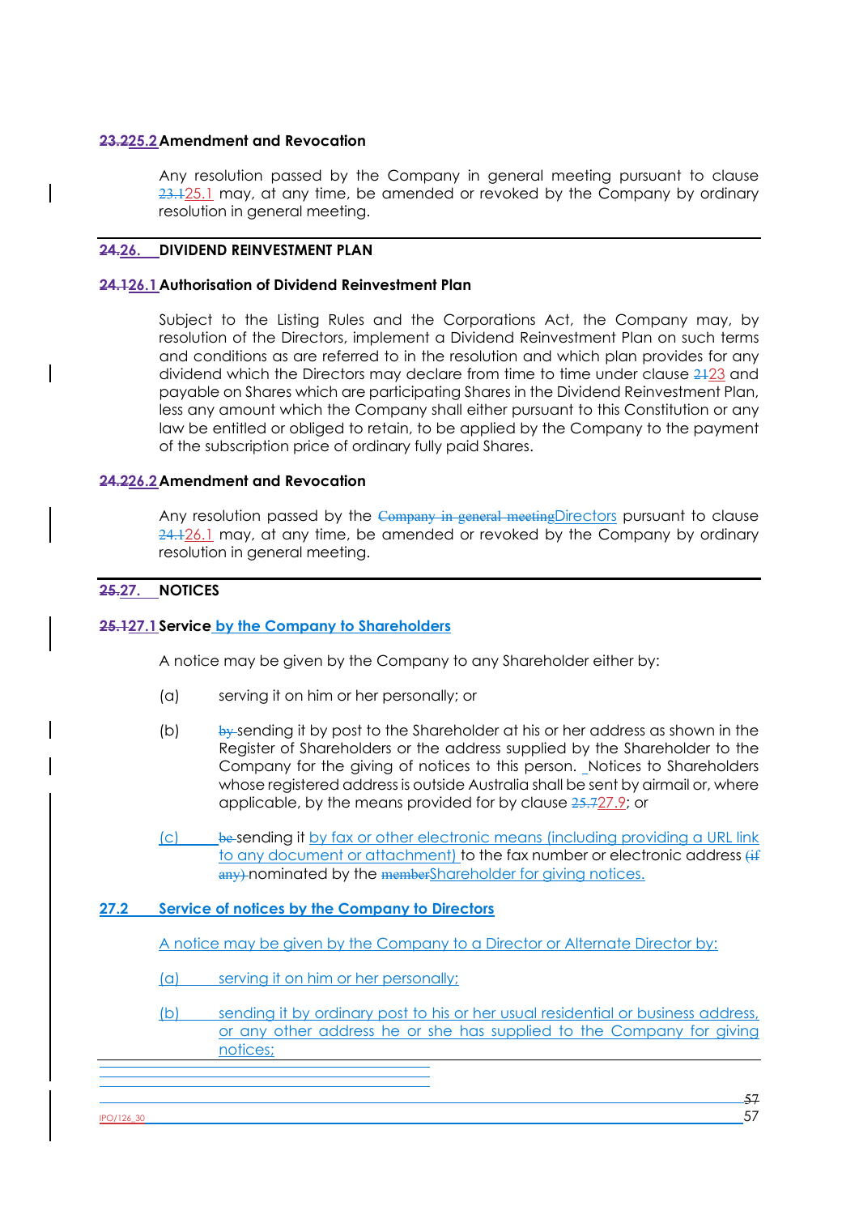**23.225.2 Amendment and Revocation**

Any resolution passed by the Company in general meeting pursuant to clause 23.125.1 may, at any time, be amended or revoked by the Company by ordinary resolution in general meeting.

## 24.26. DIVIDEND REINVESTMENT PLAN

**24.126.1 Authorisation of Dividend Reinvestment Plan**

Subject to the Listing Rules and the Corporations Act, the Company may, by resolution of the Directors, implement a Dividend Reinvestment Plan on such terms and conditions as are referred to in the resolution and which plan provides for any dividend which the Directors may declare from time to time under clause 2123 and payable on Shares which are participating Shares in the Dividend Reinvestment Plan, less any amount which the Company shall either pursuant to this Constitution or any law be entitled or obliged to retain, to be applied by the Company to the payment of the subscription price of ordinary fully paid Shares.

**24.226.2 Amendment and Revocation**

Any resolution passed by the Company in general meetingDirectors pursuant to clause 24.126.1 may, at any time, be amended or revoked by the Company by ordinary resolution in general meeting.

## 25.27. NOTICES

**25.127.1 Service by the Company to Shareholders**

A notice may be given by the Company to any Shareholder either by:

(a) serving it on him or her personally; or

(b) by sending it by post to the Shareholder at his or her address as shown in the Register of Shareholders or the address supplied by the Shareholder to the Company for the giving of notices to this person. Notices to Shareholders whose registered address is outside Australia shall be sent by airmail or, where applicable, by the means provided for by clause 25.727.9; or

(c) be sending it by fax or other electronic means (including providing a URL link to any document or attachment) to the fax number or electronic address (if any) nominated by the memberShareholder for giving notices.

**27.2 Service of notices by the Company to Directors**

A notice may be given by the Company to a Director or Alternate Director by:

(a) serving it on him or her personally;

(b) sending it by ordinary post to his or her usual residential or business address, or any other address he or she has supplied to the Company for giving notices;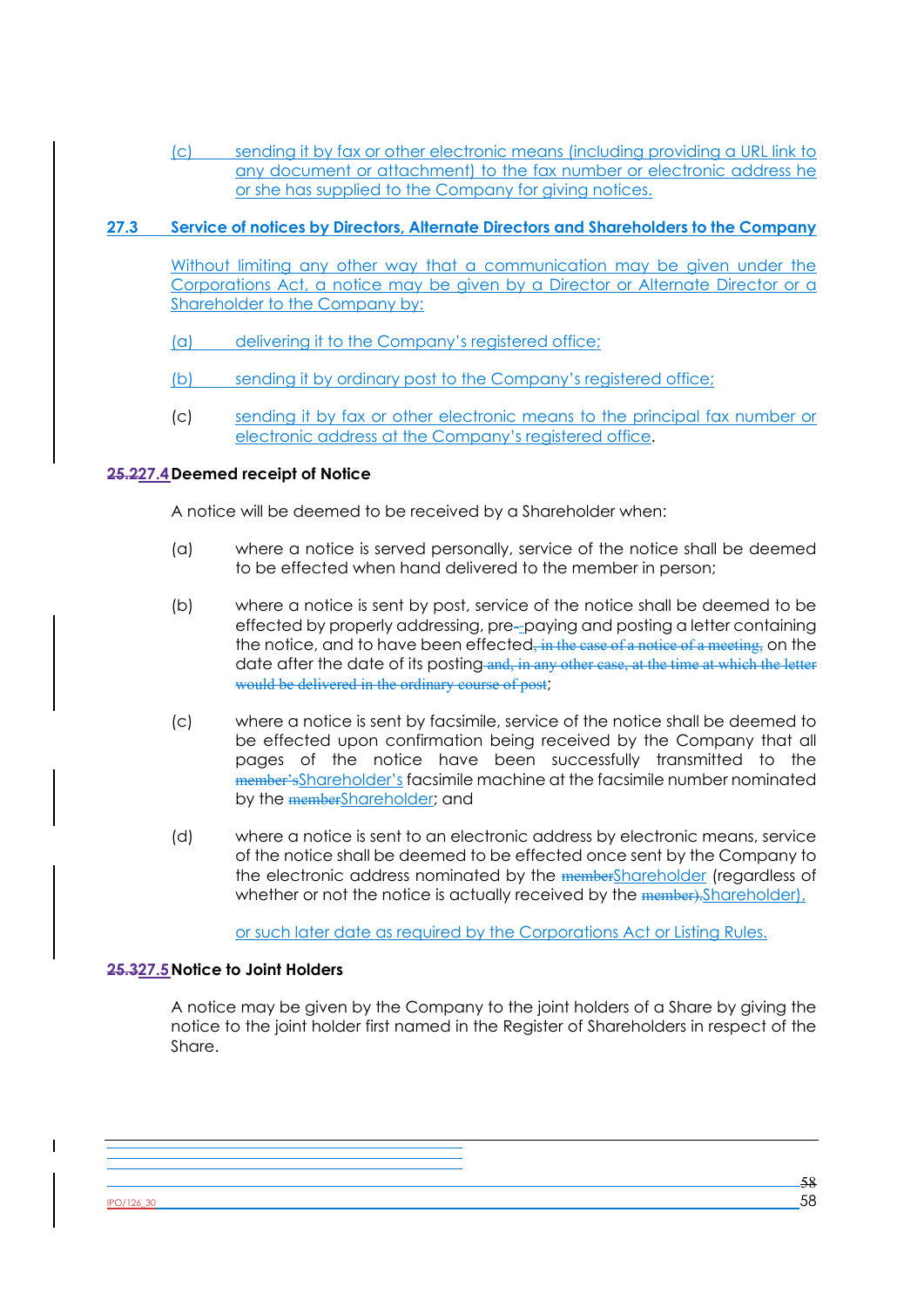(c) sending it by fax or other electronic means (including providing a URL link to any document or attachment) to the fax number or electronic address he or she has supplied to the Company for giving notices.

**27.3 Service of notices by Directors, Alternate Directors and Shareholders to the Company**

Without limiting any other way that a communication may be given under the Corporations Act, a notice may be given by a Director or Alternate Director or a Shareholder to the Company by:

(a) delivering it to the Company's registered office;

(b) sending it by ordinary post to the Company's registered office;

(c) sending it by fax or other electronic means to the principal fax number or electronic address at the Company's registered office.

**~~25.2~~27.4 Deemed receipt of Notice**

A notice will be deemed to be received by a Shareholder when:

(a) where a notice is served personally, service of the notice shall be deemed to be effected when hand delivered to the member in person;

(b) where a notice is sent by post, service of the notice shall be deemed to be effected by properly addressing, pre-~~-~~paying and posting a letter containing the notice, and to have been effected~~, in the case of a notice of a meeting,~~ on the date after the date of its posting ~~and, in any other case, at the time at which the letter would be delivered in the ordinary course of post~~;

(c) where a notice is sent by facsimile, service of the notice shall be deemed to be effected upon confirmation being received by the Company that all pages of the notice have been successfully transmitted to the ~~member's~~Shareholder's facsimile machine at the facsimile number nominated by the ~~member~~Shareholder; and

(d) where a notice is sent to an electronic address by electronic means, service of the notice shall be deemed to be effected once sent by the Company to the electronic address nominated by the ~~member~~Shareholder (regardless of whether or not the notice is actually received by the ~~member).~~Shareholder),

or such later date as required by the Corporations Act or Listing Rules.

**~~25.3~~27.5 Notice to Joint Holders**

A notice may be given by the Company to the joint holders of a Share by giving the notice to the joint holder first named in the Register of Shareholders in respect of the Share.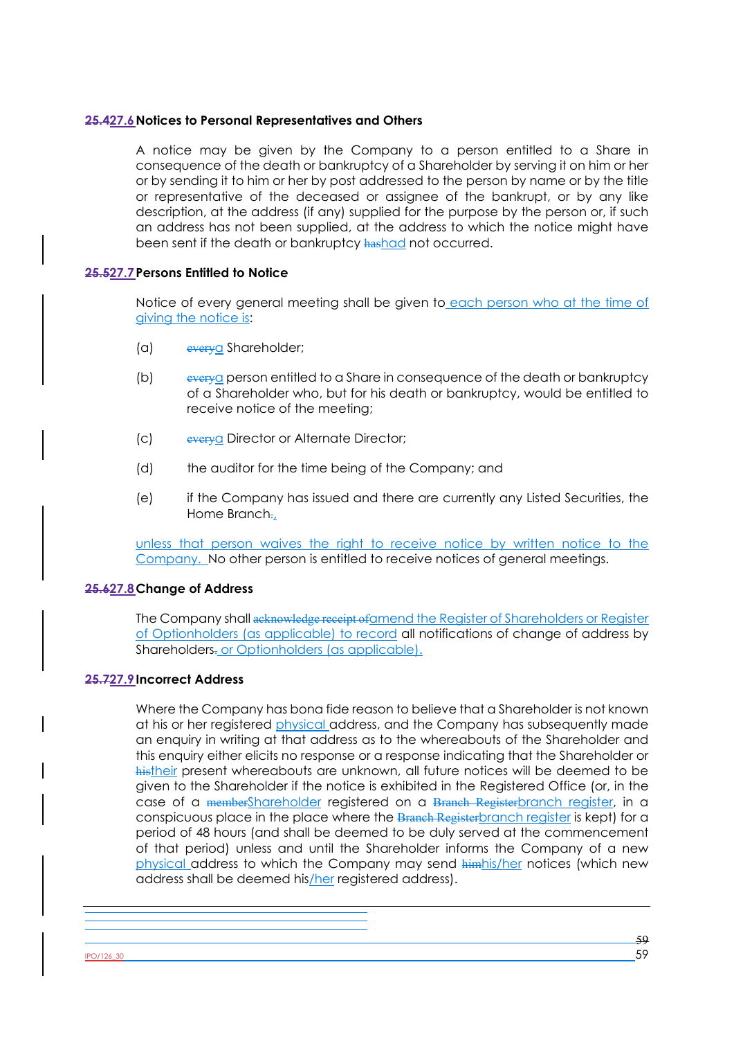**~~25.4~~27.6 Notices to Personal Representatives and Others**

A notice may be given by the Company to a person entitled to a Share in consequence of the death or bankruptcy of a Shareholder by serving it on him or her or by sending it to him or her by post addressed to the person by name or by the title or representative of the deceased or assignee of the bankrupt, or by any like description, at the address (if any) supplied for the purpose by the person or, if such an address has not been supplied, at the address to which the notice might have been sent if the death or bankruptcy ~~has~~had not occurred.

**~~25.5~~27.7 Persons Entitled to Notice**

Notice of every general meeting shall be given to each person who at the time of giving the notice is:

(a) ~~every~~a Shareholder;

(b) ~~every~~a person entitled to a Share in consequence of the death or bankruptcy of a Shareholder who, but for his death or bankruptcy, would be entitled to receive notice of the meeting;

(c) ~~every~~a Director or Alternate Director;

(d) the auditor for the time being of the Company; and

(e) if the Company has issued and there are currently any Listed Securities, the Home Branch~~.~~,

unless that person waives the right to receive notice by written notice to the Company. No other person is entitled to receive notices of general meetings.

**~~25.6~~27.8 Change of Address**

The Company shall ~~acknowledge receipt of~~amend the Register of Shareholders or Register of Optionholders (as applicable) to record all notifications of change of address by Shareholders~~.~~ or Optionholders (as applicable).

**~~25.7~~27.9 Incorrect Address**

Where the Company has bona fide reason to believe that a Shareholder is not known at his or her registered physical address, and the Company has subsequently made an enquiry in writing at that address as to the whereabouts of the Shareholder and this enquiry either elicits no response or a response indicating that the Shareholder or ~~his~~their present whereabouts are unknown, all future notices will be deemed to be given to the Shareholder if the notice is exhibited in the Registered Office (or, in the case of a ~~member~~Shareholder registered on a ~~Branch Register~~branch register, in a conspicuous place in the place where the ~~Branch Register~~branch register is kept) for a period of 48 hours (and shall be deemed to be duly served at the commencement of that period) unless and until the Shareholder informs the Company of a new physical address to which the Company may send ~~him~~his/her notices (which new address shall be deemed his/her registered address).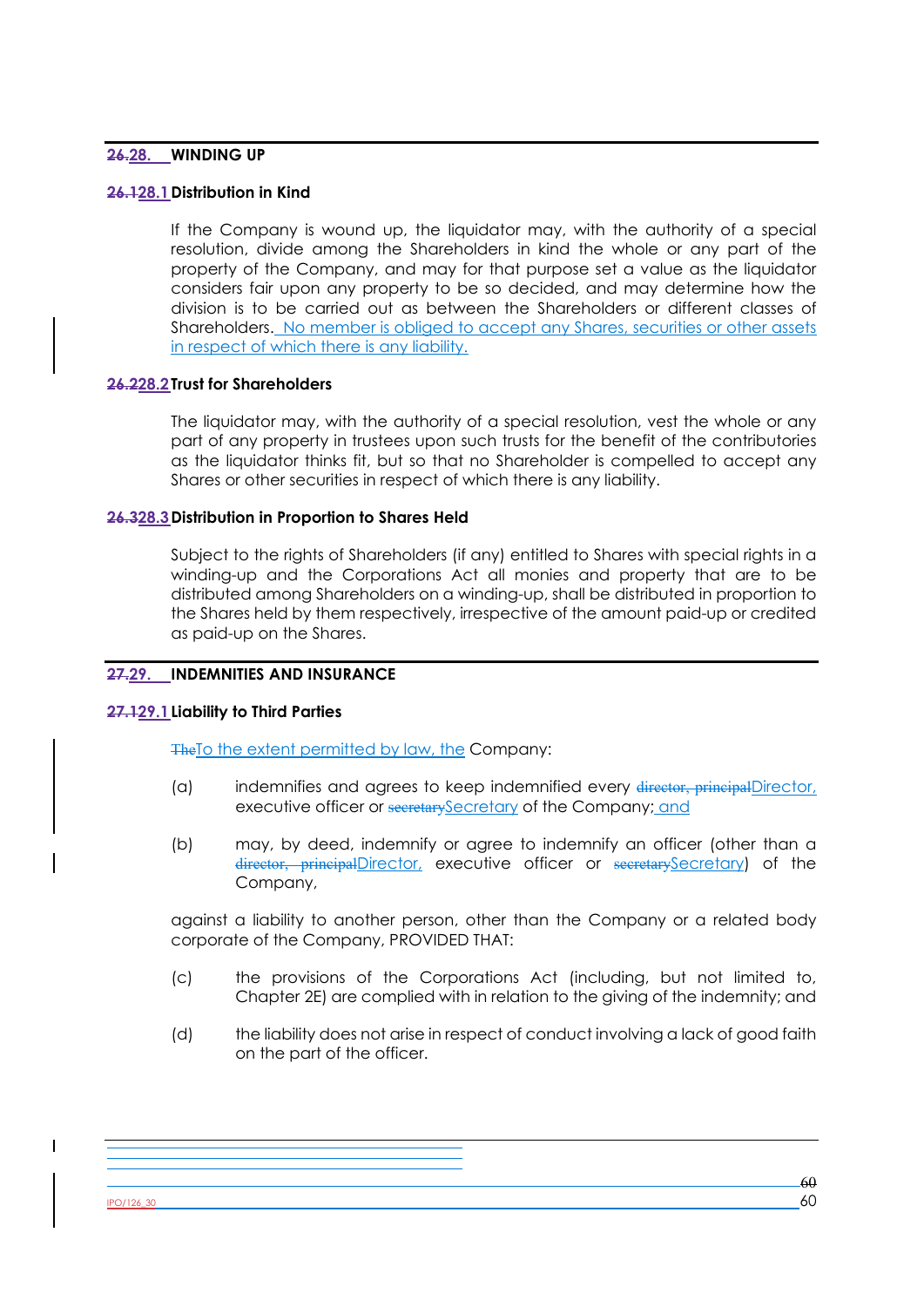## ~~26.~~28. WINDING UP

### ~~26.1~~28.1 Distribution in Kind

If the Company is wound up, the liquidator may, with the authority of a special resolution, divide among the Shareholders in kind the whole or any part of the property of the Company, and may for that purpose set a value as the liquidator considers fair upon any property to be so decided, and may determine how the division is to be carried out as between the Shareholders or different classes of Shareholders. No member is obliged to accept any Shares, securities or other assets in respect of which there is any liability.

### ~~26.2~~28.2 Trust for Shareholders

The liquidator may, with the authority of a special resolution, vest the whole or any part of any property in trustees upon such trusts for the benefit of the contributories as the liquidator thinks fit, but so that no Shareholder is compelled to accept any Shares or other securities in respect of which there is any liability.

### ~~26.3~~28.3 Distribution in Proportion to Shares Held

Subject to the rights of Shareholders (if any) entitled to Shares with special rights in a winding-up and the Corporations Act all monies and property that are to be distributed among Shareholders on a winding-up, shall be distributed in proportion to the Shares held by them respectively, irrespective of the amount paid-up or credited as paid-up on the Shares.

## ~~27.~~29. INDEMNITIES AND INSURANCE

### ~~27.1~~29.1 Liability to Third Parties

~~The~~To the extent permitted by law, the Company:

(a) indemnifies and agrees to keep indemnified every ~~director, principal~~Director, executive officer or ~~secretary~~Secretary of the Company; and

(b) may, by deed, indemnify or agree to indemnify an officer (other than a ~~director, principal~~Director, executive officer or ~~secretary~~Secretary) of the Company,

against a liability to another person, other than the Company or a related body corporate of the Company, PROVIDED THAT:

(c) the provisions of the Corporations Act (including, but not limited to, Chapter 2E) are complied with in relation to the giving of the indemnity; and

(d) the liability does not arise in respect of conduct involving a lack of good faith on the part of the officer.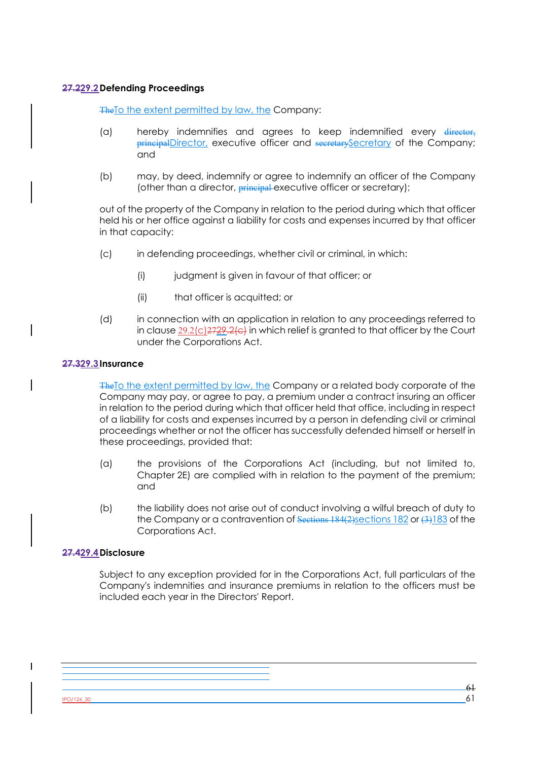**27.229.2 Defending Proceedings**

TheTo the extent permitted by law, the Company:

(a) hereby indemnifies and agrees to keep indemnified every director, principalDirector, executive officer and secretarySecretary of the Company; and

(b) may, by deed, indemnify or agree to indemnify an officer of the Company (other than a director, principal executive officer or secretary);

out of the property of the Company in relation to the period during which that officer held his or her office against a liability for costs and expenses incurred by that officer in that capacity:

(c) in defending proceedings, whether civil or criminal, in which:

   (i) judgment is given in favour of that officer; or

   (ii) that officer is acquitted; or

(d) in connection with an application in relation to any proceedings referred to in clause 29.2(c)2729.2(c) in which relief is granted to that officer by the Court under the Corporations Act.

**27.329.3 Insurance**

TheTo the extent permitted by law, the Company or a related body corporate of the Company may pay, or agree to pay, a premium under a contract insuring an officer in relation to the period during which that officer held that office, including in respect of a liability for costs and expenses incurred by a person in defending civil or criminal proceedings whether or not the officer has successfully defended himself or herself in these proceedings, provided that:

(a) the provisions of the Corporations Act (including, but not limited to, Chapter 2E) are complied with in relation to the payment of the premium; and

(b) the liability does not arise out of conduct involving a wilful breach of duty to the Company or a contravention of Sections 184(2)sections 182 or (3)183 of the Corporations Act.

**27.429.4 Disclosure**

Subject to any exception provided for in the Corporations Act, full particulars of the Company's indemnities and insurance premiums in relation to the officers must be included each year in the Directors' Report.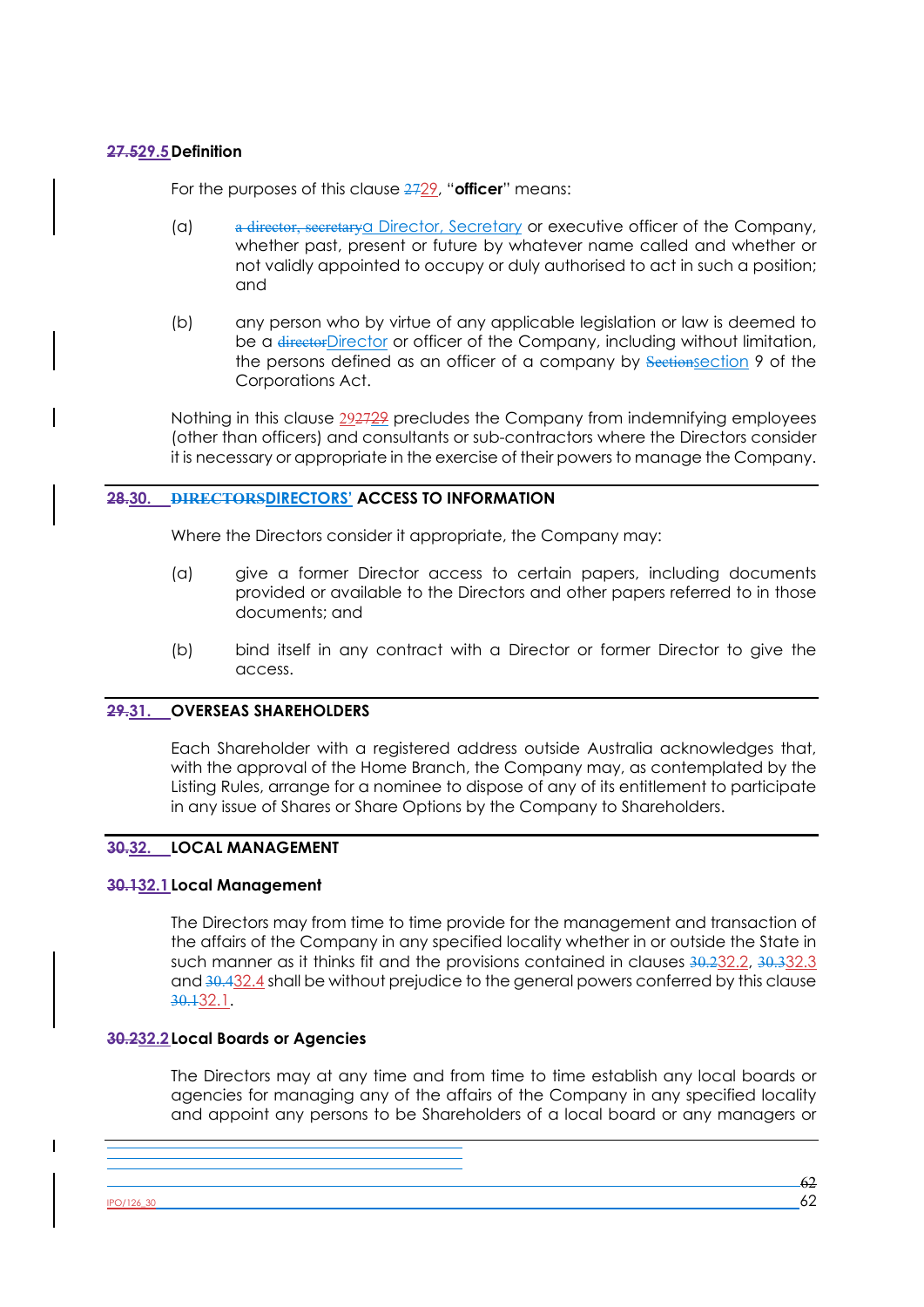### ~~27.5~~29.5 Definition

For the purposes of this clause ~~27~~29, "**officer**" means:

(a) ~~a director, secretary~~a Director, Secretary or executive officer of the Company, whether past, present or future by whatever name called and whether or not validly appointed to occupy or duly authorised to act in such a position; and

(b) any person who by virtue of any applicable legislation or law is deemed to be a ~~director~~Director or officer of the Company, including without limitation, the persons defined as an officer of a company by ~~Section~~section 9 of the Corporations Act.

Nothing in this clause ~~29~~~~27~~29 precludes the Company from indemnifying employees (other than officers) and consultants or sub-contractors where the Directors consider it is necessary or appropriate in the exercise of their powers to manage the Company.

## ~~28.~~30. ~~DIRECTORS~~DIRECTORS' ACCESS TO INFORMATION

Where the Directors consider it appropriate, the Company may:

(a) give a former Director access to certain papers, including documents provided or available to the Directors and other papers referred to in those documents; and

(b) bind itself in any contract with a Director or former Director to give the access.

## ~~29.~~31. OVERSEAS SHAREHOLDERS

Each Shareholder with a registered address outside Australia acknowledges that, with the approval of the Home Branch, the Company may, as contemplated by the Listing Rules, arrange for a nominee to dispose of any of its entitlement to participate in any issue of Shares or Share Options by the Company to Shareholders.

## ~~30.~~32. LOCAL MANAGEMENT

### ~~30.1~~32.1 Local Management

The Directors may from time to time provide for the management and transaction of the affairs of the Company in any specified locality whether in or outside the State in such manner as it thinks fit and the provisions contained in clauses ~~30.2~~32.2, ~~30.3~~32.3 and ~~30.4~~32.4 shall be without prejudice to the general powers conferred by this clause ~~30.1~~32.1.

### ~~30.2~~32.2 Local Boards or Agencies

The Directors may at any time and from time to time establish any local boards or agencies for managing any of the affairs of the Company in any specified locality and appoint any persons to be Shareholders of a local board or any managers or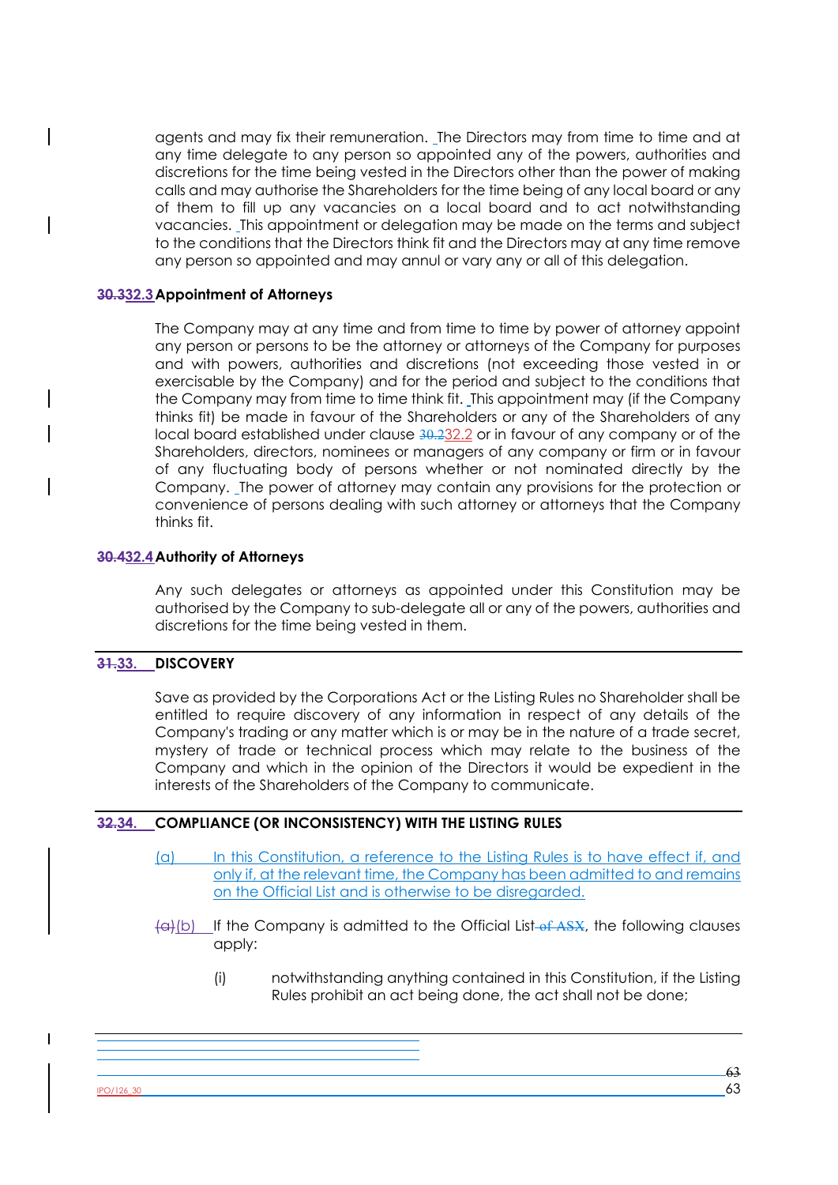agents and may fix their remuneration. The Directors may from time to time and at any time delegate to any person so appointed any of the powers, authorities and discretions for the time being vested in the Directors other than the power of making calls and may authorise the Shareholders for the time being of any local board or any of them to fill up any vacancies on a local board and to act notwithstanding vacancies. This appointment or delegation may be made on the terms and subject to the conditions that the Directors think fit and the Directors may at any time remove any person so appointed and may annul or vary any or all of this delegation.

### ~~30.3~~32.3 Appointment of Attorneys

The Company may at any time and from time to time by power of attorney appoint any person or persons to be the attorney or attorneys of the Company for purposes and with powers, authorities and discretions (not exceeding those vested in or exercisable by the Company) and for the period and subject to the conditions that the Company may from time to time think fit. This appointment may (if the Company thinks fit) be made in favour of the Shareholders or any of the Shareholders of any local board established under clause ~~30.2~~32.2 or in favour of any company or of the Shareholders, directors, nominees or managers of any company or firm or in favour of any fluctuating body of persons whether or not nominated directly by the Company. The power of attorney may contain any provisions for the protection or convenience of persons dealing with such attorney or attorneys that the Company thinks fit.

### ~~30.4~~32.4 Authority of Attorneys

Any such delegates or attorneys as appointed under this Constitution may be authorised by the Company to sub-delegate all or any of the powers, authorities and discretions for the time being vested in them.

## ~~31.~~33. DISCOVERY

Save as provided by the Corporations Act or the Listing Rules no Shareholder shall be entitled to require discovery of any information in respect of any details of the Company's trading or any matter which is or may be in the nature of a trade secret, mystery of trade or technical process which may relate to the business of the Company and which in the opinion of the Directors it would be expedient in the interests of the Shareholders of the Company to communicate.

## ~~32.~~34. COMPLIANCE (OR INCONSISTENCY) WITH THE LISTING RULES

(a) In this Constitution, a reference to the Listing Rules is to have effect if, and only if, at the relevant time, the Company has been admitted to and remains on the Official List and is otherwise to be disregarded.

~~(a)~~(b) If the Company is admitted to the Official List ~~of ASX~~, the following clauses apply:

(i) notwithstanding anything contained in this Constitution, if the Listing Rules prohibit an act being done, the act shall not be done;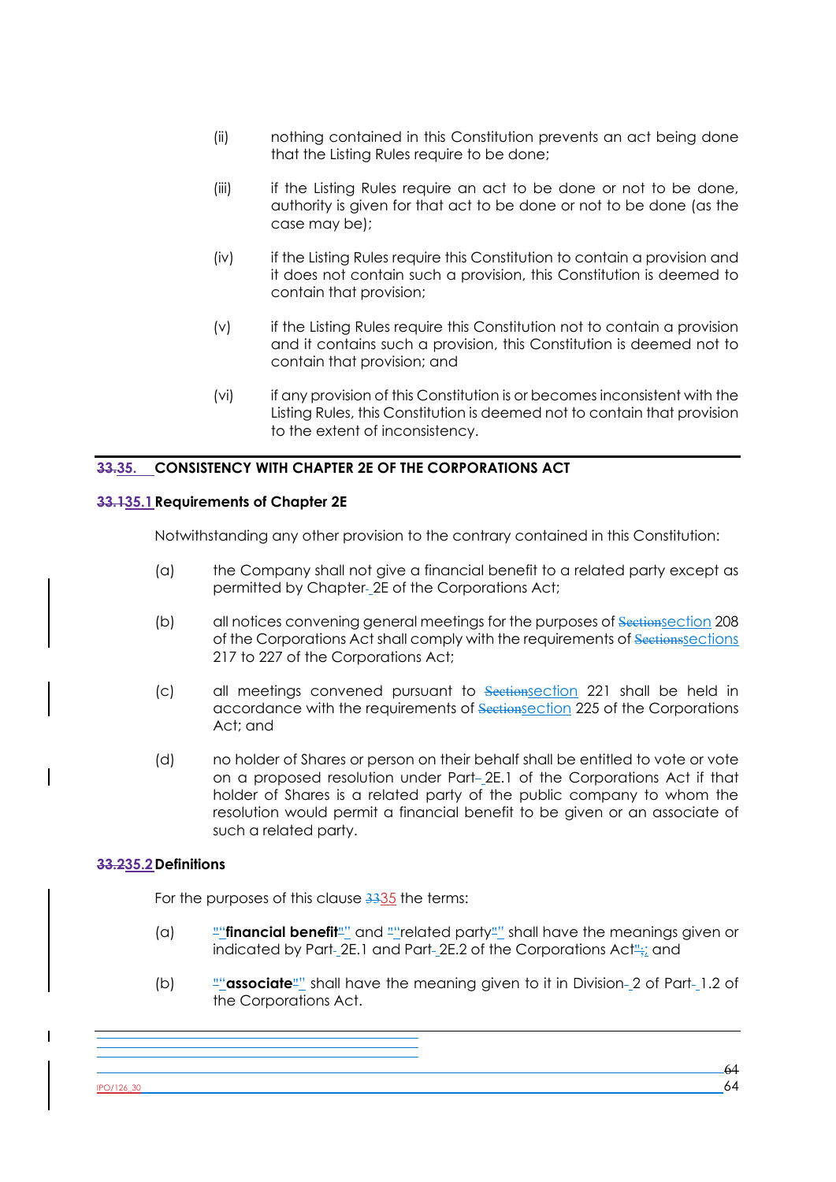(ii) nothing contained in this Constitution prevents an act being done that the Listing Rules require to be done;

(iii) if the Listing Rules require an act to be done or not to be done, authority is given for that act to be done or not to be done (as the case may be);

(iv) if the Listing Rules require this Constitution to contain a provision and it does not contain such a provision, this Constitution is deemed to contain that provision;

(v) if the Listing Rules require this Constitution not to contain a provision and it contains such a provision, this Constitution is deemed not to contain that provision; and

(vi) if any provision of this Constitution is or becomes inconsistent with the Listing Rules, this Constitution is deemed not to contain that provision to the extent of inconsistency.

## 35. CONSISTENCY WITH CHAPTER 2E OF THE CORPORATIONS ACT

### 35.1 Requirements of Chapter 2E

Notwithstanding any other provision to the contrary contained in this Constitution:

(a) the Company shall not give a financial benefit to a related party except as permitted by Chapter 2E of the Corporations Act;

(b) all notices convening general meetings for the purposes of section 208 of the Corporations Act shall comply with the requirements of sections 217 to 227 of the Corporations Act;

(c) all meetings convened pursuant to section 221 shall be held in accordance with the requirements of section 225 of the Corporations Act; and

(d) no holder of Shares or person on their behalf shall be entitled to vote or vote on a proposed resolution under Part 2E.1 of the Corporations Act if that holder of Shares is a related party of the public company to whom the resolution would permit a financial benefit to be given or an associate of such a related party.

### 35.2 Definitions

For the purposes of this clause 35 the terms:

(a) "**financial benefit**" and "related party" shall have the meanings given or indicated by Part 2E.1 and Part 2E.2 of the Corporations Act; and

(b) "**associate**" shall have the meaning given to it in Division 2 of Part 1.2 of the Corporations Act.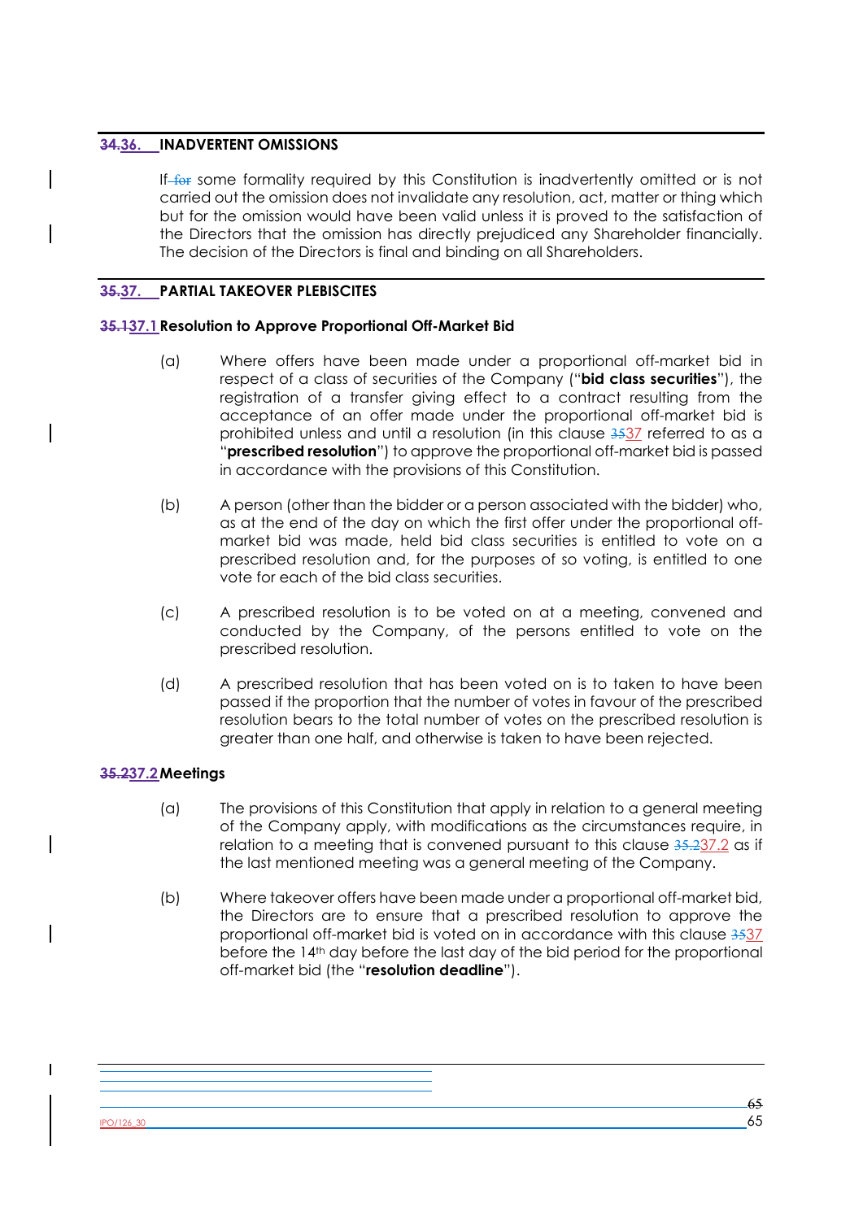## 36. INADVERTENT OMISSIONS

If some formality required by this Constitution is inadvertently omitted or is not carried out the omission does not invalidate any resolution, act, matter or thing which but for the omission would have been valid unless it is proved to the satisfaction of the Directors that the omission has directly prejudiced any Shareholder financially. The decision of the Directors is final and binding on all Shareholders.

## 37. PARTIAL TAKEOVER PLEBISCITES

### 37.1 Resolution to Approve Proportional Off-Market Bid

(a) Where offers have been made under a proportional off-market bid in respect of a class of securities of the Company ("**bid class securities**"), the registration of a transfer giving effect to a contract resulting from the acceptance of an offer made under the proportional off-market bid is prohibited unless and until a resolution (in this clause 37 referred to as a "**prescribed resolution**") to approve the proportional off-market bid is passed in accordance with the provisions of this Constitution.

(b) A person (other than the bidder or a person associated with the bidder) who, as at the end of the day on which the first offer under the proportional off-market bid was made, held bid class securities is entitled to vote on a prescribed resolution and, for the purposes of so voting, is entitled to one vote for each of the bid class securities.

(c) A prescribed resolution is to be voted on at a meeting, convened and conducted by the Company, of the persons entitled to vote on the prescribed resolution.

(d) A prescribed resolution that has been voted on is to taken to have been passed if the proportion that the number of votes in favour of the prescribed resolution bears to the total number of votes on the prescribed resolution is greater than one half, and otherwise is taken to have been rejected.

### 37.2 Meetings

(a) The provisions of this Constitution that apply in relation to a general meeting of the Company apply, with modifications as the circumstances require, in relation to a meeting that is convened pursuant to this clause 37.2 as if the last mentioned meeting was a general meeting of the Company.

(b) Where takeover offers have been made under a proportional off-market bid, the Directors are to ensure that a prescribed resolution to approve the proportional off-market bid is voted on in accordance with this clause 37 before the 14th day before the last day of the bid period for the proportional off-market bid (the "**resolution deadline**").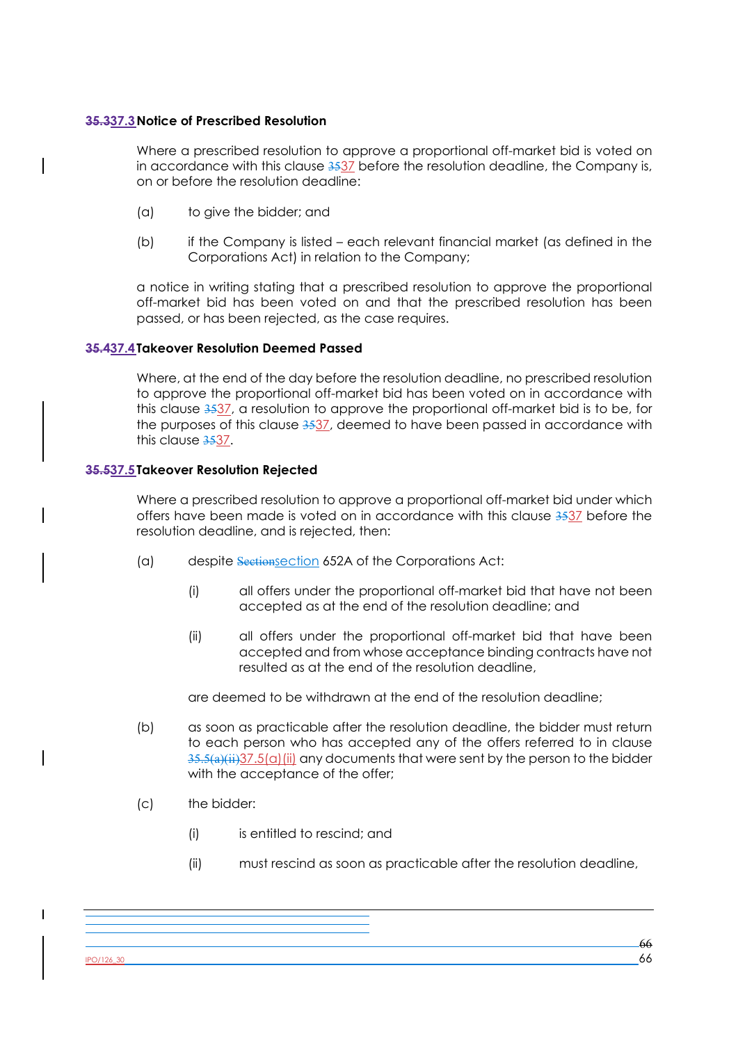**~~35.3~~37.3 Notice of Prescribed Resolution**

Where a prescribed resolution to approve a proportional off-market bid is voted on in accordance with this clause ~~35~~37 before the resolution deadline, the Company is, on or before the resolution deadline:

(a) to give the bidder; and

(b) if the Company is listed – each relevant financial market (as defined in the Corporations Act) in relation to the Company;

a notice in writing stating that a prescribed resolution to approve the proportional off-market bid has been voted on and that the prescribed resolution has been passed, or has been rejected, as the case requires.

**~~35.4~~37.4 Takeover Resolution Deemed Passed**

Where, at the end of the day before the resolution deadline, no prescribed resolution to approve the proportional off-market bid has been voted on in accordance with this clause ~~35~~37, a resolution to approve the proportional off-market bid is to be, for the purposes of this clause ~~35~~37, deemed to have been passed in accordance with this clause ~~35~~37.

**~~35.5~~37.5 Takeover Resolution Rejected**

Where a prescribed resolution to approve a proportional off-market bid under which offers have been made is voted on in accordance with this clause ~~35~~37 before the resolution deadline, and is rejected, then:

(a) despite ~~Section~~section 652A of the Corporations Act:

  (i) all offers under the proportional off-market bid that have not been accepted as at the end of the resolution deadline; and

  (ii) all offers under the proportional off-market bid that have been accepted and from whose acceptance binding contracts have not resulted as at the end of the resolution deadline,

  are deemed to be withdrawn at the end of the resolution deadline;

(b) as soon as practicable after the resolution deadline, the bidder must return to each person who has accepted any of the offers referred to in clause ~~35.5(a)(ii)~~37.5(a)(ii) any documents that were sent by the person to the bidder with the acceptance of the offer;

(c) the bidder:

  (i) is entitled to rescind; and

  (ii) must rescind as soon as practicable after the resolution deadline,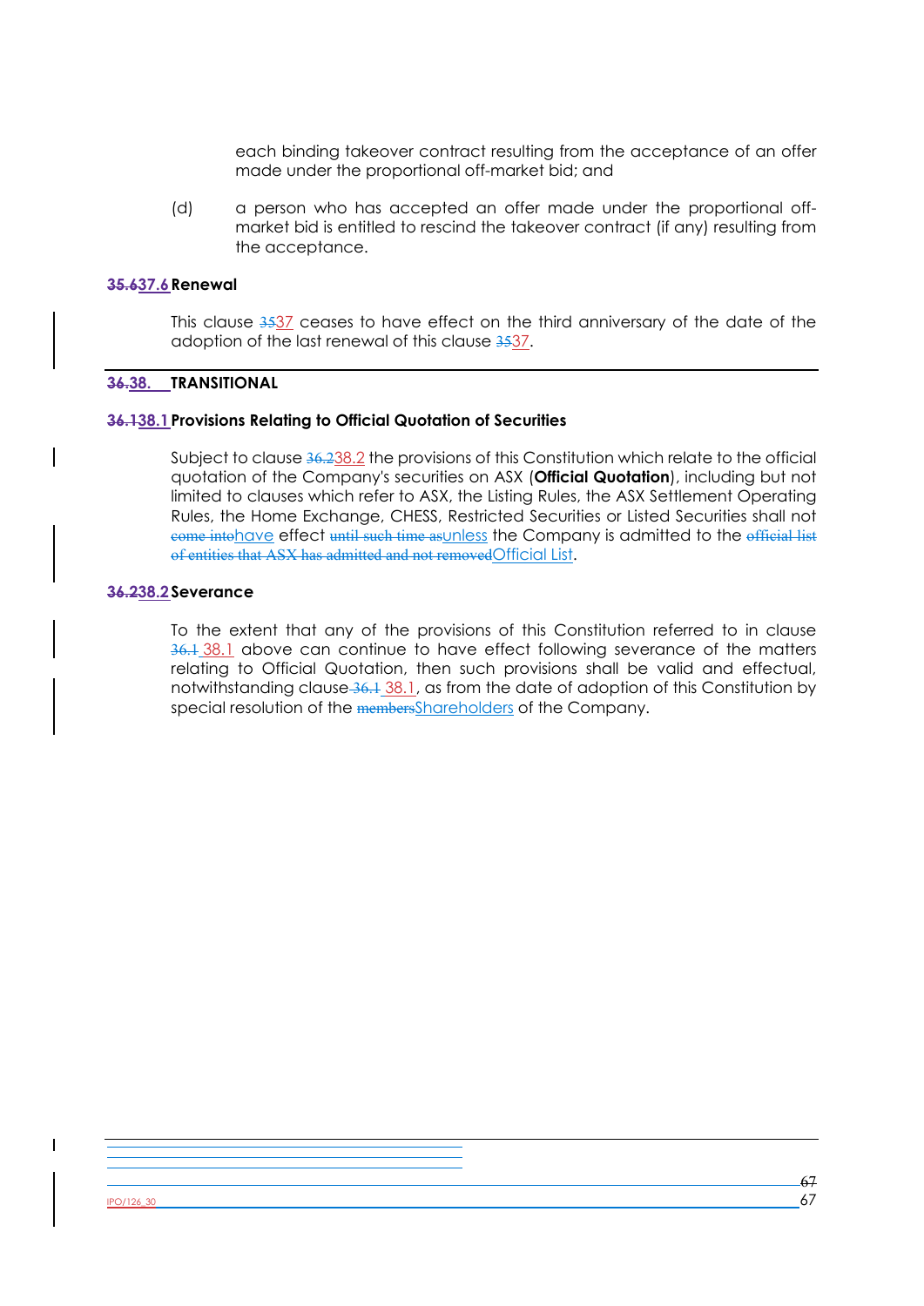each binding takeover contract resulting from the acceptance of an offer made under the proportional off-market bid; and

(d) a person who has accepted an offer made under the proportional off-market bid is entitled to rescind the takeover contract (if any) resulting from the acceptance.

**~~35.6~~37.6 Renewal**

This clause ~~35~~37 ceases to have effect on the third anniversary of the date of the adoption of the last renewal of this clause ~~35~~37.

## ~~36.~~38. TRANSITIONAL

**~~36.1~~38.1 Provisions Relating to Official Quotation of Securities**

Subject to clause ~~36.2~~38.2 the provisions of this Constitution which relate to the official quotation of the Company's securities on ASX (**Official Quotation**), including but not limited to clauses which refer to ASX, the Listing Rules, the ASX Settlement Operating Rules, the Home Exchange, CHESS, Restricted Securities or Listed Securities shall not ~~come into~~have effect ~~until such time as~~unless the Company is admitted to the ~~official list of entities that ASX has admitted and not removed~~Official List.

**~~36.2~~38.2 Severance**

To the extent that any of the provisions of this Constitution referred to in clause ~~36.1~~ 38.1 above can continue to have effect following severance of the matters relating to Official Quotation, then such provisions shall be valid and effectual, notwithstanding clause ~~36.1~~ 38.1, as from the date of adoption of this Constitution by special resolution of the ~~members~~Shareholders of the Company.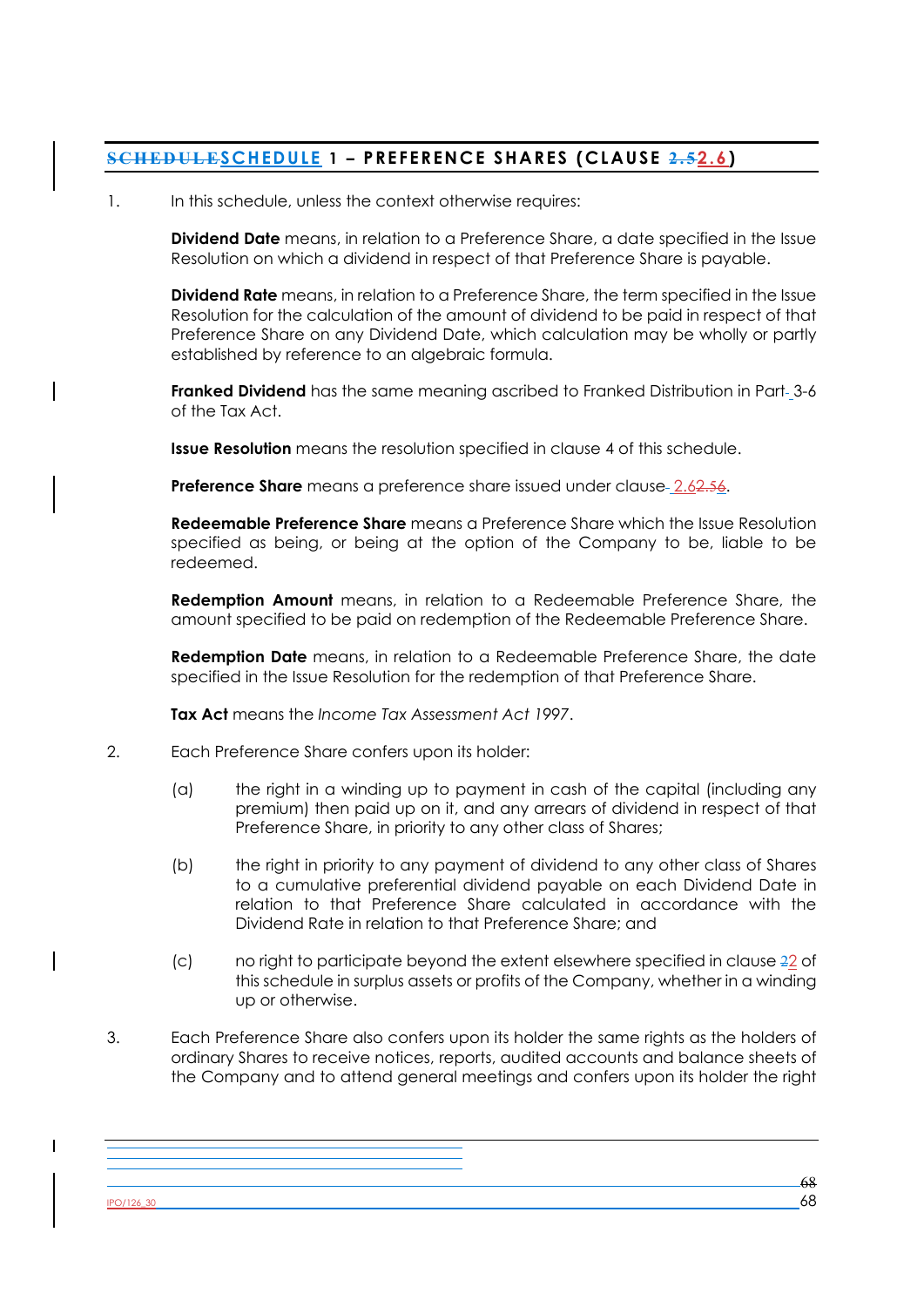## SCHEDULE 1 – PREFERENCE SHARES (CLAUSE 2.6)

1. In this schedule, unless the context otherwise requires:

   **Dividend Date** means, in relation to a Preference Share, a date specified in the Issue Resolution on which a dividend in respect of that Preference Share is payable.

   **Dividend Rate** means, in relation to a Preference Share, the term specified in the Issue Resolution for the calculation of the amount of dividend to be paid in respect of that Preference Share on any Dividend Date, which calculation may be wholly or partly established by reference to an algebraic formula.

   **Franked Dividend** has the same meaning ascribed to Franked Distribution in Part 3-6 of the Tax Act.

   **Issue Resolution** means the resolution specified in clause 4 of this schedule.

   **Preference Share** means a preference share issued under clause 2.6.

   **Redeemable Preference Share** means a Preference Share which the Issue Resolution specified as being, or being at the option of the Company to be, liable to be redeemed.

   **Redemption Amount** means, in relation to a Redeemable Preference Share, the amount specified to be paid on redemption of the Redeemable Preference Share.

   **Redemption Date** means, in relation to a Redeemable Preference Share, the date specified in the Issue Resolution for the redemption of that Preference Share.

   **Tax Act** means the *Income Tax Assessment Act 1997*.

2. Each Preference Share confers upon its holder:

   (a) the right in a winding up to payment in cash of the capital (including any premium) then paid up on it, and any arrears of dividend in respect of that Preference Share, in priority to any other class of Shares;

   (b) the right in priority to any payment of dividend to any other class of Shares to a cumulative preferential dividend payable on each Dividend Date in relation to that Preference Share calculated in accordance with the Dividend Rate in relation to that Preference Share; and

   (c) no right to participate beyond the extent elsewhere specified in clause 2 of this schedule in surplus assets or profits of the Company, whether in a winding up or otherwise.

3. Each Preference Share also confers upon its holder the same rights as the holders of ordinary Shares to receive notices, reports, audited accounts and balance sheets of the Company and to attend general meetings and confers upon its holder the right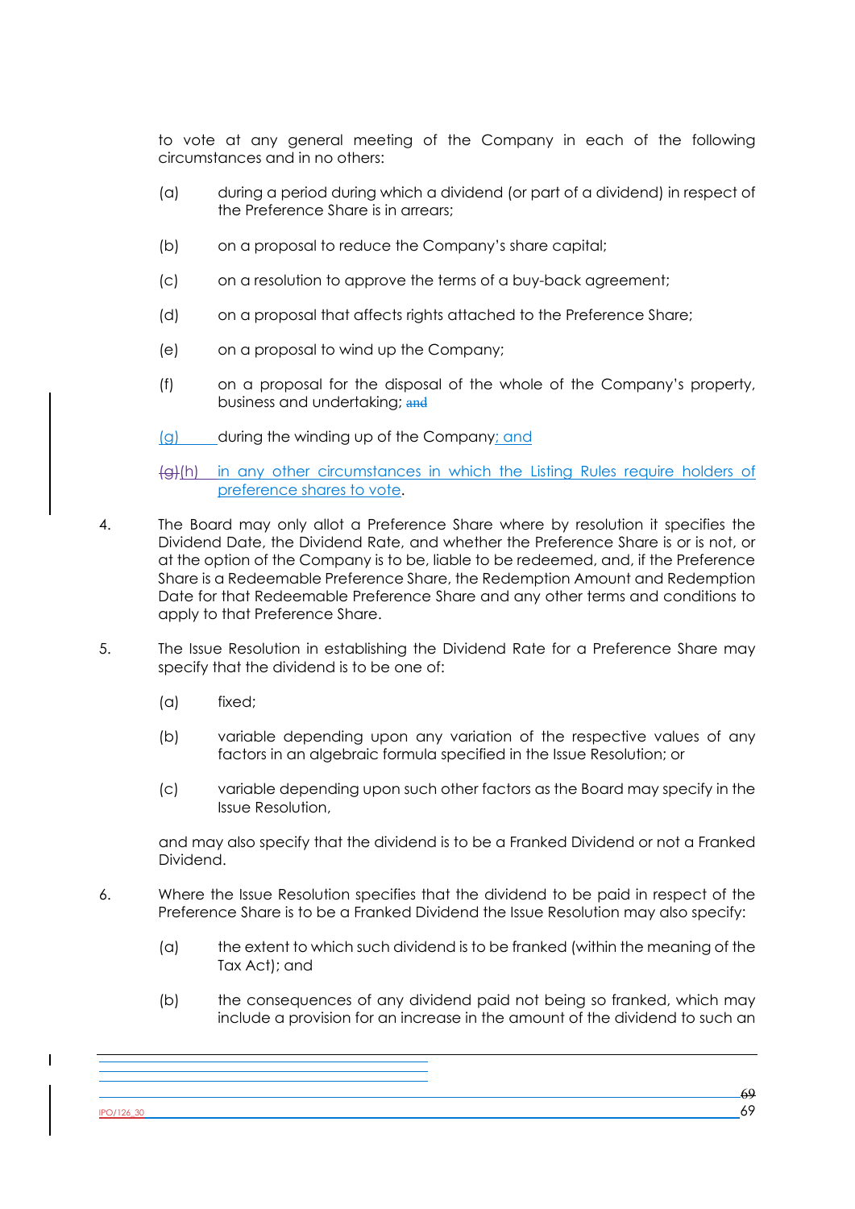to vote at any general meeting of the Company in each of the following circumstances and in no others:

(a) during a period during which a dividend (or part of a dividend) in respect of the Preference Share is in arrears;

(b) on a proposal to reduce the Company's share capital;

(c) on a resolution to approve the terms of a buy-back agreement;

(d) on a proposal that affects rights attached to the Preference Share;

(e) on a proposal to wind up the Company;

(f) on a proposal for the disposal of the whole of the Company's property, business and undertaking; ~~and~~

(g) during the winding up of the Company; and

~~(g)~~(h) in any other circumstances in which the Listing Rules require holders of preference shares to vote.

4. The Board may only allot a Preference Share where by resolution it specifies the Dividend Date, the Dividend Rate, and whether the Preference Share is or is not, or at the option of the Company is to be, liable to be redeemed, and, if the Preference Share is a Redeemable Preference Share, the Redemption Amount and Redemption Date for that Redeemable Preference Share and any other terms and conditions to apply to that Preference Share.

5. The Issue Resolution in establishing the Dividend Rate for a Preference Share may specify that the dividend is to be one of:

   (a) fixed;

   (b) variable depending upon any variation of the respective values of any factors in an algebraic formula specified in the Issue Resolution; or

   (c) variable depending upon such other factors as the Board may specify in the Issue Resolution,

   and may also specify that the dividend is to be a Franked Dividend or not a Franked Dividend.

6. Where the Issue Resolution specifies that the dividend to be paid in respect of the Preference Share is to be a Franked Dividend the Issue Resolution may also specify:

   (a) the extent to which such dividend is to be franked (within the meaning of the Tax Act); and

   (b) the consequences of any dividend paid not being so franked, which may include a provision for an increase in the amount of the dividend to such an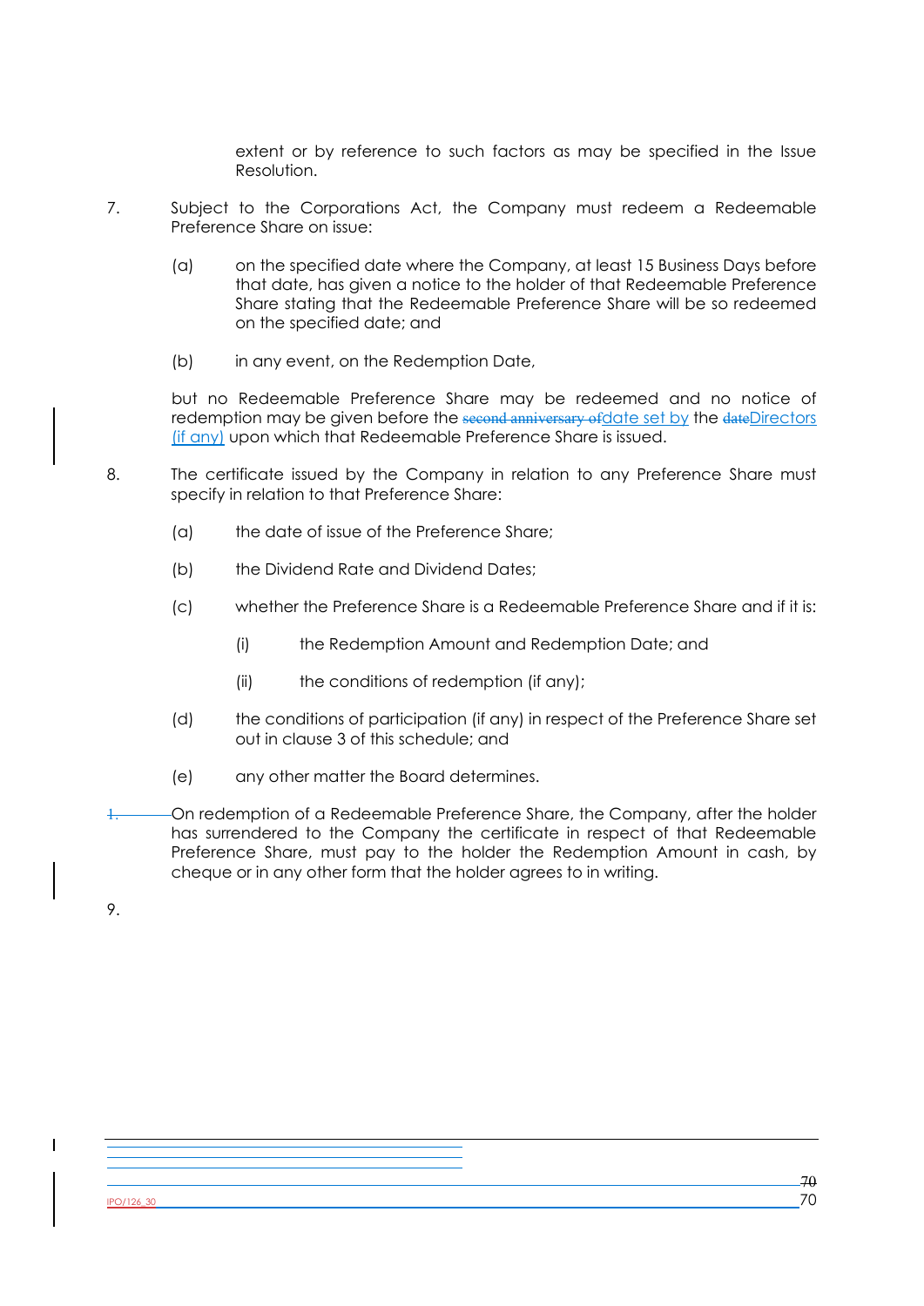extent or by reference to such factors as may be specified in the Issue Resolution.

7. Subject to the Corporations Act, the Company must redeem a Redeemable Preference Share on issue:

   (a) on the specified date where the Company, at least 15 Business Days before that date, has given a notice to the holder of that Redeemable Preference Share stating that the Redeemable Preference Share will be so redeemed on the specified date; and

   (b) in any event, on the Redemption Date,

   but no Redeemable Preference Share may be redeemed and no notice of redemption may be given before the ~~second anniversary of~~date set by the ~~date~~Directors (if any) upon which that Redeemable Preference Share is issued.

8. The certificate issued by the Company in relation to any Preference Share must specify in relation to that Preference Share:

   (a) the date of issue of the Preference Share;

   (b) the Dividend Rate and Dividend Dates;

   (c) whether the Preference Share is a Redeemable Preference Share and if it is:

      (i) the Redemption Amount and Redemption Date; and

      (ii) the conditions of redemption (if any);

   (d) the conditions of participation (if any) in respect of the Preference Share set out in clause 3 of this schedule; and

   (e) any other matter the Board determines.

~~1.~~ On redemption of a Redeemable Preference Share, the Company, after the holder has surrendered to the Company the certificate in respect of that Redeemable Preference Share, must pay to the holder the Redemption Amount in cash, by cheque or in any other form that the holder agrees to in writing.

9.